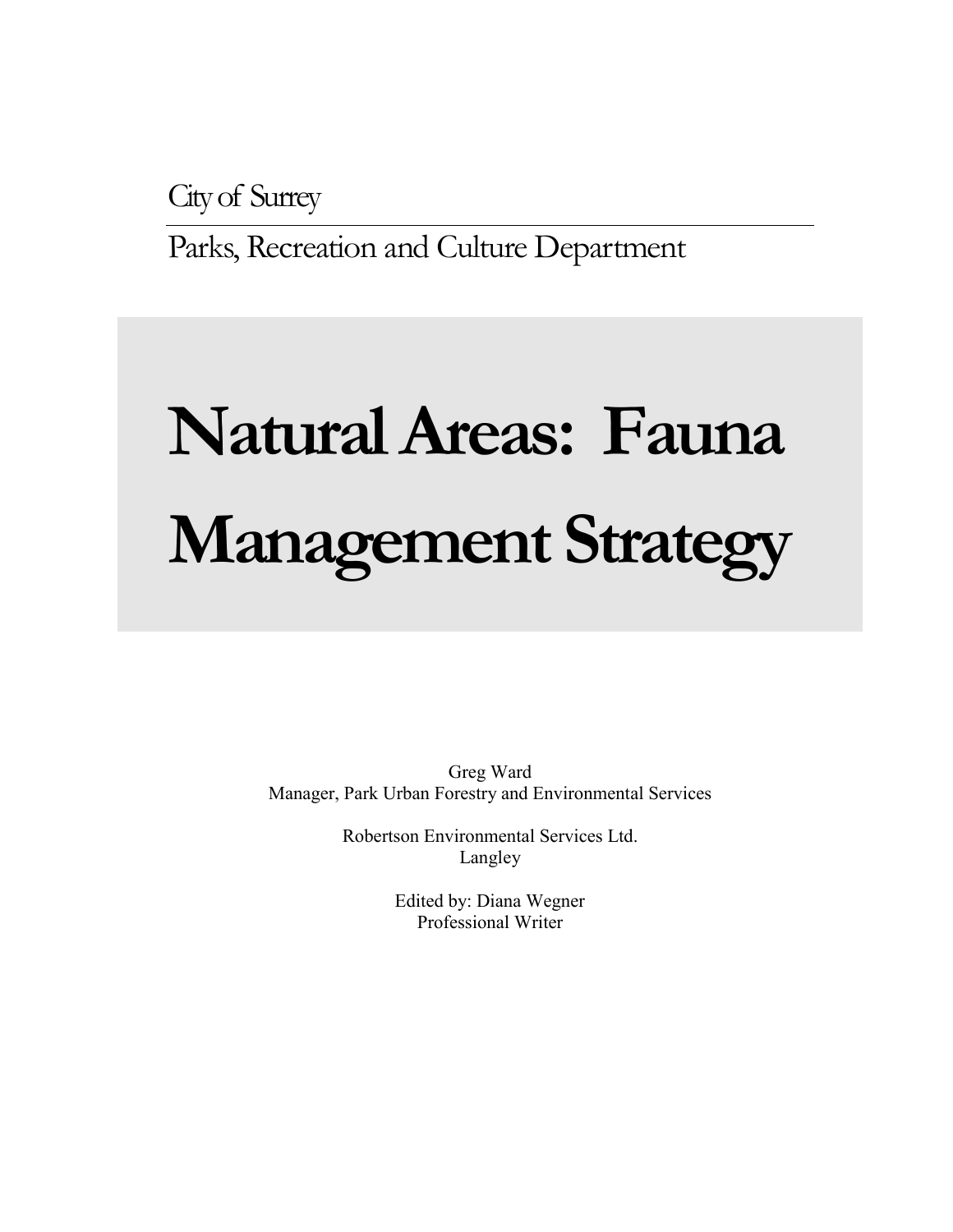City of Surrey

Parks, Recreation and Culture Department

# Natural Areas: Fauna Management Strategy

Greg Ward
Manager, Park Urban Forestry and Environmental Services

Robertson Environmental Services Ltd.
Langley

Edited by: Diana Wegner
Professional Writer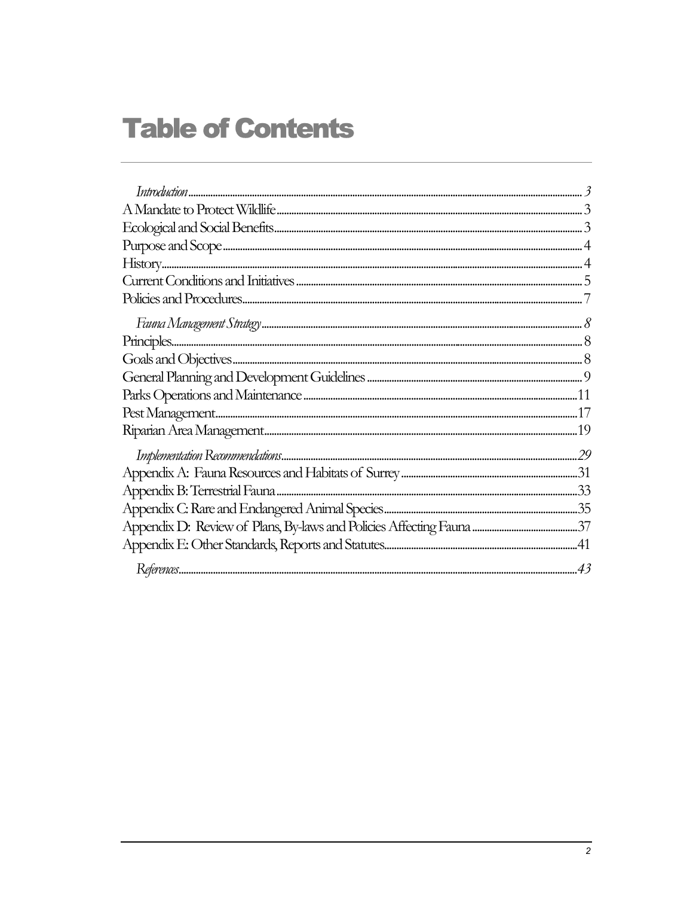# Table of Contents

*Introduction* ..... *3*
A Mandate to Protect Wildlife ..... 3
Ecological and Social Benefits ..... 3
Purpose and Scope ..... 4
History ..... 4
Current Conditions and Initiatives ..... 5
Policies and Procedures ..... 7

*Fauna Management Strategy* ..... *8*
Principles ..... 8
Goals and Objectives ..... 8
General Planning and Development Guidelines ..... 9
Parks Operations and Maintenance ..... 11
Pest Management ..... 17
Riparian Area Management ..... 19

*Implementation Recommendations* ..... *29*
Appendix A: Fauna Resources and Habitats of Surrey ..... 31
Appendix B: Terrestrial Fauna ..... 33
Appendix C: Rare and Endangered Animal Species ..... 35
Appendix D: Review of Plans, By-laws and Policies Affecting Fauna ..... 37
Appendix E: Other Standards, Reports and Statutes ..... 41

*References* ..... *43*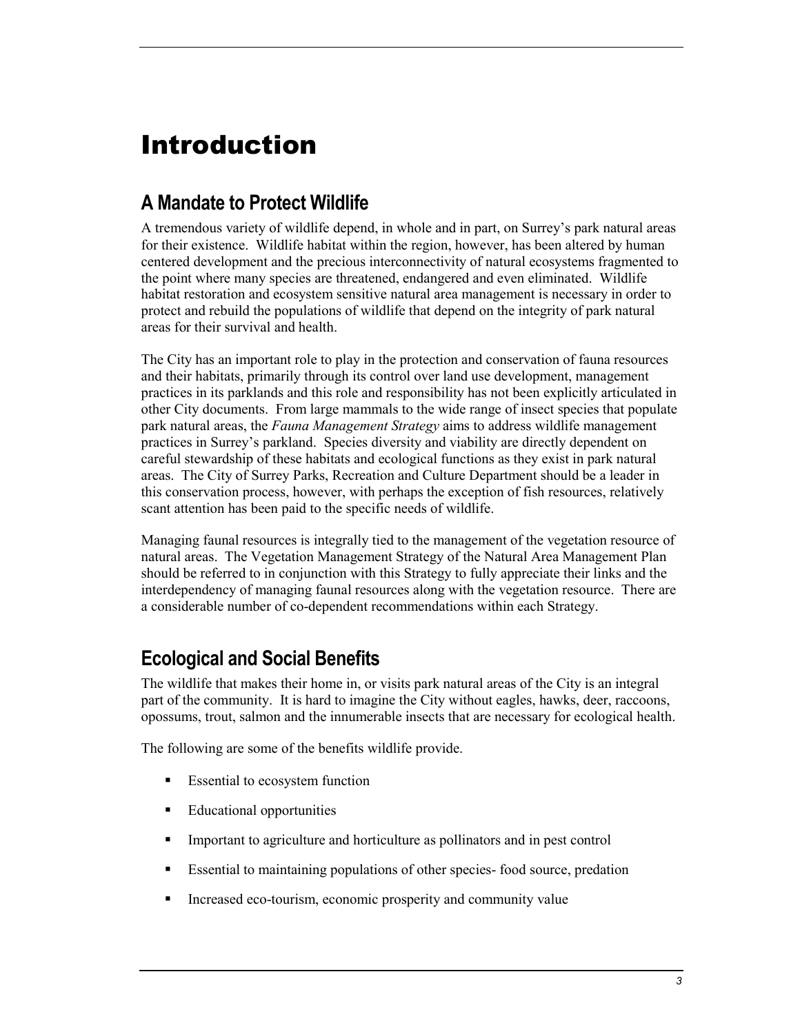# Introduction

## A Mandate to Protect Wildlife

A tremendous variety of wildlife depend, in whole and in part, on Surrey's park natural areas for their existence. Wildlife habitat within the region, however, has been altered by human centered development and the precious interconnectivity of natural ecosystems fragmented to the point where many species are threatened, endangered and even eliminated. Wildlife habitat restoration and ecosystem sensitive natural area management is necessary in order to protect and rebuild the populations of wildlife that depend on the integrity of park natural areas for their survival and health.

The City has an important role to play in the protection and conservation of fauna resources and their habitats, primarily through its control over land use development, management practices in its parklands and this role and responsibility has not been explicitly articulated in other City documents. From large mammals to the wide range of insect species that populate park natural areas, the *Fauna Management Strategy* aims to address wildlife management practices in Surrey's parkland. Species diversity and viability are directly dependent on careful stewardship of these habitats and ecological functions as they exist in park natural areas. The City of Surrey Parks, Recreation and Culture Department should be a leader in this conservation process, however, with perhaps the exception of fish resources, relatively scant attention has been paid to the specific needs of wildlife.

Managing faunal resources is integrally tied to the management of the vegetation resource of natural areas. The Vegetation Management Strategy of the Natural Area Management Plan should be referred to in conjunction with this Strategy to fully appreciate their links and the interdependency of managing faunal resources along with the vegetation resource. There are a considerable number of co-dependent recommendations within each Strategy.

## Ecological and Social Benefits

The wildlife that makes their home in, or visits park natural areas of the City is an integral part of the community. It is hard to imagine the City without eagles, hawks, deer, raccoons, opossums, trout, salmon and the innumerable insects that are necessary for ecological health.

The following are some of the benefits wildlife provide.

- Essential to ecosystem function
- Educational opportunities
- Important to agriculture and horticulture as pollinators and in pest control
- Essential to maintaining populations of other species- food source, predation
- Increased eco-tourism, economic prosperity and community value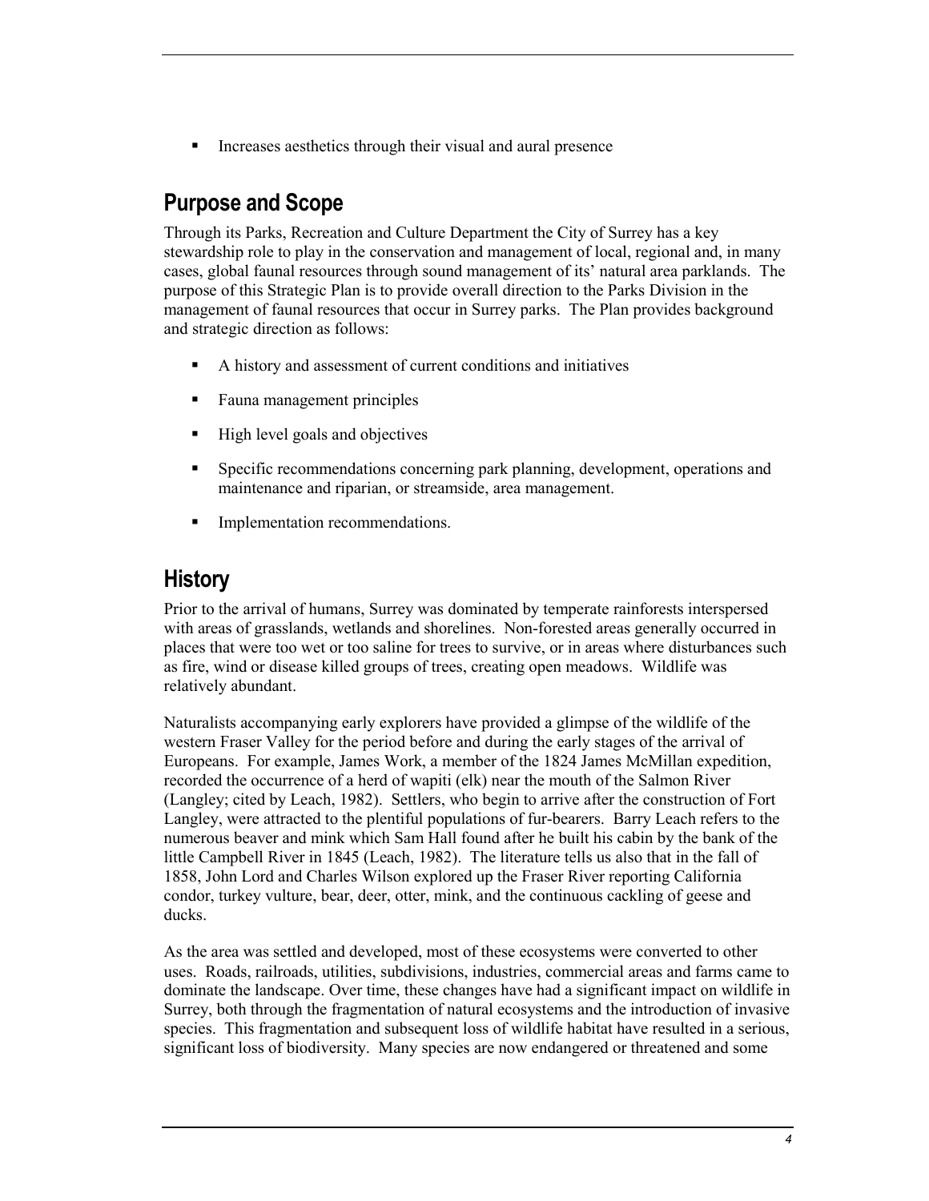- Increases aesthetics through their visual and aural presence

## Purpose and Scope

Through its Parks, Recreation and Culture Department the City of Surrey has a key stewardship role to play in the conservation and management of local, regional and, in many cases, global faunal resources through sound management of its' natural area parklands. The purpose of this Strategic Plan is to provide overall direction to the Parks Division in the management of faunal resources that occur in Surrey parks. The Plan provides background and strategic direction as follows:

- A history and assessment of current conditions and initiatives
- Fauna management principles
- High level goals and objectives
- Specific recommendations concerning park planning, development, operations and maintenance and riparian, or streamside, area management.
- Implementation recommendations.

## History

Prior to the arrival of humans, Surrey was dominated by temperate rainforests interspersed with areas of grasslands, wetlands and shorelines. Non-forested areas generally occurred in places that were too wet or too saline for trees to survive, or in areas where disturbances such as fire, wind or disease killed groups of trees, creating open meadows. Wildlife was relatively abundant.

Naturalists accompanying early explorers have provided a glimpse of the wildlife of the western Fraser Valley for the period before and during the early stages of the arrival of Europeans. For example, James Work, a member of the 1824 James McMillan expedition, recorded the occurrence of a herd of wapiti (elk) near the mouth of the Salmon River (Langley; cited by Leach, 1982). Settlers, who begin to arrive after the construction of Fort Langley, were attracted to the plentiful populations of fur-bearers. Barry Leach refers to the numerous beaver and mink which Sam Hall found after he built his cabin by the bank of the little Campbell River in 1845 (Leach, 1982). The literature tells us also that in the fall of 1858, John Lord and Charles Wilson explored up the Fraser River reporting California condor, turkey vulture, bear, deer, otter, mink, and the continuous cackling of geese and ducks.

As the area was settled and developed, most of these ecosystems were converted to other uses. Roads, railroads, utilities, subdivisions, industries, commercial areas and farms came to dominate the landscape. Over time, these changes have had a significant impact on wildlife in Surrey, both through the fragmentation of natural ecosystems and the introduction of invasive species. This fragmentation and subsequent loss of wildlife habitat have resulted in a serious, significant loss of biodiversity. Many species are now endangered or threatened and some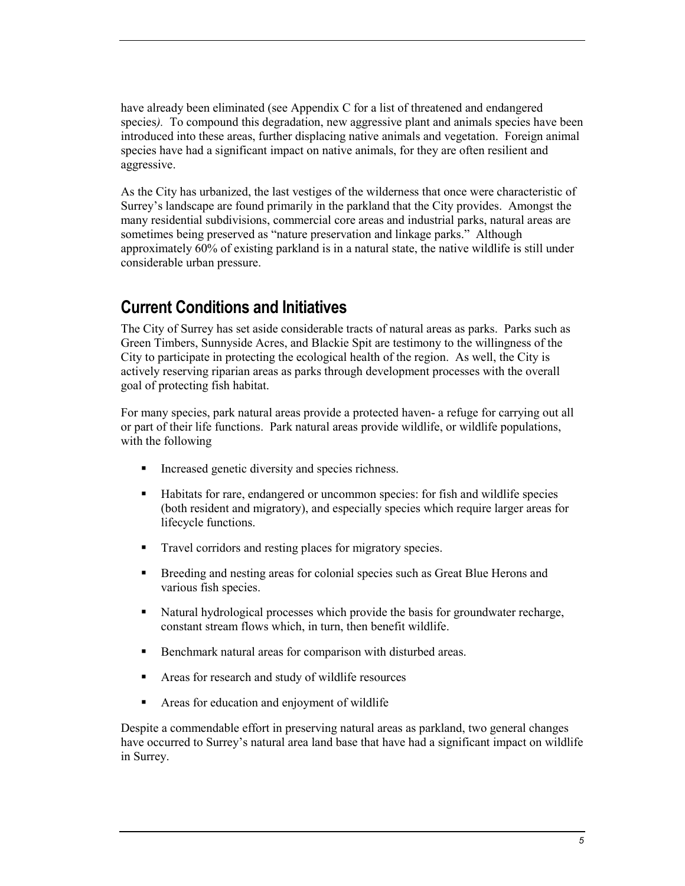have already been eliminated (see Appendix C for a list of threatened and endangered species*)*. To compound this degradation, new aggressive plant and animals species have been introduced into these areas, further displacing native animals and vegetation. Foreign animal species have had a significant impact on native animals, for they are often resilient and aggressive.

As the City has urbanized, the last vestiges of the wilderness that once were characteristic of Surrey's landscape are found primarily in the parkland that the City provides. Amongst the many residential subdivisions, commercial core areas and industrial parks, natural areas are sometimes being preserved as "nature preservation and linkage parks." Although approximately 60% of existing parkland is in a natural state, the native wildlife is still under considerable urban pressure.

## Current Conditions and Initiatives

The City of Surrey has set aside considerable tracts of natural areas as parks. Parks such as Green Timbers, Sunnyside Acres, and Blackie Spit are testimony to the willingness of the City to participate in protecting the ecological health of the region. As well, the City is actively reserving riparian areas as parks through development processes with the overall goal of protecting fish habitat.

For many species, park natural areas provide a protected haven- a refuge for carrying out all or part of their life functions. Park natural areas provide wildlife, or wildlife populations, with the following

- Increased genetic diversity and species richness.
- Habitats for rare, endangered or uncommon species: for fish and wildlife species (both resident and migratory), and especially species which require larger areas for lifecycle functions.
- Travel corridors and resting places for migratory species.
- Breeding and nesting areas for colonial species such as Great Blue Herons and various fish species.
- Natural hydrological processes which provide the basis for groundwater recharge, constant stream flows which, in turn, then benefit wildlife.
- Benchmark natural areas for comparison with disturbed areas.
- Areas for research and study of wildlife resources
- Areas for education and enjoyment of wildlife

Despite a commendable effort in preserving natural areas as parkland, two general changes have occurred to Surrey's natural area land base that have had a significant impact on wildlife in Surrey.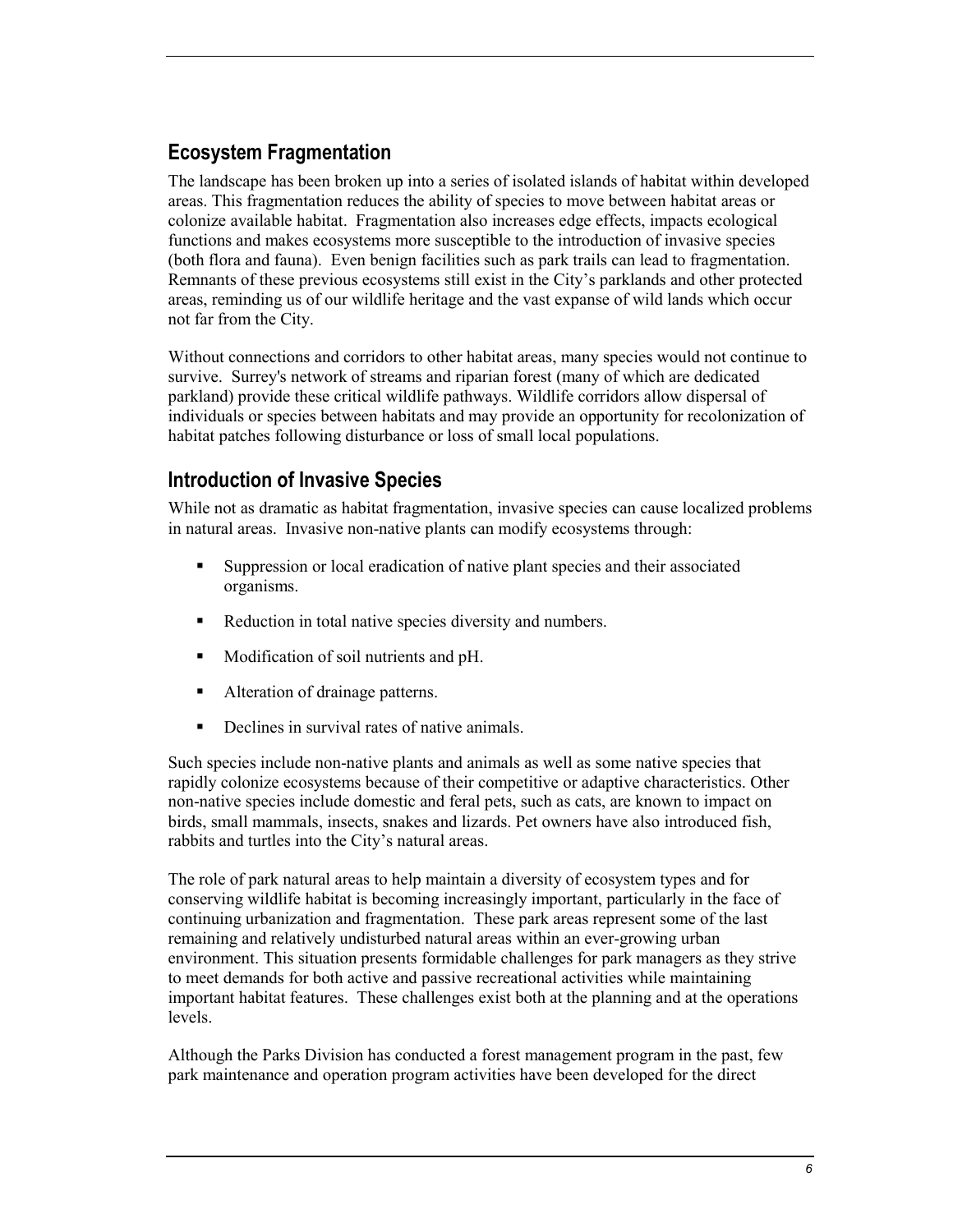## Ecosystem Fragmentation

The landscape has been broken up into a series of isolated islands of habitat within developed areas. This fragmentation reduces the ability of species to move between habitat areas or colonize available habitat. Fragmentation also increases edge effects, impacts ecological functions and makes ecosystems more susceptible to the introduction of invasive species (both flora and fauna). Even benign facilities such as park trails can lead to fragmentation. Remnants of these previous ecosystems still exist in the City's parklands and other protected areas, reminding us of our wildlife heritage and the vast expanse of wild lands which occur not far from the City.

Without connections and corridors to other habitat areas, many species would not continue to survive. Surrey's network of streams and riparian forest (many of which are dedicated parkland) provide these critical wildlife pathways. Wildlife corridors allow dispersal of individuals or species between habitats and may provide an opportunity for recolonization of habitat patches following disturbance or loss of small local populations.

## Introduction of Invasive Species

While not as dramatic as habitat fragmentation, invasive species can cause localized problems in natural areas. Invasive non-native plants can modify ecosystems through:

- Suppression or local eradication of native plant species and their associated organisms.
- Reduction in total native species diversity and numbers.
- Modification of soil nutrients and pH.
- Alteration of drainage patterns.
- Declines in survival rates of native animals.

Such species include non-native plants and animals as well as some native species that rapidly colonize ecosystems because of their competitive or adaptive characteristics. Other non-native species include domestic and feral pets, such as cats, are known to impact on birds, small mammals, insects, snakes and lizards. Pet owners have also introduced fish, rabbits and turtles into the City's natural areas.

The role of park natural areas to help maintain a diversity of ecosystem types and for conserving wildlife habitat is becoming increasingly important, particularly in the face of continuing urbanization and fragmentation. These park areas represent some of the last remaining and relatively undisturbed natural areas within an ever-growing urban environment. This situation presents formidable challenges for park managers as they strive to meet demands for both active and passive recreational activities while maintaining important habitat features. These challenges exist both at the planning and at the operations levels.

Although the Parks Division has conducted a forest management program in the past, few park maintenance and operation program activities have been developed for the direct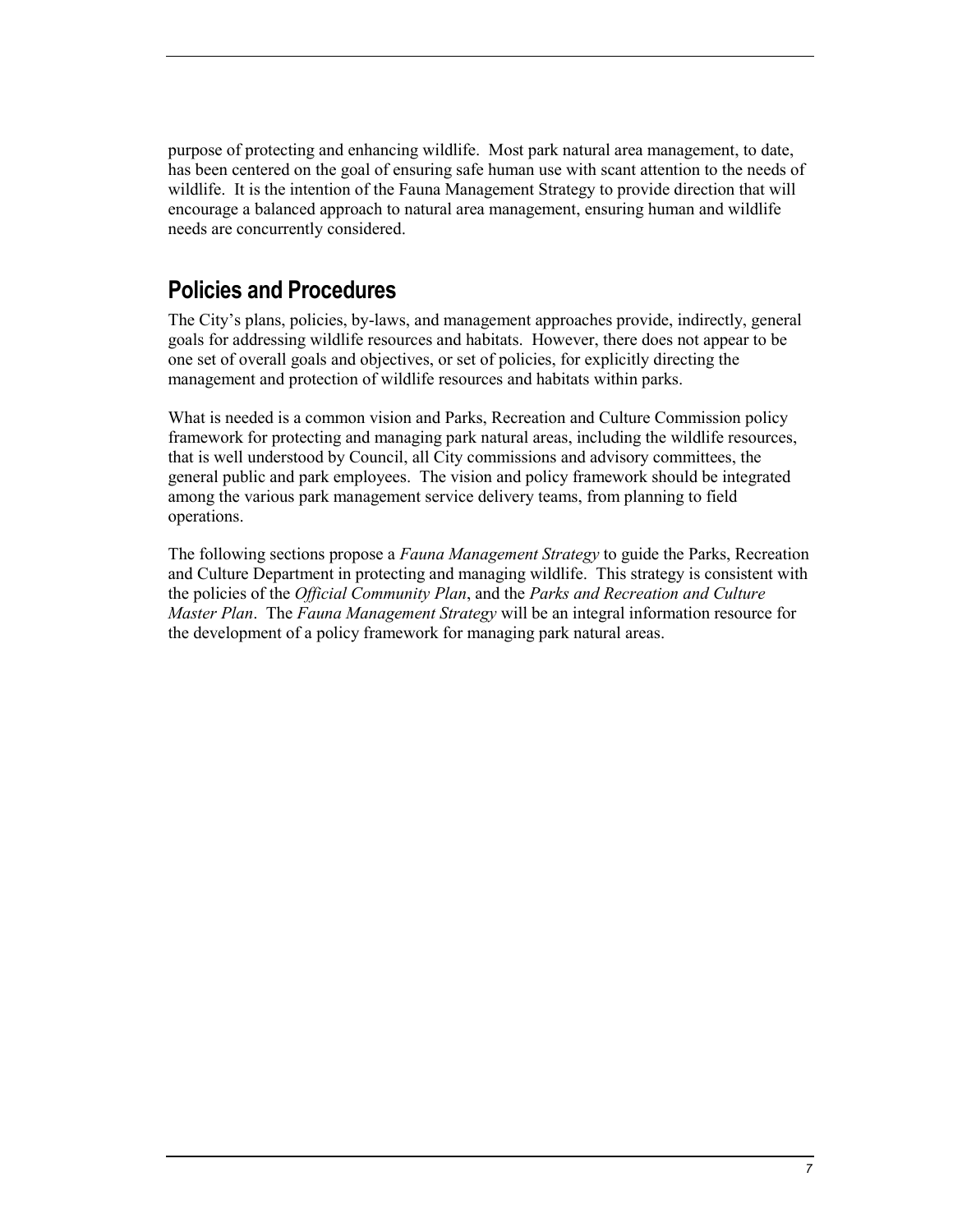purpose of protecting and enhancing wildlife. Most park natural area management, to date, has been centered on the goal of ensuring safe human use with scant attention to the needs of wildlife. It is the intention of the Fauna Management Strategy to provide direction that will encourage a balanced approach to natural area management, ensuring human and wildlife needs are concurrently considered.

## Policies and Procedures

The City's plans, policies, by-laws, and management approaches provide, indirectly, general goals for addressing wildlife resources and habitats. However, there does not appear to be one set of overall goals and objectives, or set of policies, for explicitly directing the management and protection of wildlife resources and habitats within parks.

What is needed is a common vision and Parks, Recreation and Culture Commission policy framework for protecting and managing park natural areas, including the wildlife resources, that is well understood by Council, all City commissions and advisory committees, the general public and park employees. The vision and policy framework should be integrated among the various park management service delivery teams, from planning to field operations.

The following sections propose a *Fauna Management Strategy* to guide the Parks, Recreation and Culture Department in protecting and managing wildlife. This strategy is consistent with the policies of the *Official Community Plan*, and the *Parks and Recreation and Culture Master Plan*. The *Fauna Management Strategy* will be an integral information resource for the development of a policy framework for managing park natural areas.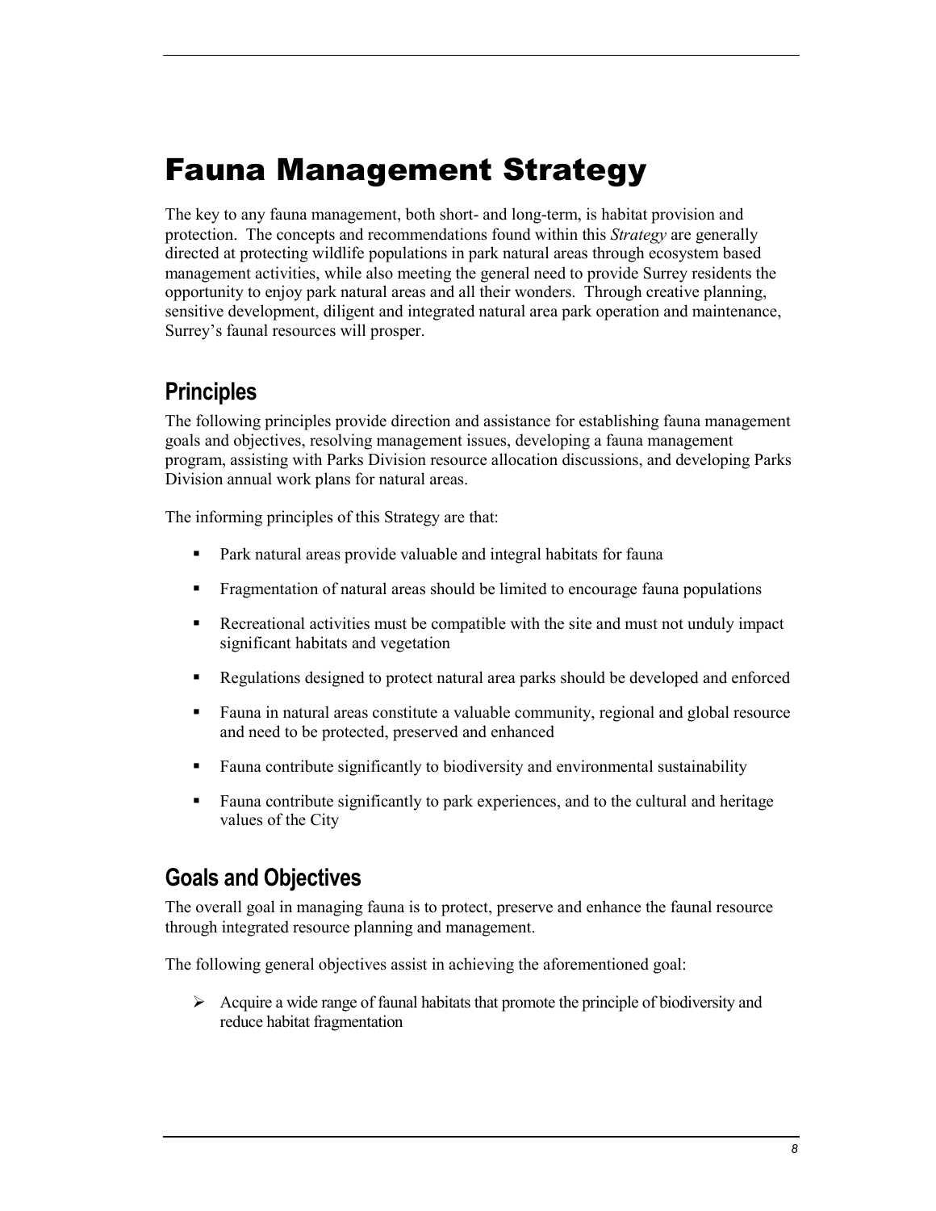# Fauna Management Strategy

The key to any fauna management, both short- and long-term, is habitat provision and protection. The concepts and recommendations found within this *Strategy* are generally directed at protecting wildlife populations in park natural areas through ecosystem based management activities, while also meeting the general need to provide Surrey residents the opportunity to enjoy park natural areas and all their wonders. Through creative planning, sensitive development, diligent and integrated natural area park operation and maintenance, Surrey's faunal resources will prosper.

## Principles

The following principles provide direction and assistance for establishing fauna management goals and objectives, resolving management issues, developing a fauna management program, assisting with Parks Division resource allocation discussions, and developing Parks Division annual work plans for natural areas.

The informing principles of this Strategy are that:

- Park natural areas provide valuable and integral habitats for fauna
- Fragmentation of natural areas should be limited to encourage fauna populations
- Recreational activities must be compatible with the site and must not unduly impact significant habitats and vegetation
- Regulations designed to protect natural area parks should be developed and enforced
- Fauna in natural areas constitute a valuable community, regional and global resource and need to be protected, preserved and enhanced
- Fauna contribute significantly to biodiversity and environmental sustainability
- Fauna contribute significantly to park experiences, and to the cultural and heritage values of the City

## Goals and Objectives

The overall goal in managing fauna is to protect, preserve and enhance the faunal resource through integrated resource planning and management.

The following general objectives assist in achieving the aforementioned goal:

- Acquire a wide range of faunal habitats that promote the principle of biodiversity and reduce habitat fragmentation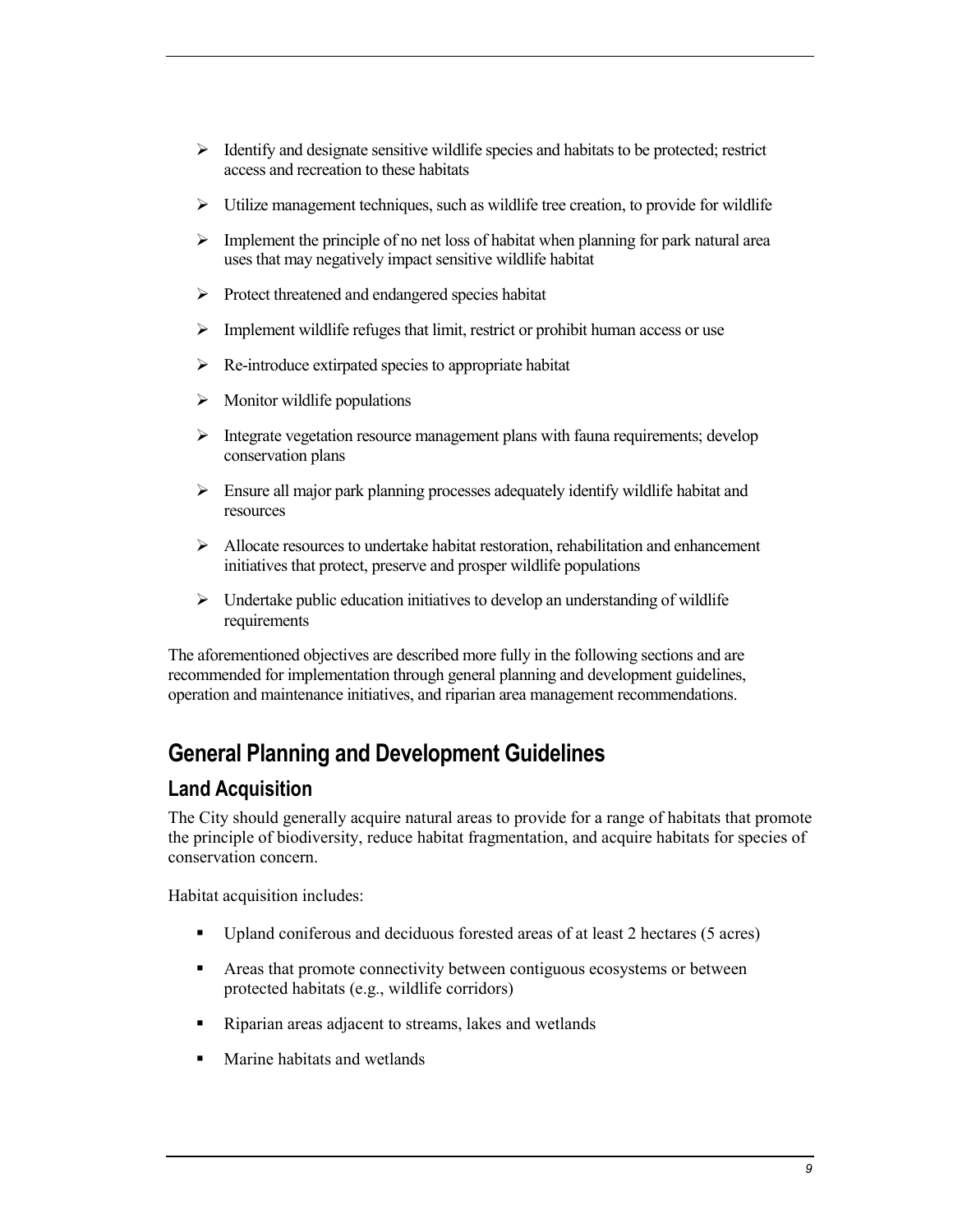- Identify and designate sensitive wildlife species and habitats to be protected; restrict access and recreation to these habitats
- Utilize management techniques, such as wildlife tree creation, to provide for wildlife
- Implement the principle of no net loss of habitat when planning for park natural area uses that may negatively impact sensitive wildlife habitat
- Protect threatened and endangered species habitat
- Implement wildlife refuges that limit, restrict or prohibit human access or use
- Re-introduce extirpated species to appropriate habitat
- Monitor wildlife populations
- Integrate vegetation resource management plans with fauna requirements; develop conservation plans
- Ensure all major park planning processes adequately identify wildlife habitat and resources
- Allocate resources to undertake habitat restoration, rehabilitation and enhancement initiatives that protect, preserve and prosper wildlife populations
- Undertake public education initiatives to develop an understanding of wildlife requirements

The aforementioned objectives are described more fully in the following sections and are recommended for implementation through general planning and development guidelines, operation and maintenance initiatives, and riparian area management recommendations.

## General Planning and Development Guidelines

### Land Acquisition

The City should generally acquire natural areas to provide for a range of habitats that promote the principle of biodiversity, reduce habitat fragmentation, and acquire habitats for species of conservation concern.

Habitat acquisition includes:

- Upland coniferous and deciduous forested areas of at least 2 hectares (5 acres)
- Areas that promote connectivity between contiguous ecosystems or between protected habitats (e.g., wildlife corridors)
- Riparian areas adjacent to streams, lakes and wetlands
- Marine habitats and wetlands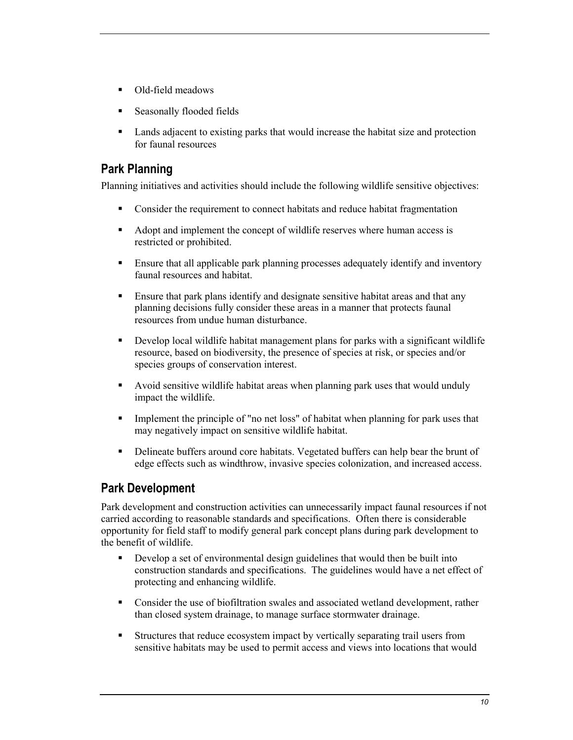- Old-field meadows
- Seasonally flooded fields
- Lands adjacent to existing parks that would increase the habitat size and protection for faunal resources

## Park Planning

Planning initiatives and activities should include the following wildlife sensitive objectives:

- Consider the requirement to connect habitats and reduce habitat fragmentation
- Adopt and implement the concept of wildlife reserves where human access is restricted or prohibited.
- Ensure that all applicable park planning processes adequately identify and inventory faunal resources and habitat.
- Ensure that park plans identify and designate sensitive habitat areas and that any planning decisions fully consider these areas in a manner that protects faunal resources from undue human disturbance.
- Develop local wildlife habitat management plans for parks with a significant wildlife resource, based on biodiversity, the presence of species at risk, or species and/or species groups of conservation interest.
- Avoid sensitive wildlife habitat areas when planning park uses that would unduly impact the wildlife.
- Implement the principle of "no net loss" of habitat when planning for park uses that may negatively impact on sensitive wildlife habitat.
- Delineate buffers around core habitats. Vegetated buffers can help bear the brunt of edge effects such as windthrow, invasive species colonization, and increased access.

## Park Development

Park development and construction activities can unnecessarily impact faunal resources if not carried according to reasonable standards and specifications. Often there is considerable opportunity for field staff to modify general park concept plans during park development to the benefit of wildlife.

- Develop a set of environmental design guidelines that would then be built into construction standards and specifications. The guidelines would have a net effect of protecting and enhancing wildlife.
- Consider the use of biofiltration swales and associated wetland development, rather than closed system drainage, to manage surface stormwater drainage.
- Structures that reduce ecosystem impact by vertically separating trail users from sensitive habitats may be used to permit access and views into locations that would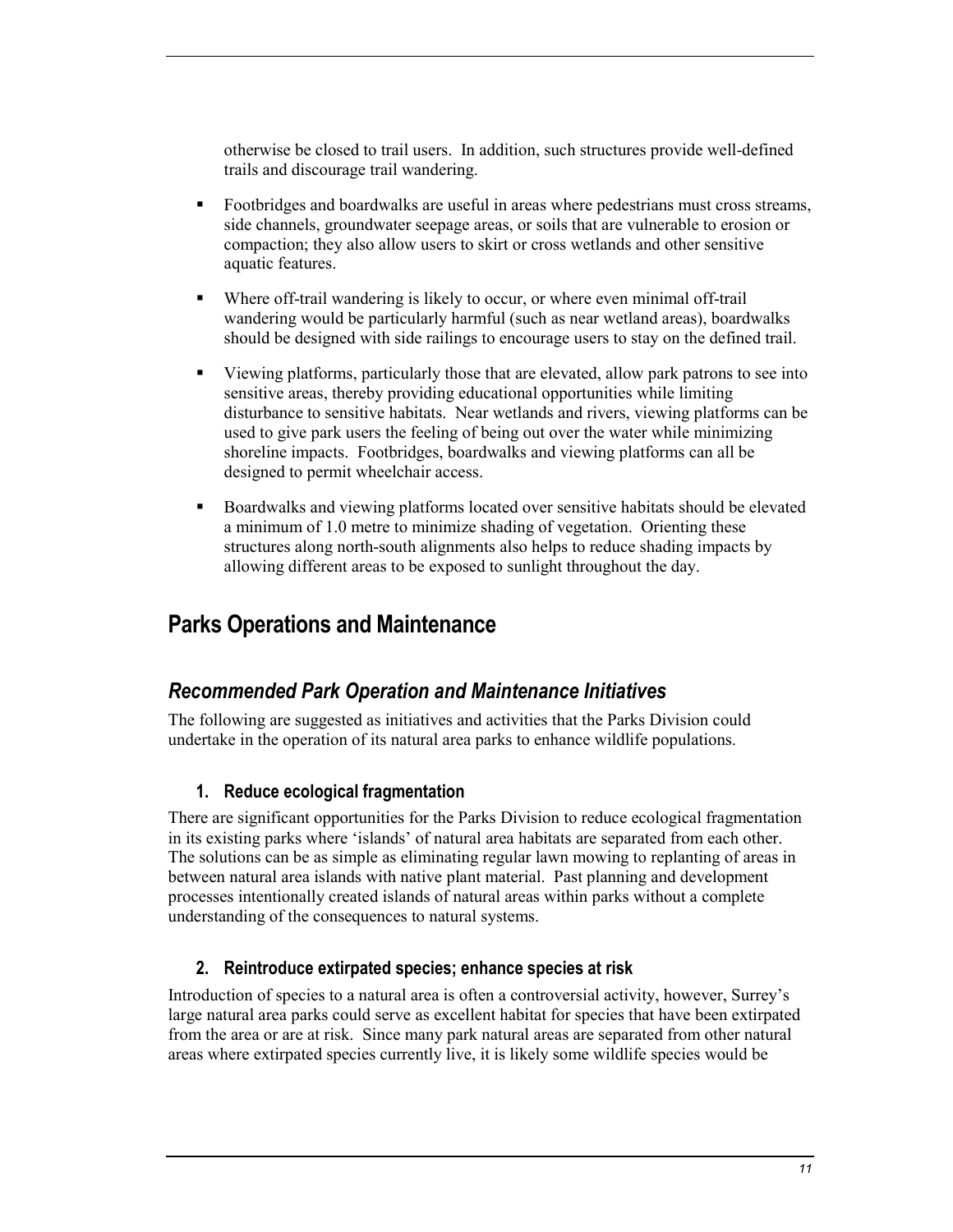otherwise be closed to trail users. In addition, such structures provide well-defined trails and discourage trail wandering.

- Footbridges and boardwalks are useful in areas where pedestrians must cross streams, side channels, groundwater seepage areas, or soils that are vulnerable to erosion or compaction; they also allow users to skirt or cross wetlands and other sensitive aquatic features.
- Where off-trail wandering is likely to occur, or where even minimal off-trail wandering would be particularly harmful (such as near wetland areas), boardwalks should be designed with side railings to encourage users to stay on the defined trail.
- Viewing platforms, particularly those that are elevated, allow park patrons to see into sensitive areas, thereby providing educational opportunities while limiting disturbance to sensitive habitats. Near wetlands and rivers, viewing platforms can be used to give park users the feeling of being out over the water while minimizing shoreline impacts. Footbridges, boardwalks and viewing platforms can all be designed to permit wheelchair access.
- Boardwalks and viewing platforms located over sensitive habitats should be elevated a minimum of 1.0 metre to minimize shading of vegetation. Orienting these structures along north-south alignments also helps to reduce shading impacts by allowing different areas to be exposed to sunlight throughout the day.

# Parks Operations and Maintenance

## *Recommended Park Operation and Maintenance Initiatives*

The following are suggested as initiatives and activities that the Parks Division could undertake in the operation of its natural area parks to enhance wildlife populations.

### 1. Reduce ecological fragmentation

There are significant opportunities for the Parks Division to reduce ecological fragmentation in its existing parks where 'islands' of natural area habitats are separated from each other. The solutions can be as simple as eliminating regular lawn mowing to replanting of areas in between natural area islands with native plant material. Past planning and development processes intentionally created islands of natural areas within parks without a complete understanding of the consequences to natural systems.

### 2. Reintroduce extirpated species; enhance species at risk

Introduction of species to a natural area is often a controversial activity, however, Surrey's large natural area parks could serve as excellent habitat for species that have been extirpated from the area or are at risk. Since many park natural areas are separated from other natural areas where extirpated species currently live, it is likely some wildlife species would be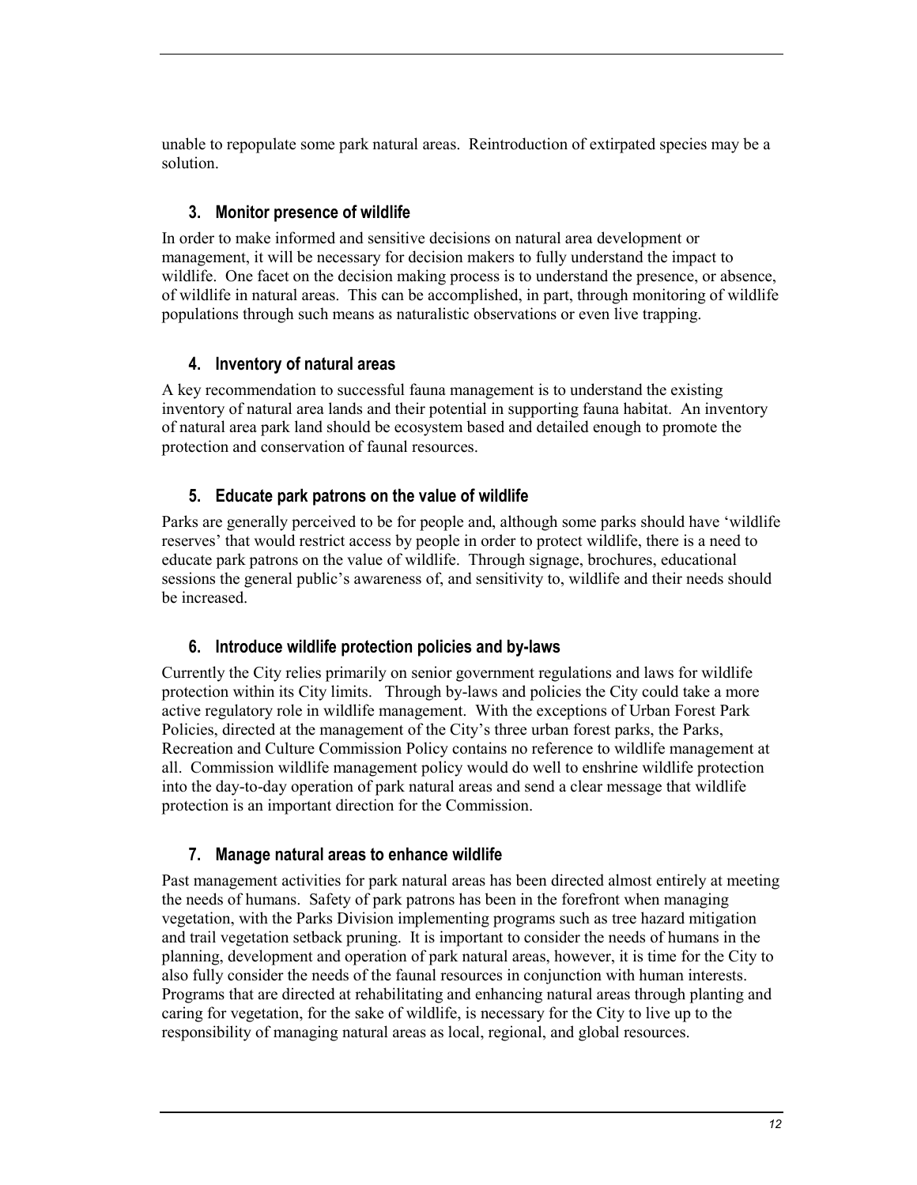unable to repopulate some park natural areas. Reintroduction of extirpated species may be a solution.

### 3. Monitor presence of wildlife

In order to make informed and sensitive decisions on natural area development or management, it will be necessary for decision makers to fully understand the impact to wildlife. One facet on the decision making process is to understand the presence, or absence, of wildlife in natural areas. This can be accomplished, in part, through monitoring of wildlife populations through such means as naturalistic observations or even live trapping.

### 4. Inventory of natural areas

A key recommendation to successful fauna management is to understand the existing inventory of natural area lands and their potential in supporting fauna habitat. An inventory of natural area park land should be ecosystem based and detailed enough to promote the protection and conservation of faunal resources.

### 5. Educate park patrons on the value of wildlife

Parks are generally perceived to be for people and, although some parks should have 'wildlife reserves' that would restrict access by people in order to protect wildlife, there is a need to educate park patrons on the value of wildlife. Through signage, brochures, educational sessions the general public's awareness of, and sensitivity to, wildlife and their needs should be increased.

### 6. Introduce wildlife protection policies and by-laws

Currently the City relies primarily on senior government regulations and laws for wildlife protection within its City limits. Through by-laws and policies the City could take a more active regulatory role in wildlife management. With the exceptions of Urban Forest Park Policies, directed at the management of the City's three urban forest parks, the Parks, Recreation and Culture Commission Policy contains no reference to wildlife management at all. Commission wildlife management policy would do well to enshrine wildlife protection into the day-to-day operation of park natural areas and send a clear message that wildlife protection is an important direction for the Commission.

### 7. Manage natural areas to enhance wildlife

Past management activities for park natural areas has been directed almost entirely at meeting the needs of humans. Safety of park patrons has been in the forefront when managing vegetation, with the Parks Division implementing programs such as tree hazard mitigation and trail vegetation setback pruning. It is important to consider the needs of humans in the planning, development and operation of park natural areas, however, it is time for the City to also fully consider the needs of the faunal resources in conjunction with human interests. Programs that are directed at rehabilitating and enhancing natural areas through planting and caring for vegetation, for the sake of wildlife, is necessary for the City to live up to the responsibility of managing natural areas as local, regional, and global resources.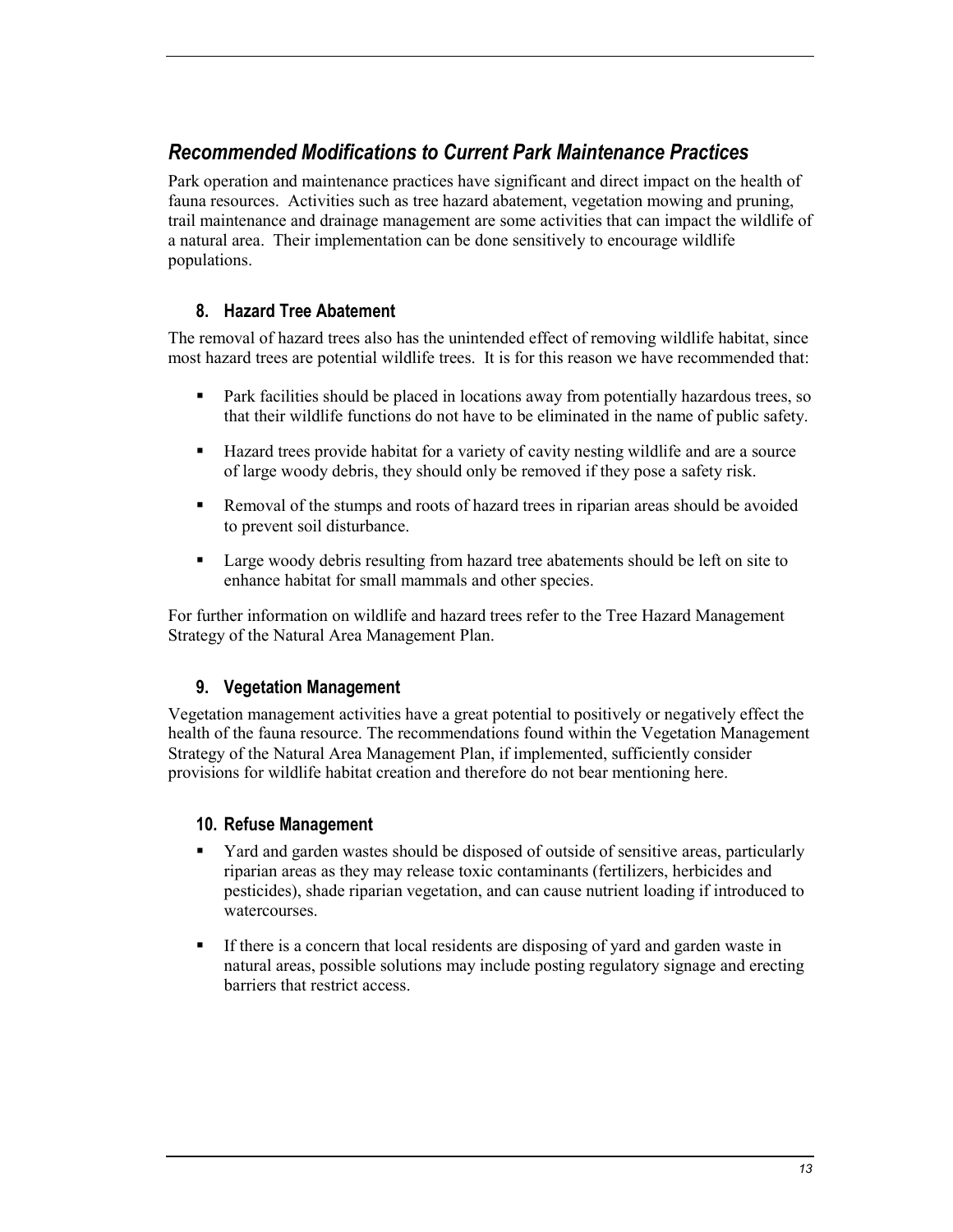## *Recommended Modifications to Current Park Maintenance Practices*

Park operation and maintenance practices have significant and direct impact on the health of fauna resources. Activities such as tree hazard abatement, vegetation mowing and pruning, trail maintenance and drainage management are some activities that can impact the wildlife of a natural area. Their implementation can be done sensitively to encourage wildlife populations.

### 8. Hazard Tree Abatement

The removal of hazard trees also has the unintended effect of removing wildlife habitat, since most hazard trees are potential wildlife trees. It is for this reason we have recommended that:

- Park facilities should be placed in locations away from potentially hazardous trees, so that their wildlife functions do not have to be eliminated in the name of public safety.
- Hazard trees provide habitat for a variety of cavity nesting wildlife and are a source of large woody debris, they should only be removed if they pose a safety risk.
- Removal of the stumps and roots of hazard trees in riparian areas should be avoided to prevent soil disturbance.
- Large woody debris resulting from hazard tree abatements should be left on site to enhance habitat for small mammals and other species.

For further information on wildlife and hazard trees refer to the Tree Hazard Management Strategy of the Natural Area Management Plan.

### 9. Vegetation Management

Vegetation management activities have a great potential to positively or negatively effect the health of the fauna resource. The recommendations found within the Vegetation Management Strategy of the Natural Area Management Plan, if implemented, sufficiently consider provisions for wildlife habitat creation and therefore do not bear mentioning here.

### 10. Refuse Management

- Yard and garden wastes should be disposed of outside of sensitive areas, particularly riparian areas as they may release toxic contaminants (fertilizers, herbicides and pesticides), shade riparian vegetation, and can cause nutrient loading if introduced to watercourses.
- If there is a concern that local residents are disposing of yard and garden waste in natural areas, possible solutions may include posting regulatory signage and erecting barriers that restrict access.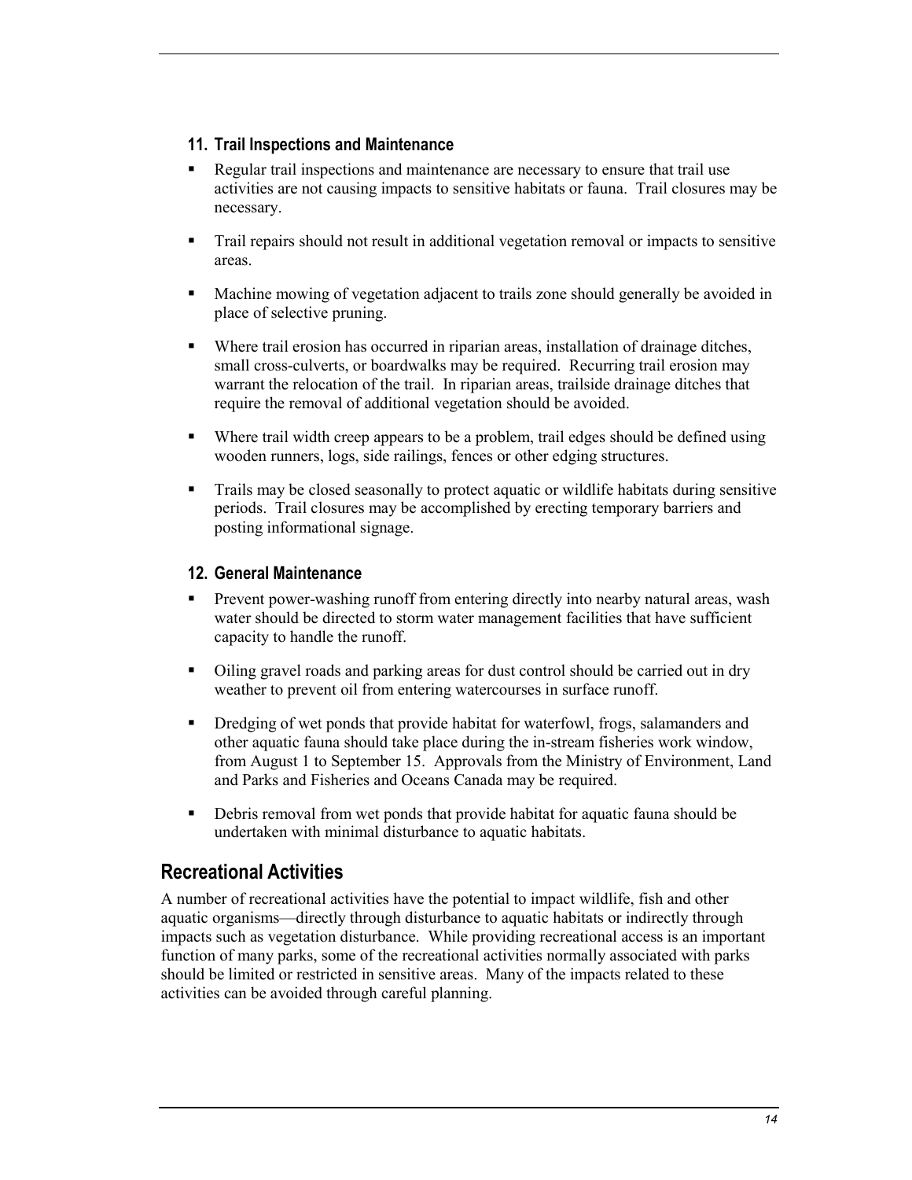### 11. Trail Inspections and Maintenance

- Regular trail inspections and maintenance are necessary to ensure that trail use activities are not causing impacts to sensitive habitats or fauna. Trail closures may be necessary.
- Trail repairs should not result in additional vegetation removal or impacts to sensitive areas.
- Machine mowing of vegetation adjacent to trails zone should generally be avoided in place of selective pruning.
- Where trail erosion has occurred in riparian areas, installation of drainage ditches, small cross-culverts, or boardwalks may be required. Recurring trail erosion may warrant the relocation of the trail. In riparian areas, trailside drainage ditches that require the removal of additional vegetation should be avoided.
- Where trail width creep appears to be a problem, trail edges should be defined using wooden runners, logs, side railings, fences or other edging structures.
- Trails may be closed seasonally to protect aquatic or wildlife habitats during sensitive periods. Trail closures may be accomplished by erecting temporary barriers and posting informational signage.

### 12. General Maintenance

- Prevent power-washing runoff from entering directly into nearby natural areas, wash water should be directed to storm water management facilities that have sufficient capacity to handle the runoff.
- Oiling gravel roads and parking areas for dust control should be carried out in dry weather to prevent oil from entering watercourses in surface runoff.
- Dredging of wet ponds that provide habitat for waterfowl, frogs, salamanders and other aquatic fauna should take place during the in-stream fisheries work window, from August 1 to September 15. Approvals from the Ministry of Environment, Land and Parks and Fisheries and Oceans Canada may be required.
- Debris removal from wet ponds that provide habitat for aquatic fauna should be undertaken with minimal disturbance to aquatic habitats.

## Recreational Activities

A number of recreational activities have the potential to impact wildlife, fish and other aquatic organisms—directly through disturbance to aquatic habitats or indirectly through impacts such as vegetation disturbance. While providing recreational access is an important function of many parks, some of the recreational activities normally associated with parks should be limited or restricted in sensitive areas. Many of the impacts related to these activities can be avoided through careful planning.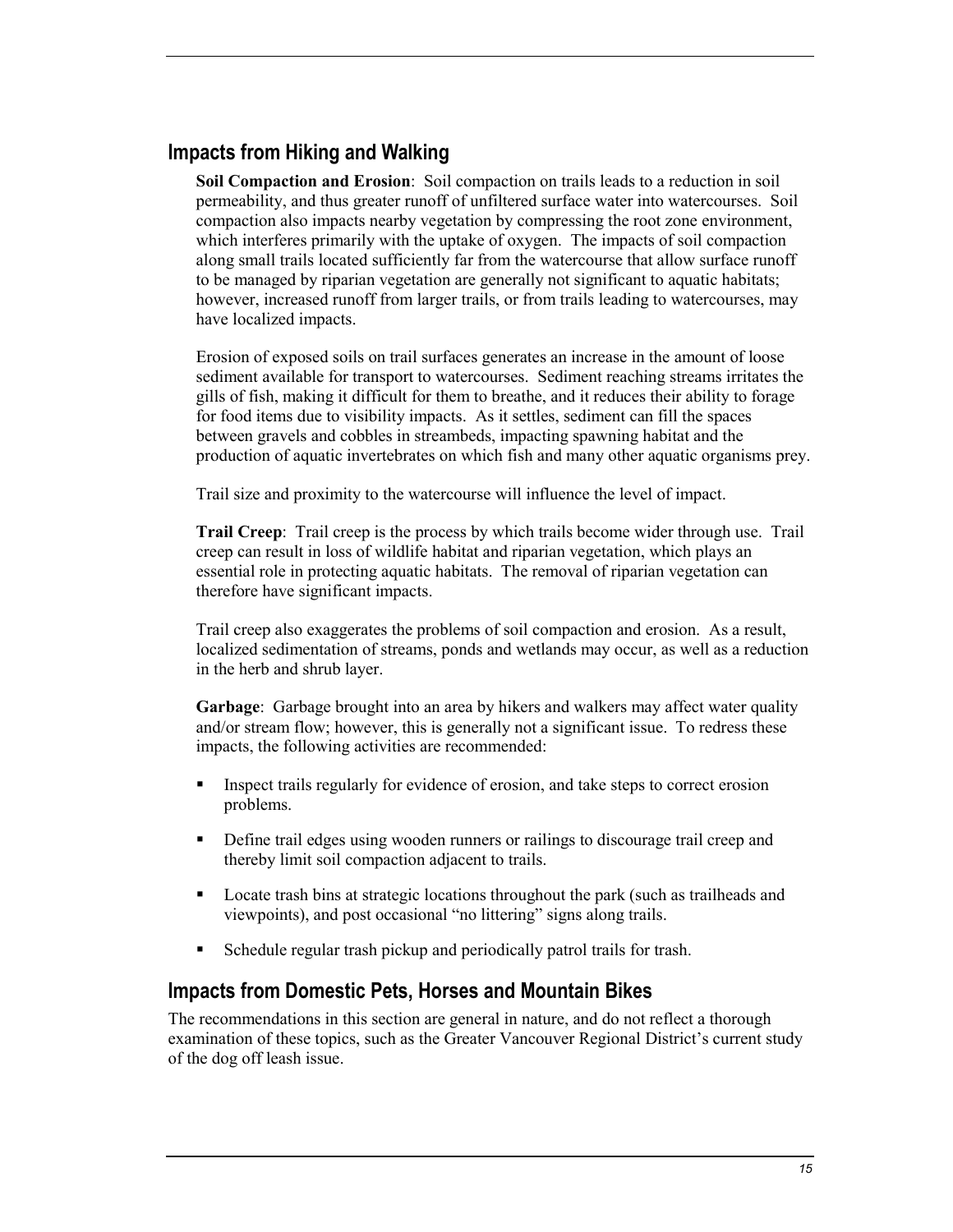## Impacts from Hiking and Walking

**Soil Compaction and Erosion**: Soil compaction on trails leads to a reduction in soil permeability, and thus greater runoff of unfiltered surface water into watercourses. Soil compaction also impacts nearby vegetation by compressing the root zone environment, which interferes primarily with the uptake of oxygen. The impacts of soil compaction along small trails located sufficiently far from the watercourse that allow surface runoff to be managed by riparian vegetation are generally not significant to aquatic habitats; however, increased runoff from larger trails, or from trails leading to watercourses, may have localized impacts.

Erosion of exposed soils on trail surfaces generates an increase in the amount of loose sediment available for transport to watercourses. Sediment reaching streams irritates the gills of fish, making it difficult for them to breathe, and it reduces their ability to forage for food items due to visibility impacts. As it settles, sediment can fill the spaces between gravels and cobbles in streambeds, impacting spawning habitat and the production of aquatic invertebrates on which fish and many other aquatic organisms prey.

Trail size and proximity to the watercourse will influence the level of impact.

**Trail Creep**: Trail creep is the process by which trails become wider through use. Trail creep can result in loss of wildlife habitat and riparian vegetation, which plays an essential role in protecting aquatic habitats. The removal of riparian vegetation can therefore have significant impacts.

Trail creep also exaggerates the problems of soil compaction and erosion. As a result, localized sedimentation of streams, ponds and wetlands may occur, as well as a reduction in the herb and shrub layer.

**Garbage**: Garbage brought into an area by hikers and walkers may affect water quality and/or stream flow; however, this is generally not a significant issue. To redress these impacts, the following activities are recommended:

- Inspect trails regularly for evidence of erosion, and take steps to correct erosion problems.
- Define trail edges using wooden runners or railings to discourage trail creep and thereby limit soil compaction adjacent to trails.
- Locate trash bins at strategic locations throughout the park (such as trailheads and viewpoints), and post occasional "no littering" signs along trails.
- Schedule regular trash pickup and periodically patrol trails for trash.

## Impacts from Domestic Pets, Horses and Mountain Bikes

The recommendations in this section are general in nature, and do not reflect a thorough examination of these topics, such as the Greater Vancouver Regional District's current study of the dog off leash issue.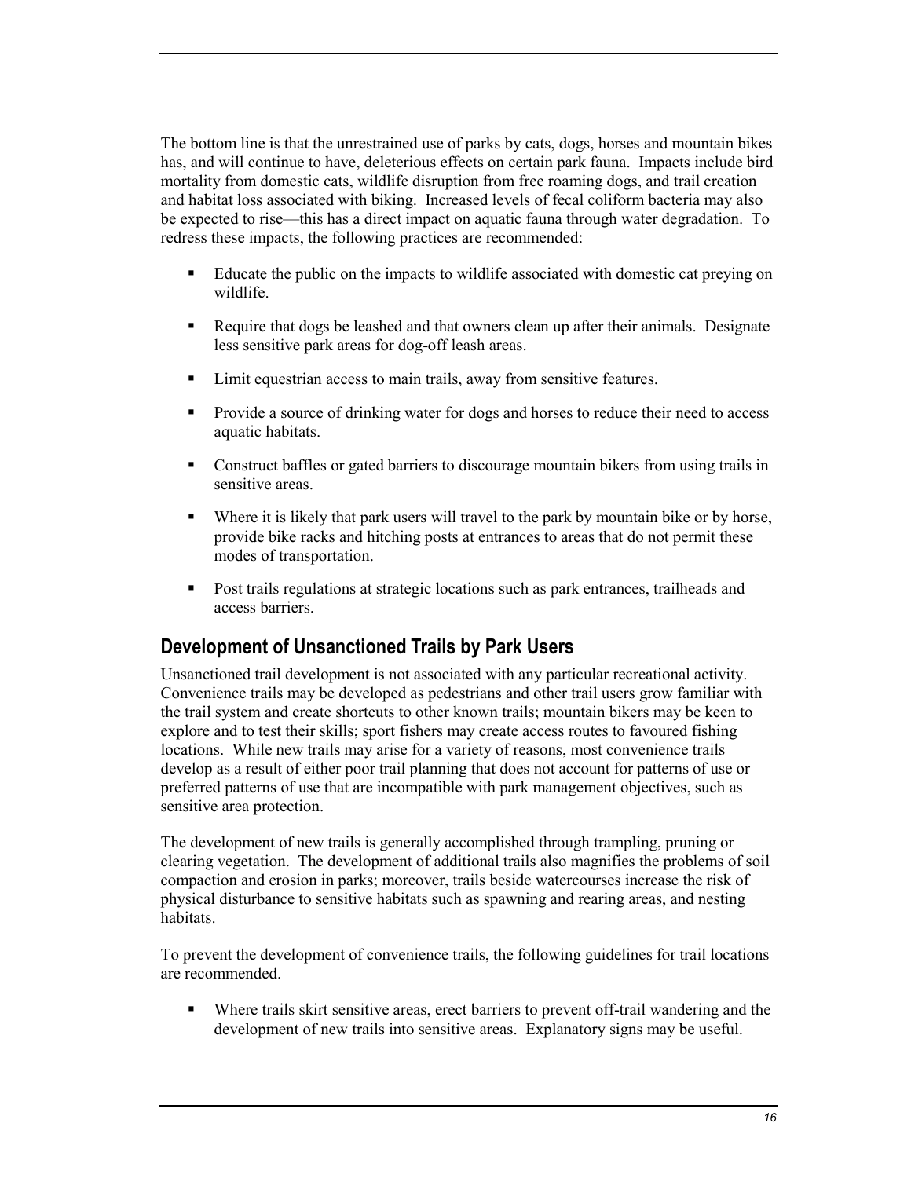The bottom line is that the unrestrained use of parks by cats, dogs, horses and mountain bikes has, and will continue to have, deleterious effects on certain park fauna. Impacts include bird mortality from domestic cats, wildlife disruption from free roaming dogs, and trail creation and habitat loss associated with biking. Increased levels of fecal coliform bacteria may also be expected to rise—this has a direct impact on aquatic fauna through water degradation. To redress these impacts, the following practices are recommended:

- Educate the public on the impacts to wildlife associated with domestic cat preying on wildlife.
- Require that dogs be leashed and that owners clean up after their animals. Designate less sensitive park areas for dog-off leash areas.
- Limit equestrian access to main trails, away from sensitive features.
- Provide a source of drinking water for dogs and horses to reduce their need to access aquatic habitats.
- Construct baffles or gated barriers to discourage mountain bikers from using trails in sensitive areas.
- Where it is likely that park users will travel to the park by mountain bike or by horse, provide bike racks and hitching posts at entrances to areas that do not permit these modes of transportation.
- Post trails regulations at strategic locations such as park entrances, trailheads and access barriers.

## Development of Unsanctioned Trails by Park Users

Unsanctioned trail development is not associated with any particular recreational activity. Convenience trails may be developed as pedestrians and other trail users grow familiar with the trail system and create shortcuts to other known trails; mountain bikers may be keen to explore and to test their skills; sport fishers may create access routes to favoured fishing locations. While new trails may arise for a variety of reasons, most convenience trails develop as a result of either poor trail planning that does not account for patterns of use or preferred patterns of use that are incompatible with park management objectives, such as sensitive area protection.

The development of new trails is generally accomplished through trampling, pruning or clearing vegetation. The development of additional trails also magnifies the problems of soil compaction and erosion in parks; moreover, trails beside watercourses increase the risk of physical disturbance to sensitive habitats such as spawning and rearing areas, and nesting habitats.

To prevent the development of convenience trails, the following guidelines for trail locations are recommended.

- Where trails skirt sensitive areas, erect barriers to prevent off-trail wandering and the development of new trails into sensitive areas. Explanatory signs may be useful.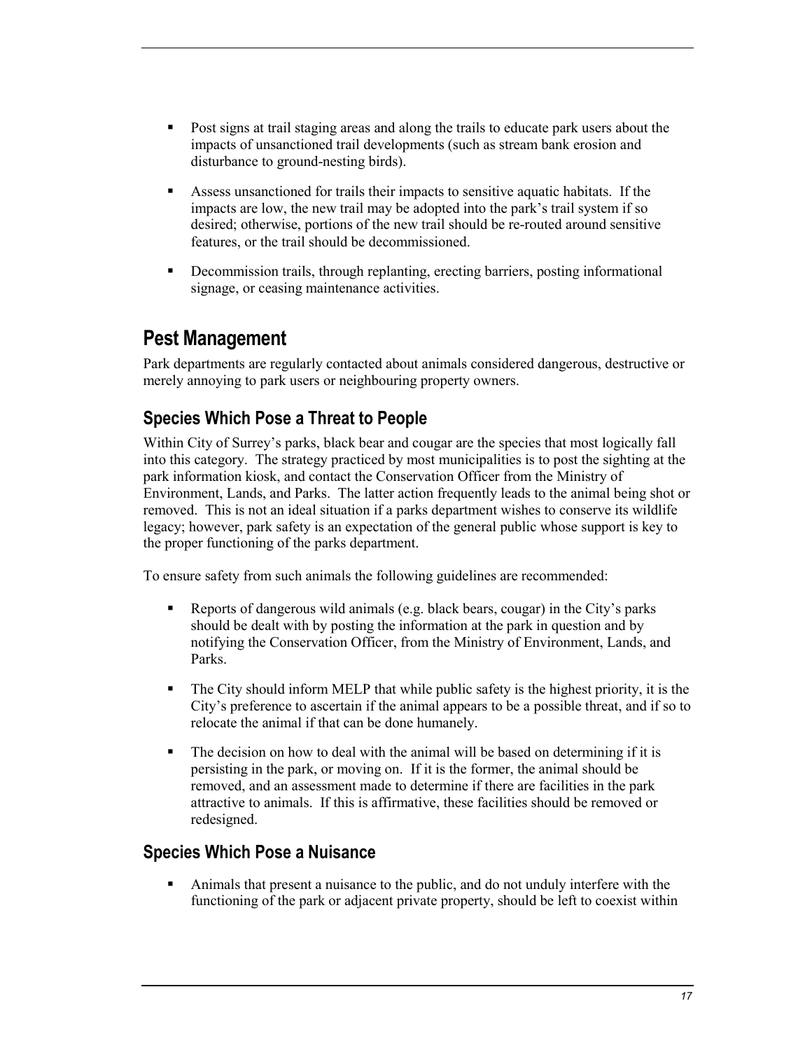- Post signs at trail staging areas and along the trails to educate park users about the impacts of unsanctioned trail developments (such as stream bank erosion and disturbance to ground-nesting birds).
- Assess unsanctioned for trails their impacts to sensitive aquatic habitats. If the impacts are low, the new trail may be adopted into the park's trail system if so desired; otherwise, portions of the new trail should be re-routed around sensitive features, or the trail should be decommissioned.
- Decommission trails, through replanting, erecting barriers, posting informational signage, or ceasing maintenance activities.

## Pest Management

Park departments are regularly contacted about animals considered dangerous, destructive or merely annoying to park users or neighbouring property owners.

### Species Which Pose a Threat to People

Within City of Surrey's parks, black bear and cougar are the species that most logically fall into this category. The strategy practiced by most municipalities is to post the sighting at the park information kiosk, and contact the Conservation Officer from the Ministry of Environment, Lands, and Parks. The latter action frequently leads to the animal being shot or removed. This is not an ideal situation if a parks department wishes to conserve its wildlife legacy; however, park safety is an expectation of the general public whose support is key to the proper functioning of the parks department.

To ensure safety from such animals the following guidelines are recommended:

- Reports of dangerous wild animals (e.g. black bears, cougar) in the City's parks should be dealt with by posting the information at the park in question and by notifying the Conservation Officer, from the Ministry of Environment, Lands, and Parks.
- The City should inform MELP that while public safety is the highest priority, it is the City's preference to ascertain if the animal appears to be a possible threat, and if so to relocate the animal if that can be done humanely.
- The decision on how to deal with the animal will be based on determining if it is persisting in the park, or moving on. If it is the former, the animal should be removed, and an assessment made to determine if there are facilities in the park attractive to animals. If this is affirmative, these facilities should be removed or redesigned.

### Species Which Pose a Nuisance

- Animals that present a nuisance to the public, and do not unduly interfere with the functioning of the park or adjacent private property, should be left to coexist within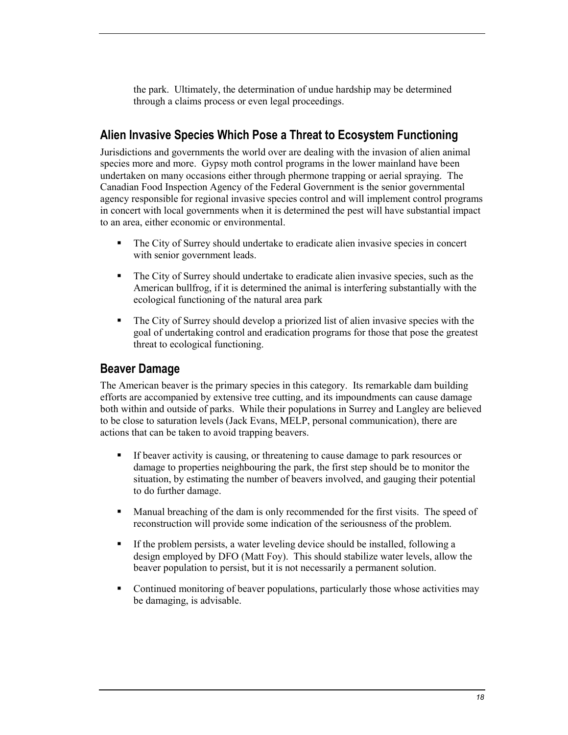the park. Ultimately, the determination of undue hardship may be determined through a claims process or even legal proceedings.

## Alien Invasive Species Which Pose a Threat to Ecosystem Functioning

Jurisdictions and governments the world over are dealing with the invasion of alien animal species more and more. Gypsy moth control programs in the lower mainland have been undertaken on many occasions either through phermone trapping or aerial spraying. The Canadian Food Inspection Agency of the Federal Government is the senior governmental agency responsible for regional invasive species control and will implement control programs in concert with local governments when it is determined the pest will have substantial impact to an area, either economic or environmental.

- The City of Surrey should undertake to eradicate alien invasive species in concert with senior government leads.
- The City of Surrey should undertake to eradicate alien invasive species, such as the American bullfrog, if it is determined the animal is interfering substantially with the ecological functioning of the natural area park
- The City of Surrey should develop a priorized list of alien invasive species with the goal of undertaking control and eradication programs for those that pose the greatest threat to ecological functioning.

## Beaver Damage

The American beaver is the primary species in this category. Its remarkable dam building efforts are accompanied by extensive tree cutting, and its impoundments can cause damage both within and outside of parks. While their populations in Surrey and Langley are believed to be close to saturation levels (Jack Evans, MELP, personal communication), there are actions that can be taken to avoid trapping beavers.

- If beaver activity is causing, or threatening to cause damage to park resources or damage to properties neighbouring the park, the first step should be to monitor the situation, by estimating the number of beavers involved, and gauging their potential to do further damage.
- Manual breaching of the dam is only recommended for the first visits. The speed of reconstruction will provide some indication of the seriousness of the problem.
- If the problem persists, a water leveling device should be installed, following a design employed by DFO (Matt Foy). This should stabilize water levels, allow the beaver population to persist, but it is not necessarily a permanent solution.
- Continued monitoring of beaver populations, particularly those whose activities may be damaging, is advisable.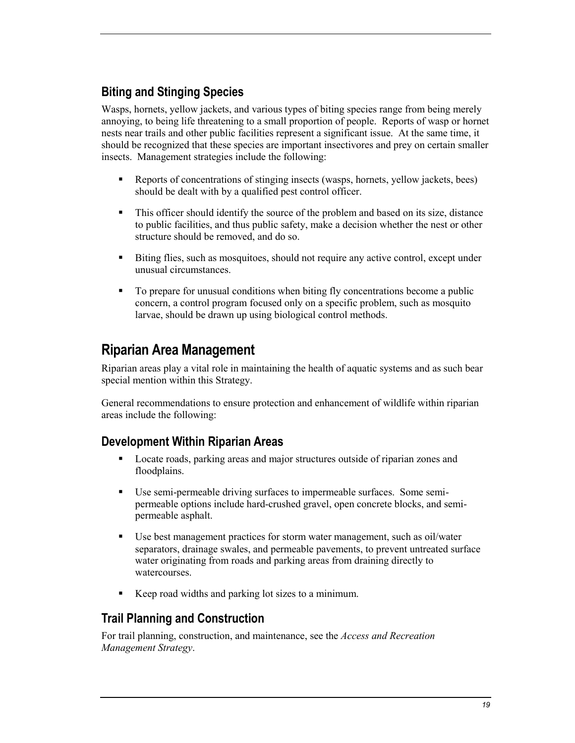### Biting and Stinging Species

Wasps, hornets, yellow jackets, and various types of biting species range from being merely annoying, to being life threatening to a small proportion of people. Reports of wasp or hornet nests near trails and other public facilities represent a significant issue. At the same time, it should be recognized that these species are important insectivores and prey on certain smaller insects. Management strategies include the following:

- Reports of concentrations of stinging insects (wasps, hornets, yellow jackets, bees) should be dealt with by a qualified pest control officer.
- This officer should identify the source of the problem and based on its size, distance to public facilities, and thus public safety, make a decision whether the nest or other structure should be removed, and do so.
- Biting flies, such as mosquitoes, should not require any active control, except under unusual circumstances.
- To prepare for unusual conditions when biting fly concentrations become a public concern, a control program focused only on a specific problem, such as mosquito larvae, should be drawn up using biological control methods.

## Riparian Area Management

Riparian areas play a vital role in maintaining the health of aquatic systems and as such bear special mention within this Strategy.

General recommendations to ensure protection and enhancement of wildlife within riparian areas include the following:

### Development Within Riparian Areas

- Locate roads, parking areas and major structures outside of riparian zones and floodplains.
- Use semi-permeable driving surfaces to impermeable surfaces. Some semi-permeable options include hard-crushed gravel, open concrete blocks, and semi-permeable asphalt.
- Use best management practices for storm water management, such as oil/water separators, drainage swales, and permeable pavements, to prevent untreated surface water originating from roads and parking areas from draining directly to watercourses.
- Keep road widths and parking lot sizes to a minimum.

### Trail Planning and Construction

For trail planning, construction, and maintenance, see the *Access and Recreation Management Strategy*.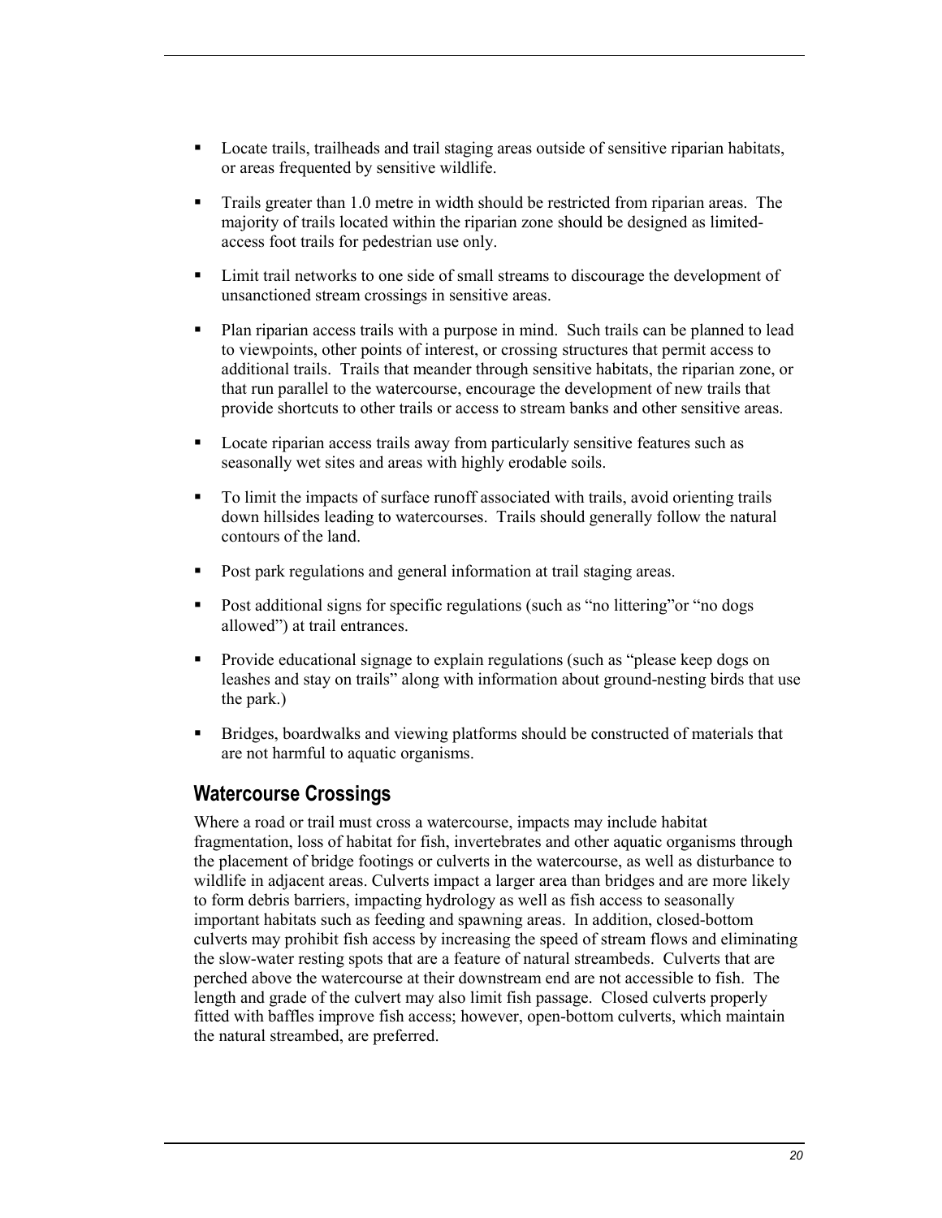- Locate trails, trailheads and trail staging areas outside of sensitive riparian habitats, or areas frequented by sensitive wildlife.
- Trails greater than 1.0 metre in width should be restricted from riparian areas. The majority of trails located within the riparian zone should be designed as limited-access foot trails for pedestrian use only.
- Limit trail networks to one side of small streams to discourage the development of unsanctioned stream crossings in sensitive areas.
- Plan riparian access trails with a purpose in mind. Such trails can be planned to lead to viewpoints, other points of interest, or crossing structures that permit access to additional trails. Trails that meander through sensitive habitats, the riparian zone, or that run parallel to the watercourse, encourage the development of new trails that provide shortcuts to other trails or access to stream banks and other sensitive areas.
- Locate riparian access trails away from particularly sensitive features such as seasonally wet sites and areas with highly erodable soils.
- To limit the impacts of surface runoff associated with trails, avoid orienting trails down hillsides leading to watercourses. Trails should generally follow the natural contours of the land.
- Post park regulations and general information at trail staging areas.
- Post additional signs for specific regulations (such as "no littering"or "no dogs allowed") at trail entrances.
- Provide educational signage to explain regulations (such as "please keep dogs on leashes and stay on trails" along with information about ground-nesting birds that use the park.)
- Bridges, boardwalks and viewing platforms should be constructed of materials that are not harmful to aquatic organisms.

## Watercourse Crossings

Where a road or trail must cross a watercourse, impacts may include habitat fragmentation, loss of habitat for fish, invertebrates and other aquatic organisms through the placement of bridge footings or culverts in the watercourse, as well as disturbance to wildlife in adjacent areas. Culverts impact a larger area than bridges and are more likely to form debris barriers, impacting hydrology as well as fish access to seasonally important habitats such as feeding and spawning areas. In addition, closed-bottom culverts may prohibit fish access by increasing the speed of stream flows and eliminating the slow-water resting spots that are a feature of natural streambeds. Culverts that are perched above the watercourse at their downstream end are not accessible to fish. The length and grade of the culvert may also limit fish passage. Closed culverts properly fitted with baffles improve fish access; however, open-bottom culverts, which maintain the natural streambed, are preferred.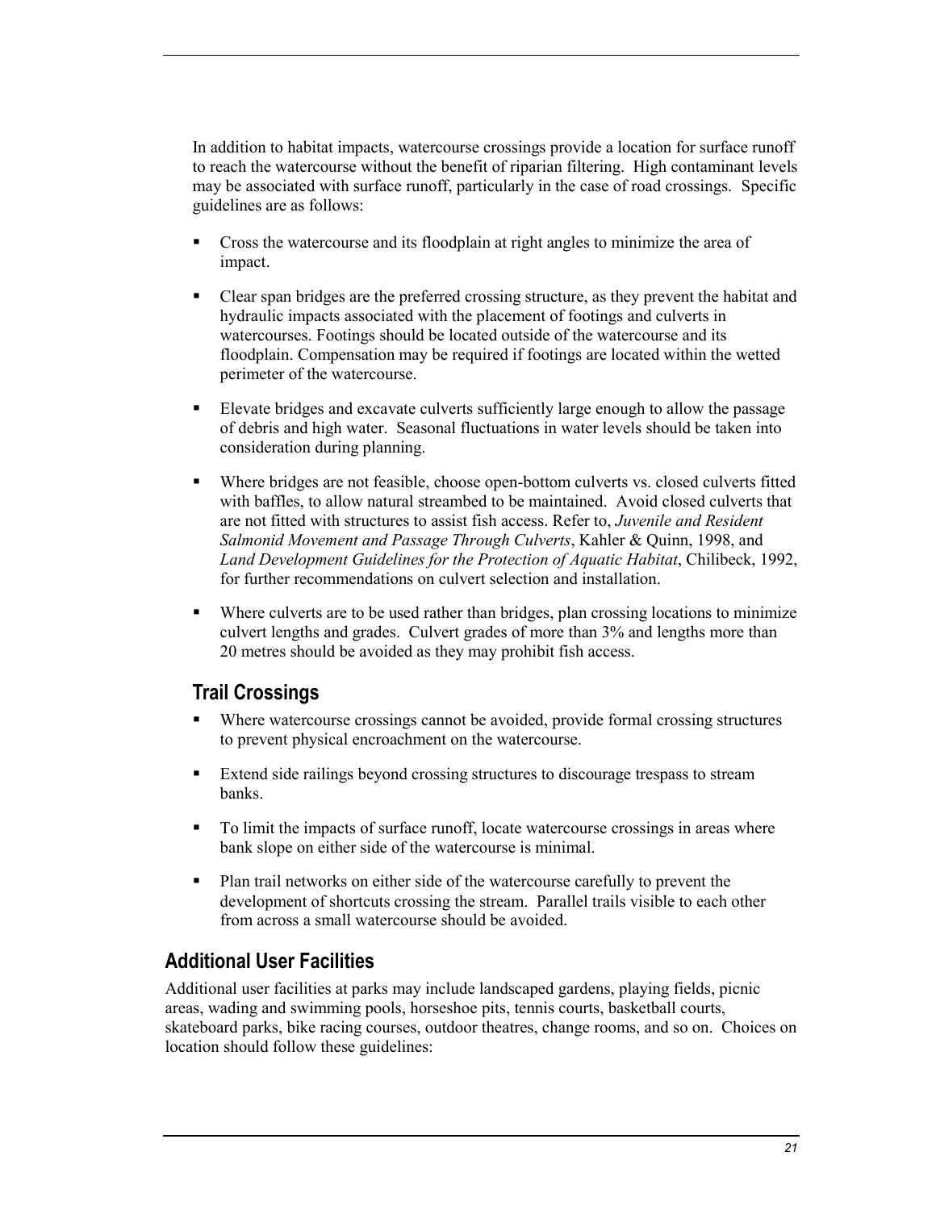In addition to habitat impacts, watercourse crossings provide a location for surface runoff to reach the watercourse without the benefit of riparian filtering. High contaminant levels may be associated with surface runoff, particularly in the case of road crossings. Specific guidelines are as follows:

- Cross the watercourse and its floodplain at right angles to minimize the area of impact.
- Clear span bridges are the preferred crossing structure, as they prevent the habitat and hydraulic impacts associated with the placement of footings and culverts in watercourses. Footings should be located outside of the watercourse and its floodplain. Compensation may be required if footings are located within the wetted perimeter of the watercourse.
- Elevate bridges and excavate culverts sufficiently large enough to allow the passage of debris and high water. Seasonal fluctuations in water levels should be taken into consideration during planning.
- Where bridges are not feasible, choose open-bottom culverts vs. closed culverts fitted with baffles, to allow natural streambed to be maintained. Avoid closed culverts that are not fitted with structures to assist fish access. Refer to, *Juvenile and Resident Salmonid Movement and Passage Through Culverts*, Kahler & Quinn, 1998, and *Land Development Guidelines for the Protection of Aquatic Habitat*, Chilibeck, 1992, for further recommendations on culvert selection and installation.
- Where culverts are to be used rather than bridges, plan crossing locations to minimize culvert lengths and grades. Culvert grades of more than 3% and lengths more than 20 metres should be avoided as they may prohibit fish access.

### Trail Crossings

- Where watercourse crossings cannot be avoided, provide formal crossing structures to prevent physical encroachment on the watercourse.
- Extend side railings beyond crossing structures to discourage trespass to stream banks.
- To limit the impacts of surface runoff, locate watercourse crossings in areas where bank slope on either side of the watercourse is minimal.
- Plan trail networks on either side of the watercourse carefully to prevent the development of shortcuts crossing the stream. Parallel trails visible to each other from across a small watercourse should be avoided.

## Additional User Facilities

Additional user facilities at parks may include landscaped gardens, playing fields, picnic areas, wading and swimming pools, horseshoe pits, tennis courts, basketball courts, skateboard parks, bike racing courses, outdoor theatres, change rooms, and so on. Choices on location should follow these guidelines: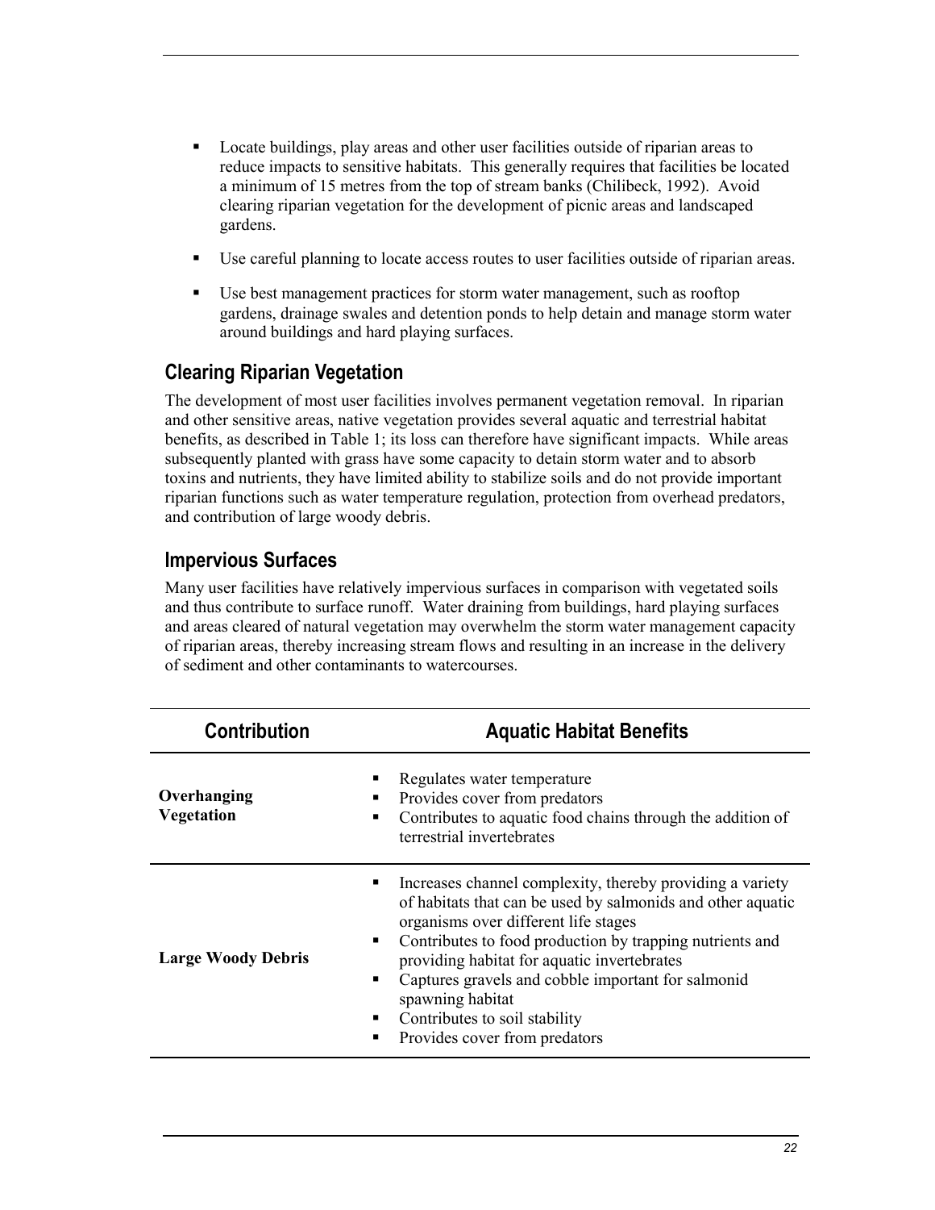- Locate buildings, play areas and other user facilities outside of riparian areas to reduce impacts to sensitive habitats. This generally requires that facilities be located a minimum of 15 metres from the top of stream banks (Chilibeck, 1992). Avoid clearing riparian vegetation for the development of picnic areas and landscaped gardens.
- Use careful planning to locate access routes to user facilities outside of riparian areas.
- Use best management practices for storm water management, such as rooftop gardens, drainage swales and detention ponds to help detain and manage storm water around buildings and hard playing surfaces.

## Clearing Riparian Vegetation

The development of most user facilities involves permanent vegetation removal. In riparian and other sensitive areas, native vegetation provides several aquatic and terrestrial habitat benefits, as described in Table 1; its loss can therefore have significant impacts. While areas subsequently planted with grass have some capacity to detain storm water and to absorb toxins and nutrients, they have limited ability to stabilize soils and do not provide important riparian functions such as water temperature regulation, protection from overhead predators, and contribution of large woody debris.

## Impervious Surfaces

Many user facilities have relatively impervious surfaces in comparison with vegetated soils and thus contribute to surface runoff. Water draining from buildings, hard playing surfaces and areas cleared of natural vegetation may overwhelm the storm water management capacity of riparian areas, thereby increasing stream flows and resulting in an increase in the delivery of sediment and other contaminants to watercourses.

| Contribution | Aquatic Habitat Benefits |
|---|---|
| **Overhanging Vegetation** | ▪ Regulates water temperature<br>▪ Provides cover from predators<br>▪ Contributes to aquatic food chains through the addition of terrestrial invertebrates |
| **Large Woody Debris** | ▪ Increases channel complexity, thereby providing a variety of habitats that can be used by salmonids and other aquatic organisms over different life stages<br>▪ Contributes to food production by trapping nutrients and providing habitat for aquatic invertebrates<br>▪ Captures gravels and cobble important for salmonid spawning habitat<br>▪ Contributes to soil stability<br>▪ Provides cover from predators |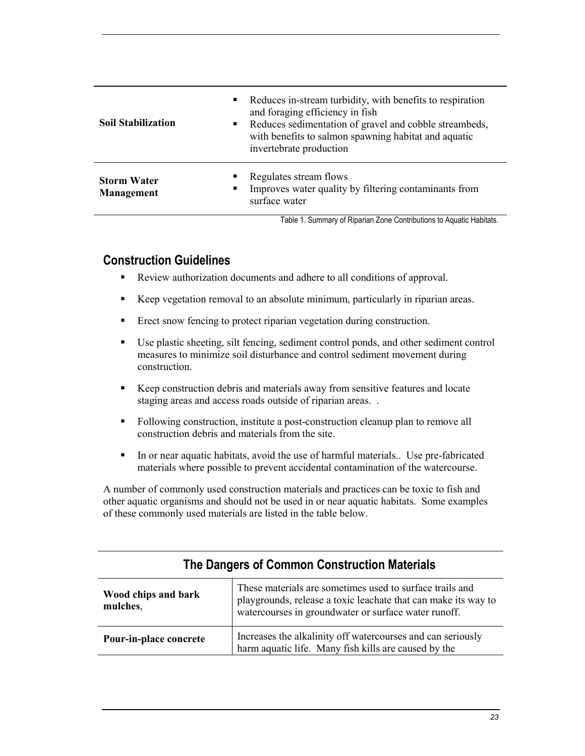| | |
|---|---|
| **Soil Stabilization** | ▪ Reduces in-stream turbidity, with benefits to respiration and foraging efficiency in fish<br>▪ Reduces sedimentation of gravel and cobble streambeds, with benefits to salmon spawning habitat and aquatic invertebrate production |
| **Storm Water Management** | ▪ Regulates stream flows<br>▪ Improves water quality by filtering contaminants from surface water |

Table 1. Summary of Riparian Zone Contributions to Aquatic Habitats.

## Construction Guidelines

- Review authorization documents and adhere to all conditions of approval.
- Keep vegetation removal to an absolute minimum, particularly in riparian areas.
- Erect snow fencing to protect riparian vegetation during construction.
- Use plastic sheeting, silt fencing, sediment control ponds, and other sediment control measures to minimize soil disturbance and control sediment movement during construction.
- Keep construction debris and materials away from sensitive features and locate staging areas and access roads outside of riparian areas. .
- Following construction, institute a post-construction cleanup plan to remove all construction debris and materials from the site.
- In or near aquatic habitats, avoid the use of harmful materials.. Use pre-fabricated materials where possible to prevent accidental contamination of the watercourse.

A number of commonly used construction materials and practices can be toxic to fish and other aquatic organisms and should not be used in or near aquatic habitats. Some examples of these commonly used materials are listed in the table below.

| The Dangers of Common Construction Materials | |
|---|---|
| **Wood chips and bark mulches**, | These materials are sometimes used to surface trails and playgrounds, release a toxic leachate that can make its way to watercourses in groundwater or surface water runoff. |
| **Pour-in-place concrete** | Increases the alkalinity off watercourses and can seriously harm aquatic life. Many fish kills are caused by the |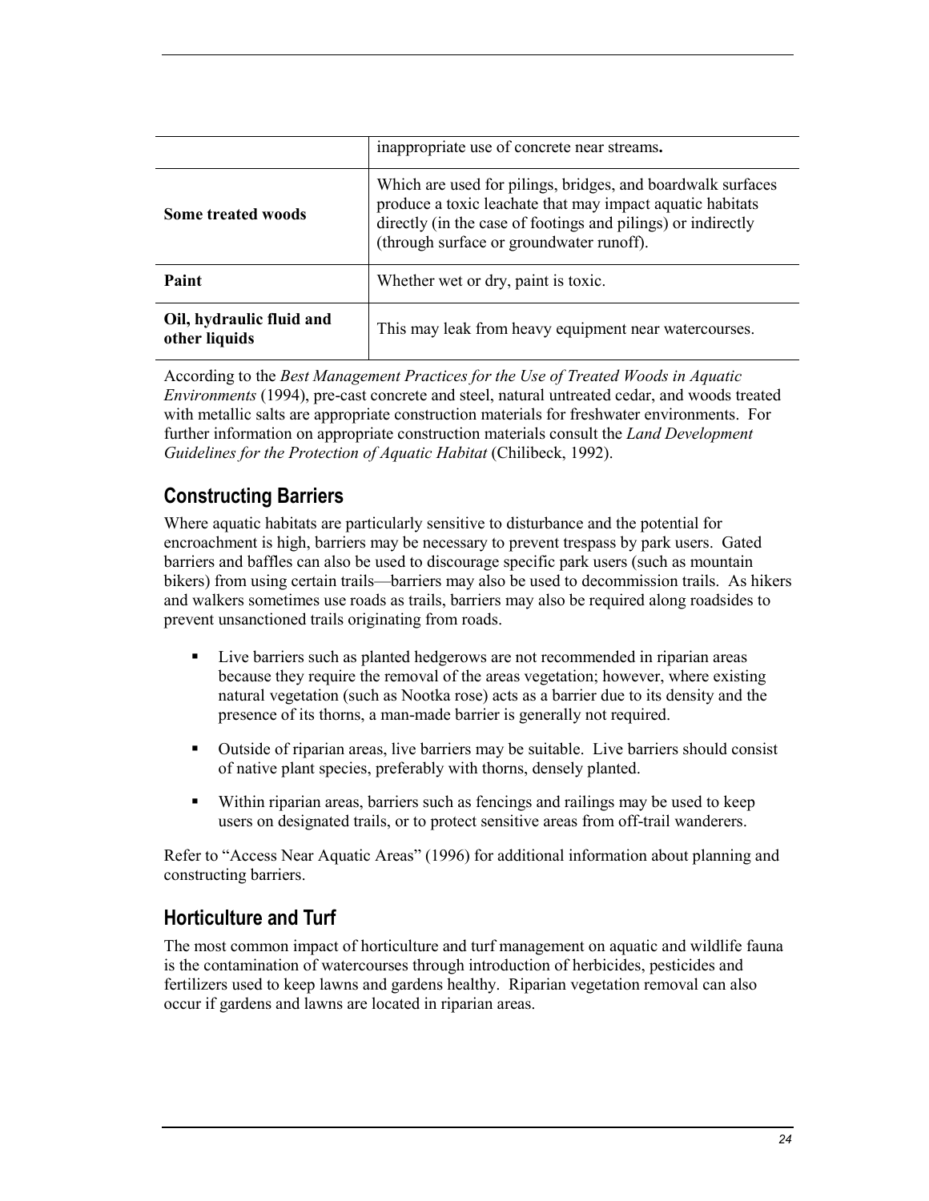| | |
|---|---|
| | inappropriate use of concrete near streams**.** |
| **Some treated woods** | Which are used for pilings, bridges, and boardwalk surfaces produce a toxic leachate that may impact aquatic habitats directly (in the case of footings and pilings) or indirectly (through surface or groundwater runoff). |
| **Paint** | Whether wet or dry, paint is toxic. |
| **Oil, hydraulic fluid and other liquids** | This may leak from heavy equipment near watercourses. |

According to the *Best Management Practices for the Use of Treated Woods in Aquatic Environments* (1994), pre-cast concrete and steel, natural untreated cedar, and woods treated with metallic salts are appropriate construction materials for freshwater environments. For further information on appropriate construction materials consult the *Land Development Guidelines for the Protection of Aquatic Habitat* (Chilibeck, 1992).

## Constructing Barriers

Where aquatic habitats are particularly sensitive to disturbance and the potential for encroachment is high, barriers may be necessary to prevent trespass by park users. Gated barriers and baffles can also be used to discourage specific park users (such as mountain bikers) from using certain trails—barriers may also be used to decommission trails. As hikers and walkers sometimes use roads as trails, barriers may also be required along roadsides to prevent unsanctioned trails originating from roads.

- Live barriers such as planted hedgerows are not recommended in riparian areas because they require the removal of the areas vegetation; however, where existing natural vegetation (such as Nootka rose) acts as a barrier due to its density and the presence of its thorns, a man-made barrier is generally not required.
- Outside of riparian areas, live barriers may be suitable. Live barriers should consist of native plant species, preferably with thorns, densely planted.
- Within riparian areas, barriers such as fencings and railings may be used to keep users on designated trails, or to protect sensitive areas from off-trail wanderers.

Refer to "Access Near Aquatic Areas" (1996) for additional information about planning and constructing barriers.

## Horticulture and Turf

The most common impact of horticulture and turf management on aquatic and wildlife fauna is the contamination of watercourses through introduction of herbicides, pesticides and fertilizers used to keep lawns and gardens healthy. Riparian vegetation removal can also occur if gardens and lawns are located in riparian areas.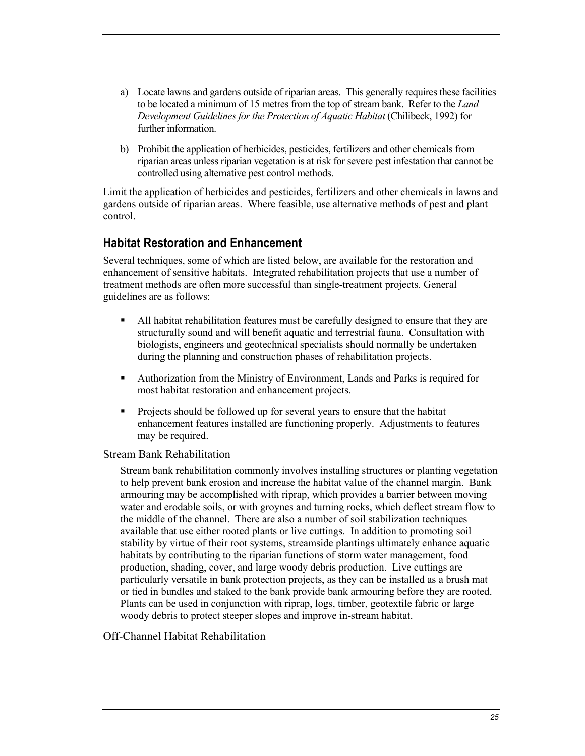a) Locate lawns and gardens outside of riparian areas. This generally requires these facilities to be located a minimum of 15 metres from the top of stream bank. Refer to the *Land Development Guidelines for the Protection of Aquatic Habitat* (Chilibeck, 1992) for further information.

b) Prohibit the application of herbicides, pesticides, fertilizers and other chemicals from riparian areas unless riparian vegetation is at risk for severe pest infestation that cannot be controlled using alternative pest control methods.

Limit the application of herbicides and pesticides, fertilizers and other chemicals in lawns and gardens outside of riparian areas. Where feasible, use alternative methods of pest and plant control.

## Habitat Restoration and Enhancement

Several techniques, some of which are listed below, are available for the restoration and enhancement of sensitive habitats. Integrated rehabilitation projects that use a number of treatment methods are often more successful than single-treatment projects. General guidelines are as follows:

- All habitat rehabilitation features must be carefully designed to ensure that they are structurally sound and will benefit aquatic and terrestrial fauna. Consultation with biologists, engineers and geotechnical specialists should normally be undertaken during the planning and construction phases of rehabilitation projects.
- Authorization from the Ministry of Environment, Lands and Parks is required for most habitat restoration and enhancement projects.
- Projects should be followed up for several years to ensure that the habitat enhancement features installed are functioning properly. Adjustments to features may be required.

### Stream Bank Rehabilitation

Stream bank rehabilitation commonly involves installing structures or planting vegetation to help prevent bank erosion and increase the habitat value of the channel margin. Bank armouring may be accomplished with riprap, which provides a barrier between moving water and erodable soils, or with groynes and turning rocks, which deflect stream flow to the middle of the channel. There are also a number of soil stabilization techniques available that use either rooted plants or live cuttings. In addition to promoting soil stability by virtue of their root systems, streamside plantings ultimately enhance aquatic habitats by contributing to the riparian functions of storm water management, food production, shading, cover, and large woody debris production. Live cuttings are particularly versatile in bank protection projects, as they can be installed as a brush mat or tied in bundles and staked to the bank provide bank armouring before they are rooted. Plants can be used in conjunction with riprap, logs, timber, geotextile fabric or large woody debris to protect steeper slopes and improve in-stream habitat.

### Off-Channel Habitat Rehabilitation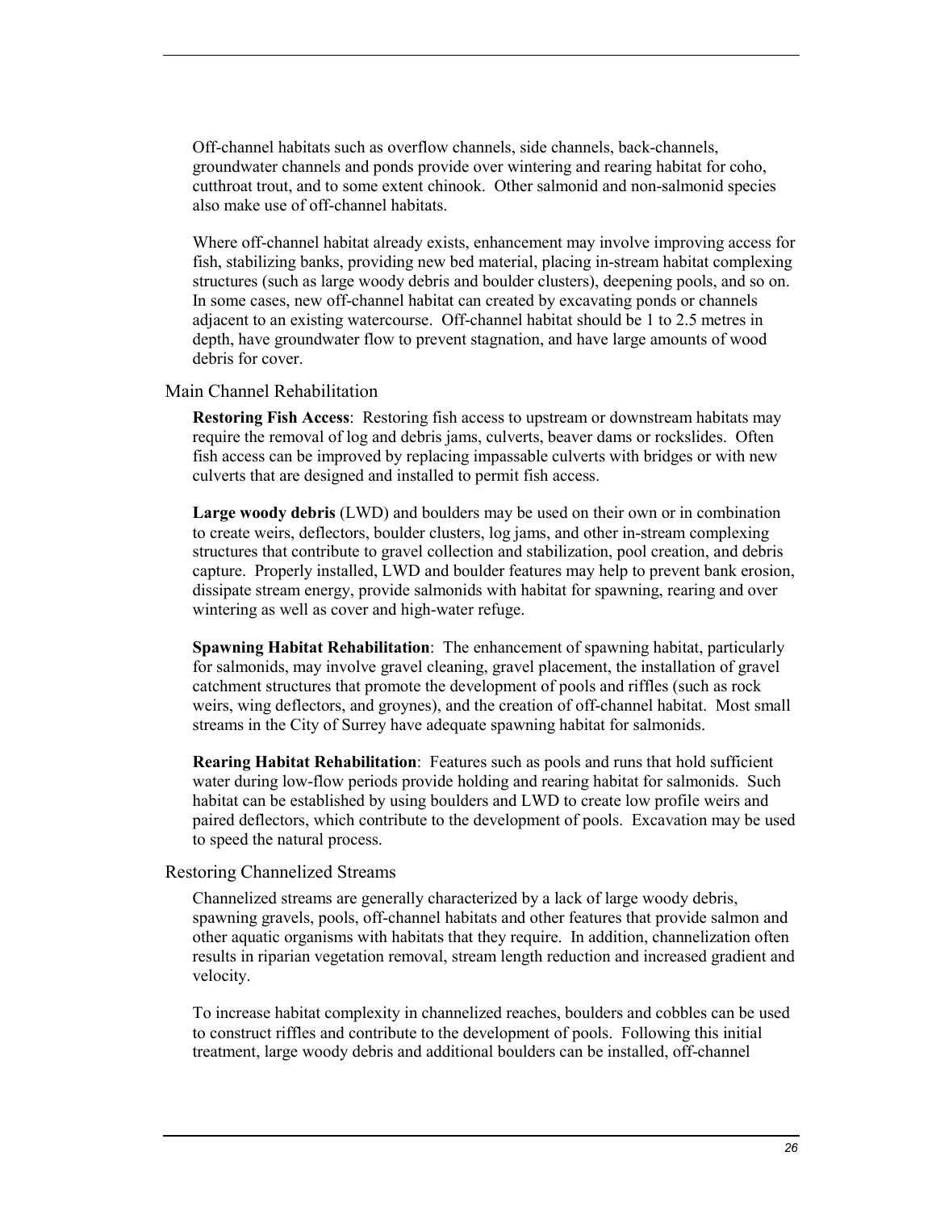Off-channel habitats such as overflow channels, side channels, back-channels, groundwater channels and ponds provide over wintering and rearing habitat for coho, cutthroat trout, and to some extent chinook. Other salmonid and non-salmonid species also make use of off-channel habitats.

Where off-channel habitat already exists, enhancement may involve improving access for fish, stabilizing banks, providing new bed material, placing in-stream habitat complexing structures (such as large woody debris and boulder clusters), deepening pools, and so on. In some cases, new off-channel habitat can created by excavating ponds or channels adjacent to an existing watercourse. Off-channel habitat should be 1 to 2.5 metres in depth, have groundwater flow to prevent stagnation, and have large amounts of wood debris for cover.

### Main Channel Rehabilitation

**Restoring Fish Access**: Restoring fish access to upstream or downstream habitats may require the removal of log and debris jams, culverts, beaver dams or rockslides. Often fish access can be improved by replacing impassable culverts with bridges or with new culverts that are designed and installed to permit fish access.

**Large woody debris** (LWD) and boulders may be used on their own or in combination to create weirs, deflectors, boulder clusters, log jams, and other in-stream complexing structures that contribute to gravel collection and stabilization, pool creation, and debris capture. Properly installed, LWD and boulder features may help to prevent bank erosion, dissipate stream energy, provide salmonids with habitat for spawning, rearing and over wintering as well as cover and high-water refuge.

**Spawning Habitat Rehabilitation**: The enhancement of spawning habitat, particularly for salmonids, may involve gravel cleaning, gravel placement, the installation of gravel catchment structures that promote the development of pools and riffles (such as rock weirs, wing deflectors, and groynes), and the creation of off-channel habitat. Most small streams in the City of Surrey have adequate spawning habitat for salmonids.

**Rearing Habitat Rehabilitation**: Features such as pools and runs that hold sufficient water during low-flow periods provide holding and rearing habitat for salmonids. Such habitat can be established by using boulders and LWD to create low profile weirs and paired deflectors, which contribute to the development of pools. Excavation may be used to speed the natural process.

### Restoring Channelized Streams

Channelized streams are generally characterized by a lack of large woody debris, spawning gravels, pools, off-channel habitats and other features that provide salmon and other aquatic organisms with habitats that they require. In addition, channelization often results in riparian vegetation removal, stream length reduction and increased gradient and velocity.

To increase habitat complexity in channelized reaches, boulders and cobbles can be used to construct riffles and contribute to the development of pools. Following this initial treatment, large woody debris and additional boulders can be installed, off-channel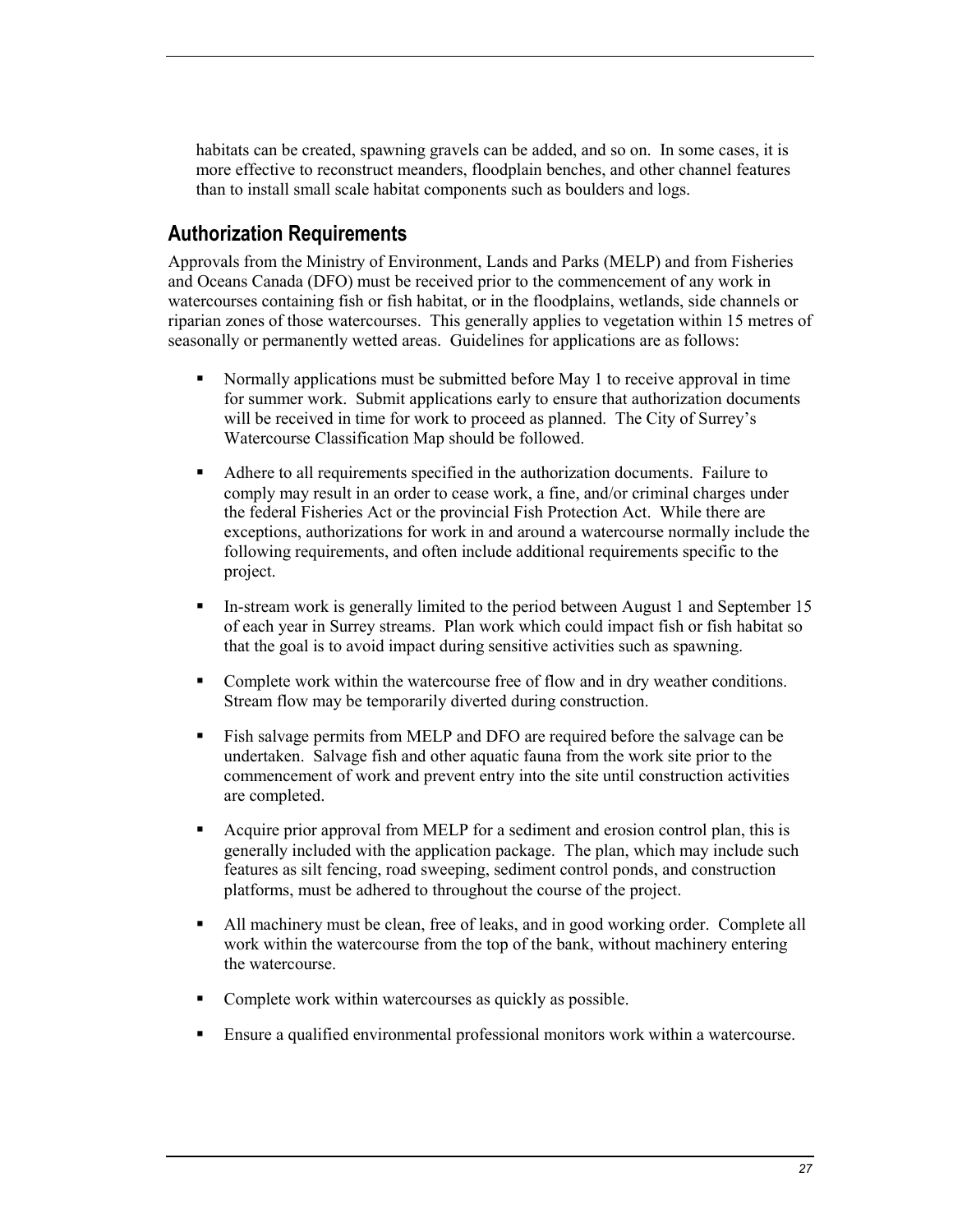habitats can be created, spawning gravels can be added, and so on. In some cases, it is more effective to reconstruct meanders, floodplain benches, and other channel features than to install small scale habitat components such as boulders and logs.

## Authorization Requirements

Approvals from the Ministry of Environment, Lands and Parks (MELP) and from Fisheries and Oceans Canada (DFO) must be received prior to the commencement of any work in watercourses containing fish or fish habitat, or in the floodplains, wetlands, side channels or riparian zones of those watercourses. This generally applies to vegetation within 15 metres of seasonally or permanently wetted areas. Guidelines for applications are as follows:

- Normally applications must be submitted before May 1 to receive approval in time for summer work. Submit applications early to ensure that authorization documents will be received in time for work to proceed as planned. The City of Surrey's Watercourse Classification Map should be followed.
- Adhere to all requirements specified in the authorization documents. Failure to comply may result in an order to cease work, a fine, and/or criminal charges under the federal Fisheries Act or the provincial Fish Protection Act. While there are exceptions, authorizations for work in and around a watercourse normally include the following requirements, and often include additional requirements specific to the project.
- In-stream work is generally limited to the period between August 1 and September 15 of each year in Surrey streams. Plan work which could impact fish or fish habitat so that the goal is to avoid impact during sensitive activities such as spawning.
- Complete work within the watercourse free of flow and in dry weather conditions. Stream flow may be temporarily diverted during construction.
- Fish salvage permits from MELP and DFO are required before the salvage can be undertaken. Salvage fish and other aquatic fauna from the work site prior to the commencement of work and prevent entry into the site until construction activities are completed.
- Acquire prior approval from MELP for a sediment and erosion control plan, this is generally included with the application package. The plan, which may include such features as silt fencing, road sweeping, sediment control ponds, and construction platforms, must be adhered to throughout the course of the project.
- All machinery must be clean, free of leaks, and in good working order. Complete all work within the watercourse from the top of the bank, without machinery entering the watercourse.
- Complete work within watercourses as quickly as possible.
- Ensure a qualified environmental professional monitors work within a watercourse.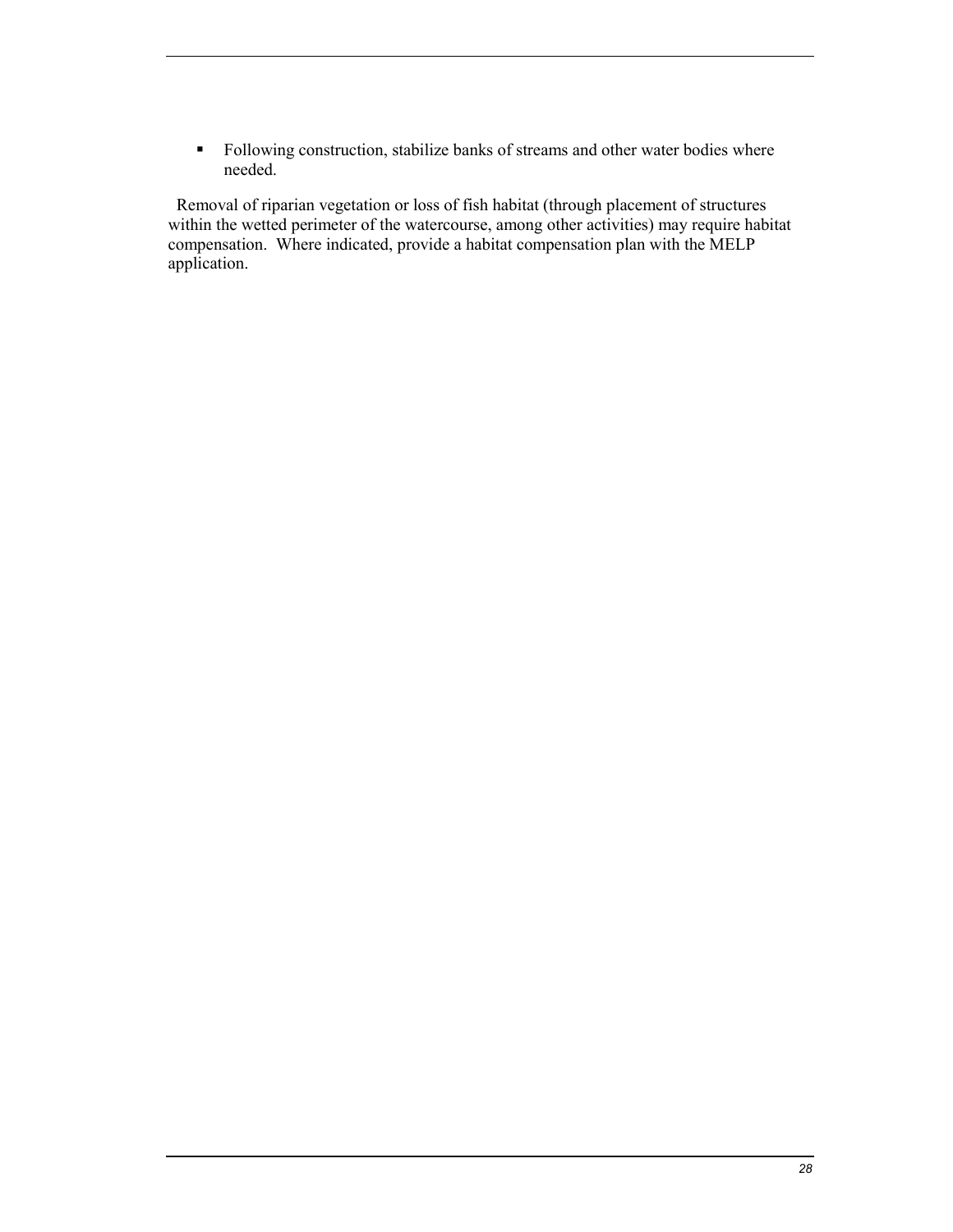- Following construction, stabilize banks of streams and other water bodies where needed.

Removal of riparian vegetation or loss of fish habitat (through placement of structures within the wetted perimeter of the watercourse, among other activities) may require habitat compensation. Where indicated, provide a habitat compensation plan with the MELP application.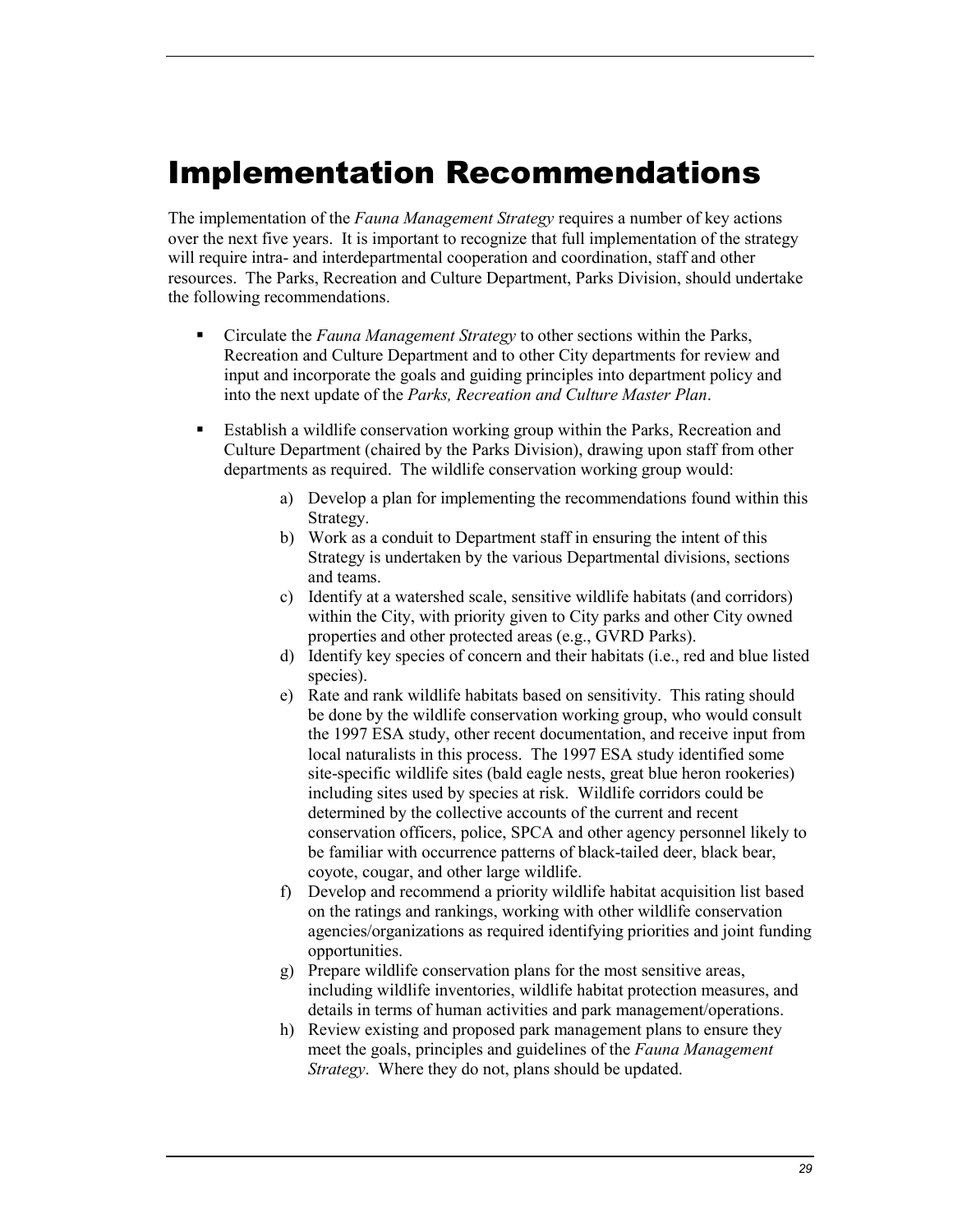# Implementation Recommendations

The implementation of the *Fauna Management Strategy* requires a number of key actions over the next five years. It is important to recognize that full implementation of the strategy will require intra- and interdepartmental cooperation and coordination, staff and other resources. The Parks, Recreation and Culture Department, Parks Division, should undertake the following recommendations.

- Circulate the *Fauna Management Strategy* to other sections within the Parks, Recreation and Culture Department and to other City departments for review and input and incorporate the goals and guiding principles into department policy and into the next update of the *Parks, Recreation and Culture Master Plan*.

- Establish a wildlife conservation working group within the Parks, Recreation and Culture Department (chaired by the Parks Division), drawing upon staff from other departments as required. The wildlife conservation working group would:

    a) Develop a plan for implementing the recommendations found within this Strategy.
    b) Work as a conduit to Department staff in ensuring the intent of this Strategy is undertaken by the various Departmental divisions, sections and teams.
    c) Identify at a watershed scale, sensitive wildlife habitats (and corridors) within the City, with priority given to City parks and other City owned properties and other protected areas (e.g., GVRD Parks).
    d) Identify key species of concern and their habitats (i.e., red and blue listed species).
    e) Rate and rank wildlife habitats based on sensitivity. This rating should be done by the wildlife conservation working group, who would consult the 1997 ESA study, other recent documentation, and receive input from local naturalists in this process. The 1997 ESA study identified some site-specific wildlife sites (bald eagle nests, great blue heron rookeries) including sites used by species at risk. Wildlife corridors could be determined by the collective accounts of the current and recent conservation officers, police, SPCA and other agency personnel likely to be familiar with occurrence patterns of black-tailed deer, black bear, coyote, cougar, and other large wildlife.
    f) Develop and recommend a priority wildlife habitat acquisition list based on the ratings and rankings, working with other wildlife conservation agencies/organizations as required identifying priorities and joint funding opportunities.
    g) Prepare wildlife conservation plans for the most sensitive areas, including wildlife inventories, wildlife habitat protection measures, and details in terms of human activities and park management/operations.
    h) Review existing and proposed park management plans to ensure they meet the goals, principles and guidelines of the *Fauna Management Strategy*. Where they do not, plans should be updated.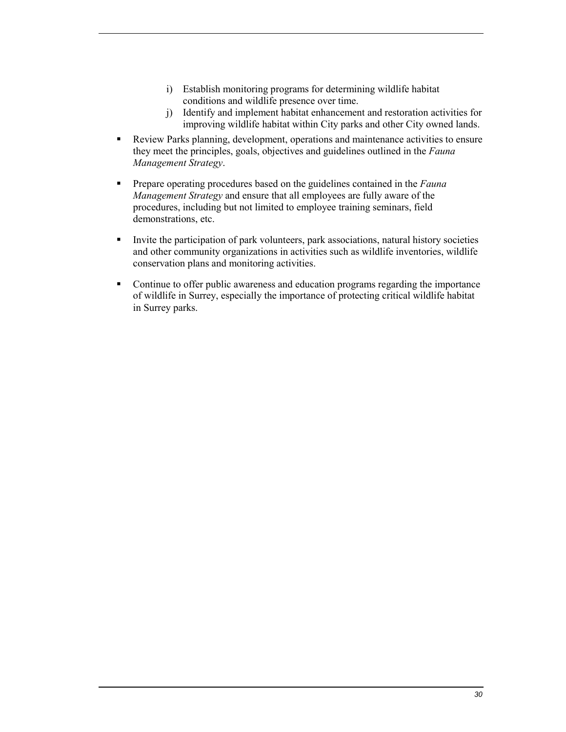i) Establish monitoring programs for determining wildlife habitat conditions and wildlife presence over time.
   j) Identify and implement habitat enhancement and restoration activities for improving wildlife habitat within City parks and other City owned lands.

- Review Parks planning, development, operations and maintenance activities to ensure they meet the principles, goals, objectives and guidelines outlined in the *Fauna Management Strategy*.

- Prepare operating procedures based on the guidelines contained in the *Fauna Management Strategy* and ensure that all employees are fully aware of the procedures, including but not limited to employee training seminars, field demonstrations, etc.

- Invite the participation of park volunteers, park associations, natural history societies and other community organizations in activities such as wildlife inventories, wildlife conservation plans and monitoring activities.

- Continue to offer public awareness and education programs regarding the importance of wildlife in Surrey, especially the importance of protecting critical wildlife habitat in Surrey parks.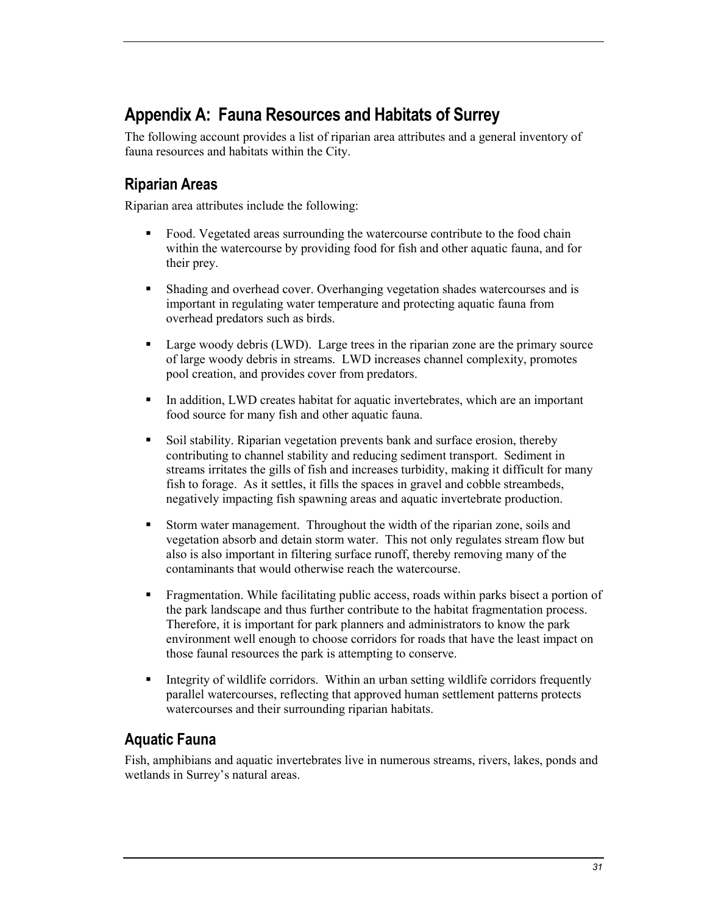# Appendix A: Fauna Resources and Habitats of Surrey

The following account provides a list of riparian area attributes and a general inventory of fauna resources and habitats within the City.

## Riparian Areas

Riparian area attributes include the following:

- Food. Vegetated areas surrounding the watercourse contribute to the food chain within the watercourse by providing food for fish and other aquatic fauna, and for their prey.
- Shading and overhead cover. Overhanging vegetation shades watercourses and is important in regulating water temperature and protecting aquatic fauna from overhead predators such as birds.
- Large woody debris (LWD). Large trees in the riparian zone are the primary source of large woody debris in streams. LWD increases channel complexity, promotes pool creation, and provides cover from predators.
- In addition, LWD creates habitat for aquatic invertebrates, which are an important food source for many fish and other aquatic fauna.
- Soil stability. Riparian vegetation prevents bank and surface erosion, thereby contributing to channel stability and reducing sediment transport. Sediment in streams irritates the gills of fish and increases turbidity, making it difficult for many fish to forage. As it settles, it fills the spaces in gravel and cobble streambeds, negatively impacting fish spawning areas and aquatic invertebrate production.
- Storm water management. Throughout the width of the riparian zone, soils and vegetation absorb and detain storm water. This not only regulates stream flow but also is also important in filtering surface runoff, thereby removing many of the contaminants that would otherwise reach the watercourse.
- Fragmentation. While facilitating public access, roads within parks bisect a portion of the park landscape and thus further contribute to the habitat fragmentation process. Therefore, it is important for park planners and administrators to know the park environment well enough to choose corridors for roads that have the least impact on those faunal resources the park is attempting to conserve.
- Integrity of wildlife corridors. Within an urban setting wildlife corridors frequently parallel watercourses, reflecting that approved human settlement patterns protects watercourses and their surrounding riparian habitats.

## Aquatic Fauna

Fish, amphibians and aquatic invertebrates live in numerous streams, rivers, lakes, ponds and wetlands in Surrey's natural areas.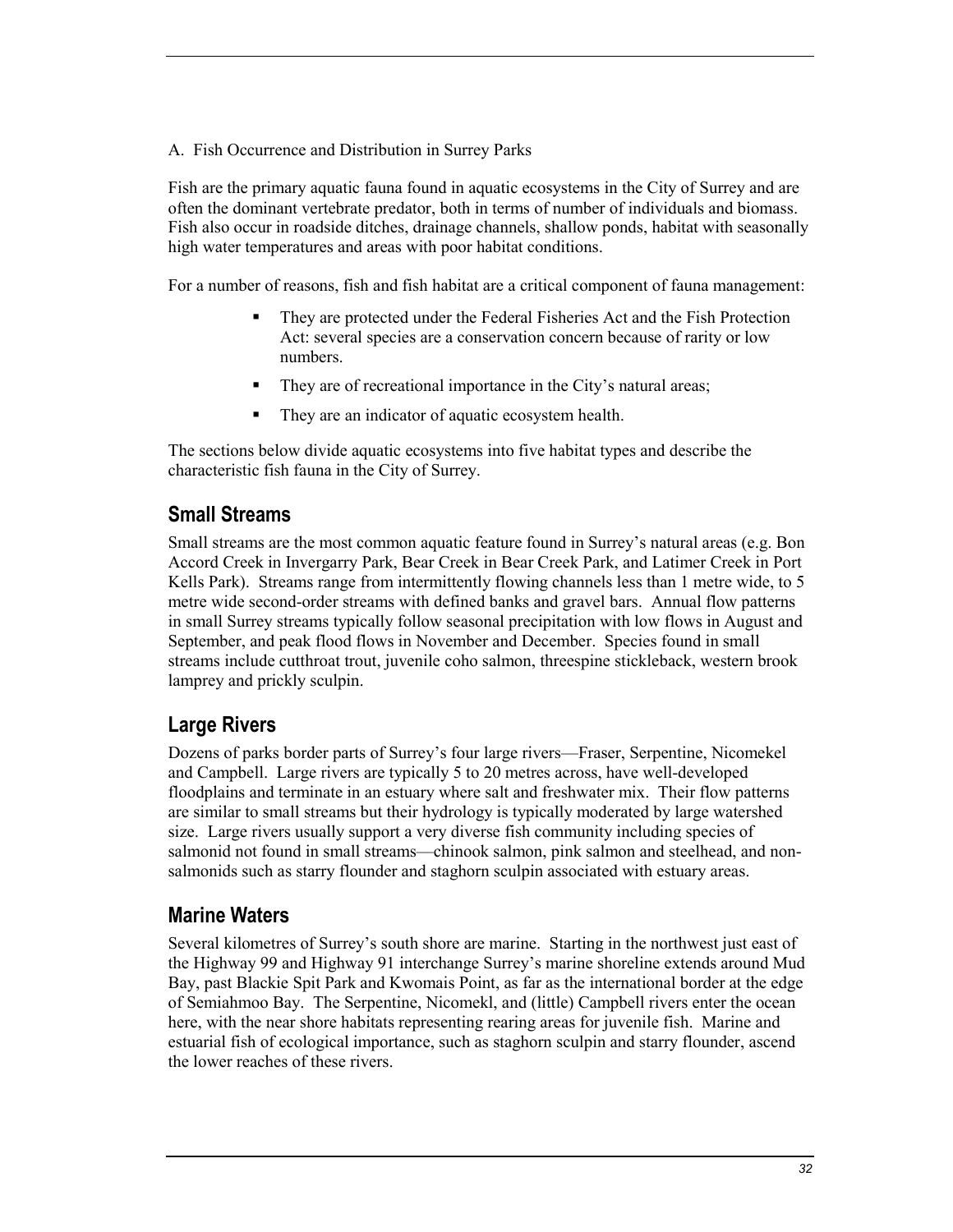A. Fish Occurrence and Distribution in Surrey Parks

Fish are the primary aquatic fauna found in aquatic ecosystems in the City of Surrey and are often the dominant vertebrate predator, both in terms of number of individuals and biomass. Fish also occur in roadside ditches, drainage channels, shallow ponds, habitat with seasonally high water temperatures and areas with poor habitat conditions.

For a number of reasons, fish and fish habitat are a critical component of fauna management:

- They are protected under the Federal Fisheries Act and the Fish Protection Act: several species are a conservation concern because of rarity or low numbers.
- They are of recreational importance in the City's natural areas;
- They are an indicator of aquatic ecosystem health.

The sections below divide aquatic ecosystems into five habitat types and describe the characteristic fish fauna in the City of Surrey.

## Small Streams

Small streams are the most common aquatic feature found in Surrey's natural areas (e.g. Bon Accord Creek in Invergarry Park, Bear Creek in Bear Creek Park, and Latimer Creek in Port Kells Park). Streams range from intermittently flowing channels less than 1 metre wide, to 5 metre wide second-order streams with defined banks and gravel bars. Annual flow patterns in small Surrey streams typically follow seasonal precipitation with low flows in August and September, and peak flood flows in November and December. Species found in small streams include cutthroat trout, juvenile coho salmon, threespine stickleback, western brook lamprey and prickly sculpin.

## Large Rivers

Dozens of parks border parts of Surrey's four large rivers—Fraser, Serpentine, Nicomekel and Campbell. Large rivers are typically 5 to 20 metres across, have well-developed floodplains and terminate in an estuary where salt and freshwater mix. Their flow patterns are similar to small streams but their hydrology is typically moderated by large watershed size. Large rivers usually support a very diverse fish community including species of salmonid not found in small streams—chinook salmon, pink salmon and steelhead, and non-salmonids such as starry flounder and staghorn sculpin associated with estuary areas.

## Marine Waters

Several kilometres of Surrey's south shore are marine. Starting in the northwest just east of the Highway 99 and Highway 91 interchange Surrey's marine shoreline extends around Mud Bay, past Blackie Spit Park and Kwomais Point, as far as the international border at the edge of Semiahmoo Bay. The Serpentine, Nicomekl, and (little) Campbell rivers enter the ocean here, with the near shore habitats representing rearing areas for juvenile fish. Marine and estuarial fish of ecological importance, such as staghorn sculpin and starry flounder, ascend the lower reaches of these rivers.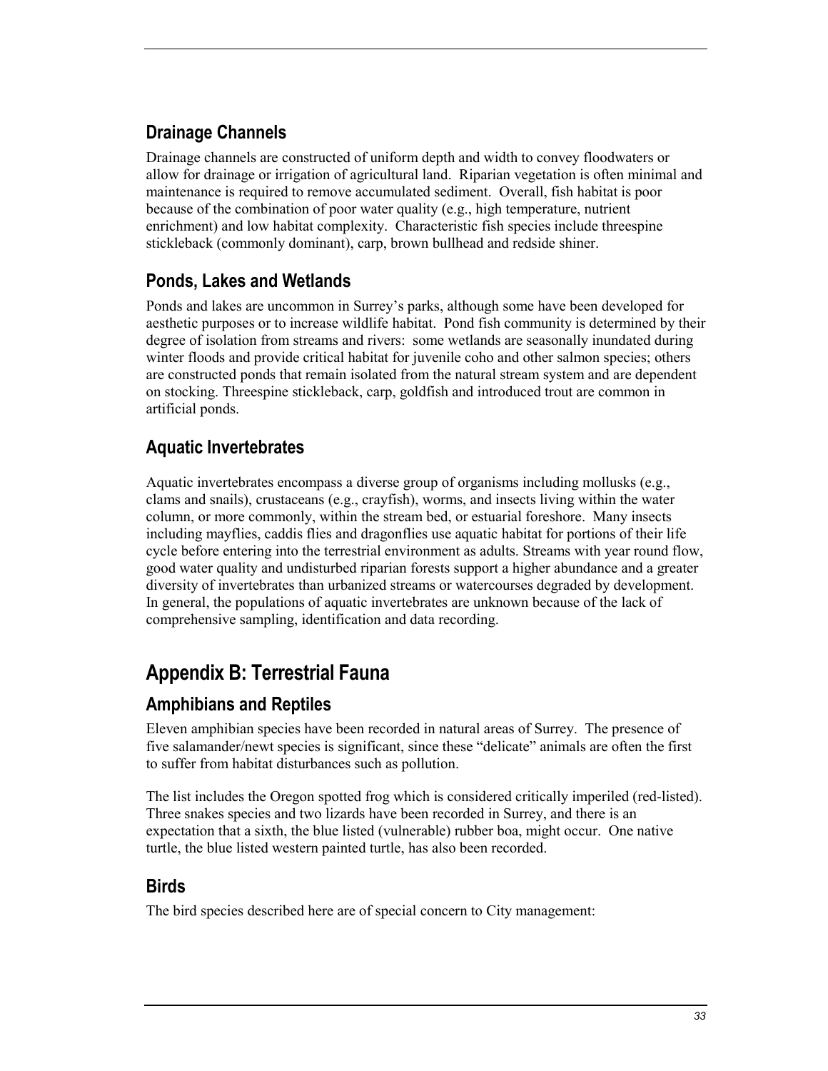## Drainage Channels

Drainage channels are constructed of uniform depth and width to convey floodwaters or allow for drainage or irrigation of agricultural land. Riparian vegetation is often minimal and maintenance is required to remove accumulated sediment. Overall, fish habitat is poor because of the combination of poor water quality (e.g., high temperature, nutrient enrichment) and low habitat complexity. Characteristic fish species include threespine stickleback (commonly dominant), carp, brown bullhead and redside shiner.

## Ponds, Lakes and Wetlands

Ponds and lakes are uncommon in Surrey's parks, although some have been developed for aesthetic purposes or to increase wildlife habitat. Pond fish community is determined by their degree of isolation from streams and rivers: some wetlands are seasonally inundated during winter floods and provide critical habitat for juvenile coho and other salmon species; others are constructed ponds that remain isolated from the natural stream system and are dependent on stocking. Threespine stickleback, carp, goldfish and introduced trout are common in artificial ponds.

## Aquatic Invertebrates

Aquatic invertebrates encompass a diverse group of organisms including mollusks (e.g., clams and snails), crustaceans (e.g., crayfish), worms, and insects living within the water column, or more commonly, within the stream bed, or estuarial foreshore. Many insects including mayflies, caddis flies and dragonflies use aquatic habitat for portions of their life cycle before entering into the terrestrial environment as adults. Streams with year round flow, good water quality and undisturbed riparian forests support a higher abundance and a greater diversity of invertebrates than urbanized streams or watercourses degraded by development. In general, the populations of aquatic invertebrates are unknown because of the lack of comprehensive sampling, identification and data recording.

# Appendix B: Terrestrial Fauna

## Amphibians and Reptiles

Eleven amphibian species have been recorded in natural areas of Surrey. The presence of five salamander/newt species is significant, since these "delicate" animals are often the first to suffer from habitat disturbances such as pollution.

The list includes the Oregon spotted frog which is considered critically imperiled (red-listed). Three snakes species and two lizards have been recorded in Surrey, and there is an expectation that a sixth, the blue listed (vulnerable) rubber boa, might occur. One native turtle, the blue listed western painted turtle, has also been recorded.

## Birds

The bird species described here are of special concern to City management: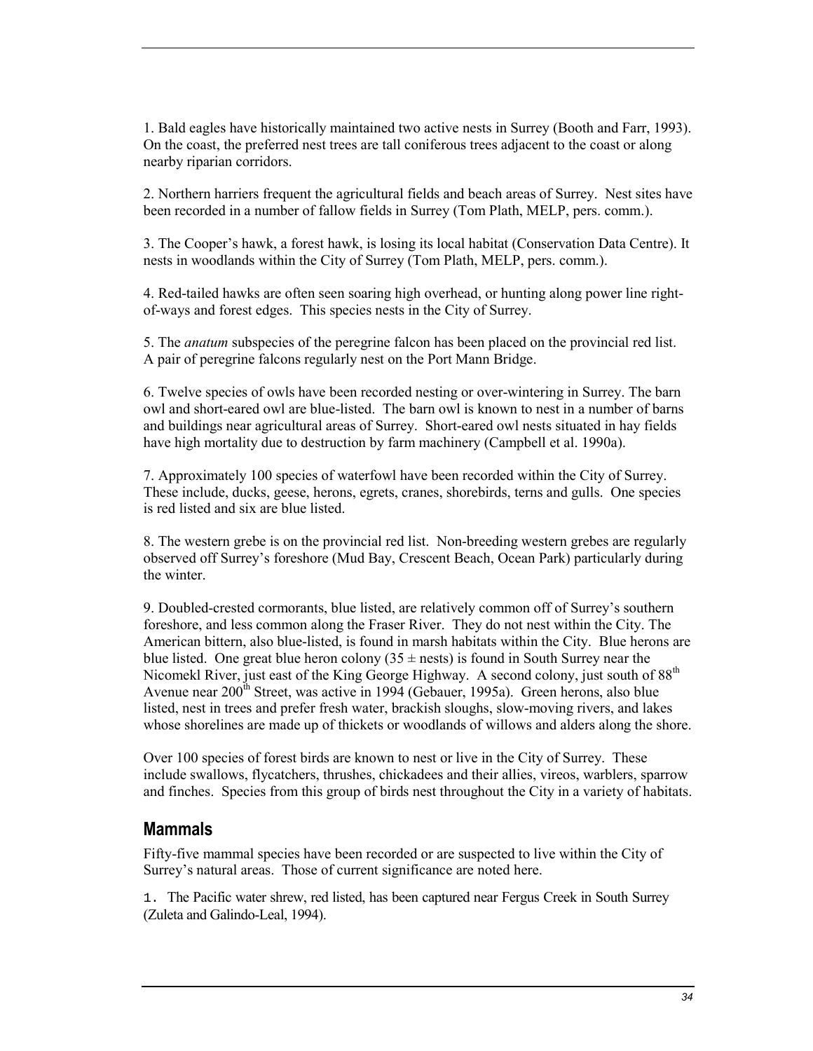1. Bald eagles have historically maintained two active nests in Surrey (Booth and Farr, 1993). On the coast, the preferred nest trees are tall coniferous trees adjacent to the coast or along nearby riparian corridors.

2. Northern harriers frequent the agricultural fields and beach areas of Surrey. Nest sites have been recorded in a number of fallow fields in Surrey (Tom Plath, MELP, pers. comm.).

3. The Cooper's hawk, a forest hawk, is losing its local habitat (Conservation Data Centre). It nests in woodlands within the City of Surrey (Tom Plath, MELP, pers. comm.).

4. Red-tailed hawks are often seen soaring high overhead, or hunting along power line right-of-ways and forest edges. This species nests in the City of Surrey.

5. The *anatum* subspecies of the peregrine falcon has been placed on the provincial red list. A pair of peregrine falcons regularly nest on the Port Mann Bridge.

6. Twelve species of owls have been recorded nesting or over-wintering in Surrey. The barn owl and short-eared owl are blue-listed. The barn owl is known to nest in a number of barns and buildings near agricultural areas of Surrey. Short-eared owl nests situated in hay fields have high mortality due to destruction by farm machinery (Campbell et al. 1990a).

7. Approximately 100 species of waterfowl have been recorded within the City of Surrey. These include, ducks, geese, herons, egrets, cranes, shorebirds, terns and gulls. One species is red listed and six are blue listed.

8. The western grebe is on the provincial red list. Non-breeding western grebes are regularly observed off Surrey's foreshore (Mud Bay, Crescent Beach, Ocean Park) particularly during the winter.

9. Doubled-crested cormorants, blue listed, are relatively common off of Surrey's southern foreshore, and less common along the Fraser River. They do not nest within the City. The American bittern, also blue-listed, is found in marsh habitats within the City. Blue herons are blue listed. One great blue heron colony (35 ± nests) is found in South Surrey near the Nicomekl River, just east of the King George Highway. A second colony, just south of 88th Avenue near 200th Street, was active in 1994 (Gebauer, 1995a). Green herons, also blue listed, nest in trees and prefer fresh water, brackish sloughs, slow-moving rivers, and lakes whose shorelines are made up of thickets or woodlands of willows and alders along the shore.

Over 100 species of forest birds are known to nest or live in the City of Surrey. These include swallows, flycatchers, thrushes, chickadees and their allies, vireos, warblers, sparrow and finches. Species from this group of birds nest throughout the City in a variety of habitats.

## Mammals

Fifty-five mammal species have been recorded or are suspected to live within the City of Surrey's natural areas. Those of current significance are noted here.

1. The Pacific water shrew, red listed, has been captured near Fergus Creek in South Surrey (Zuleta and Galindo-Leal, 1994).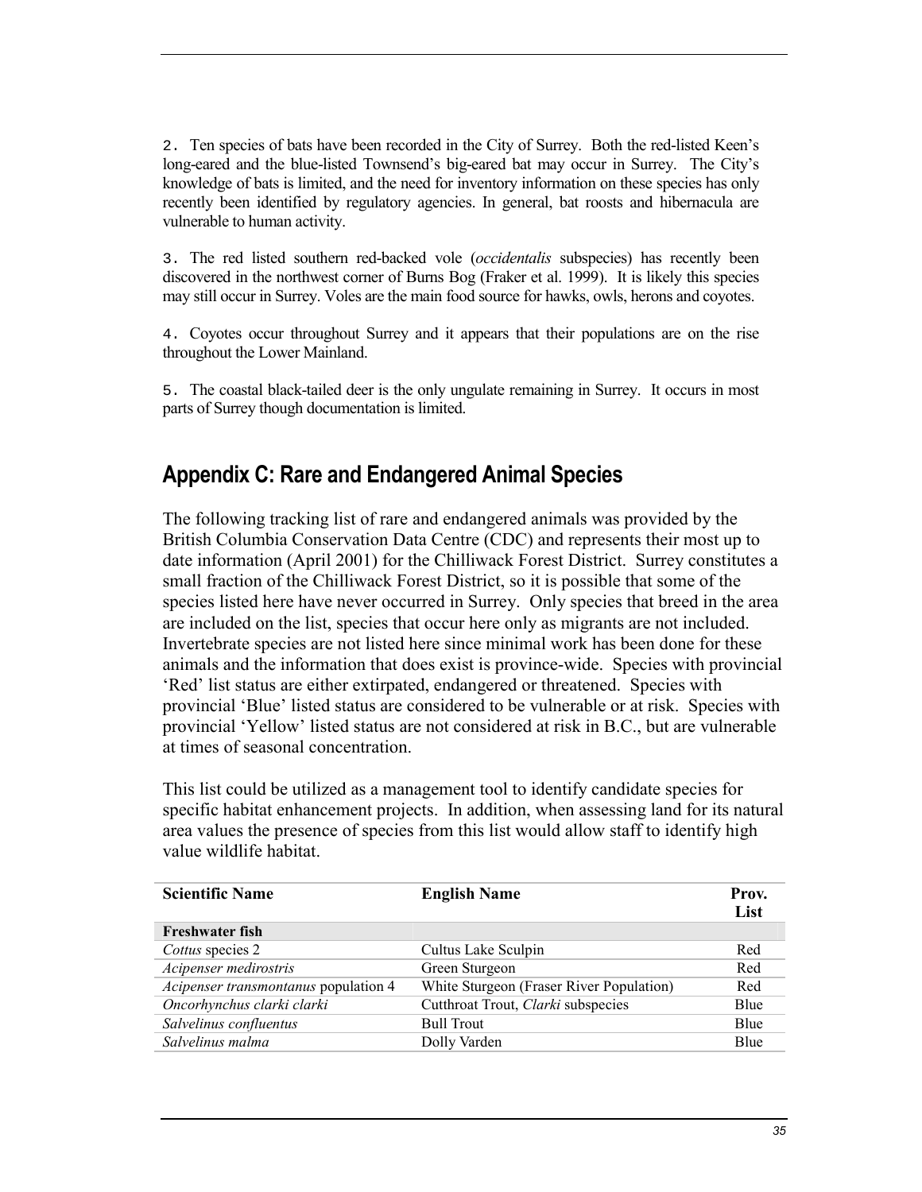2. Ten species of bats have been recorded in the City of Surrey. Both the red-listed Keen's long-eared and the blue-listed Townsend's big-eared bat may occur in Surrey. The City's knowledge of bats is limited, and the need for inventory information on these species has only recently been identified by regulatory agencies. In general, bat roosts and hibernacula are vulnerable to human activity.

3. The red listed southern red-backed vole (*occidentalis* subspecies) has recently been discovered in the northwest corner of Burns Bog (Fraker et al. 1999). It is likely this species may still occur in Surrey. Voles are the main food source for hawks, owls, herons and coyotes.

4. Coyotes occur throughout Surrey and it appears that their populations are on the rise throughout the Lower Mainland.

5. The coastal black-tailed deer is the only ungulate remaining in Surrey. It occurs in most parts of Surrey though documentation is limited.

## Appendix C: Rare and Endangered Animal Species

The following tracking list of rare and endangered animals was provided by the British Columbia Conservation Data Centre (CDC) and represents their most up to date information (April 2001) for the Chilliwack Forest District. Surrey constitutes a small fraction of the Chilliwack Forest District, so it is possible that some of the species listed here have never occurred in Surrey. Only species that breed in the area are included on the list, species that occur here only as migrants are not included. Invertebrate species are not listed here since minimal work has been done for these animals and the information that does exist is province-wide. Species with provincial 'Red' list status are either extirpated, endangered or threatened. Species with provincial 'Blue' listed status are considered to be vulnerable or at risk. Species with provincial 'Yellow' listed status are not considered at risk in B.C., but are vulnerable at times of seasonal concentration.

This list could be utilized as a management tool to identify candidate species for specific habitat enhancement projects. In addition, when assessing land for its natural area values the presence of species from this list would allow staff to identify high value wildlife habitat.

| Scientific Name | English Name | Prov. List |
|---|---|---|
| **Freshwater fish** | | |
| *Cottus* species 2 | Cultus Lake Sculpin | Red |
| *Acipenser medirostris* | Green Sturgeon | Red |
| *Acipenser transmontanus* population 4 | White Sturgeon (Fraser River Population) | Red |
| *Oncorhynchus clarki clarki* | Cutthroat Trout, *Clarki* subspecies | Blue |
| *Salvelinus confluentus* | Bull Trout | Blue |
| *Salvelinus malma* | Dolly Varden | Blue |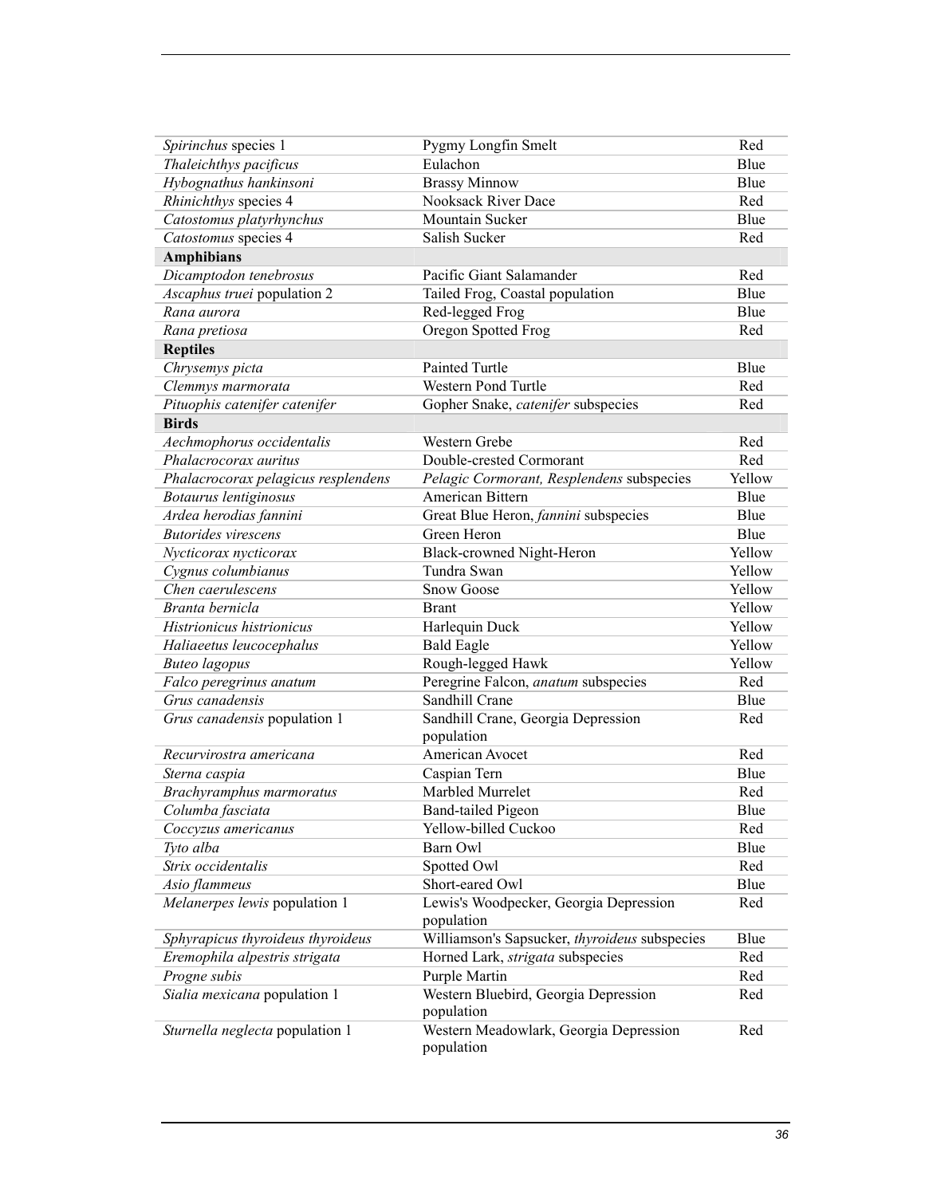| | | |
|---|---|---|
| *Spirinchus* species 1 | Pygmy Longfin Smelt | Red |
| *Thaleichthys pacificus* | Eulachon | Blue |
| *Hybognathus hankinsoni* | Brassy Minnow | Blue |
| *Rhinichthys* species 4 | Nooksack River Dace | Red |
| *Catostomus platyrhynchus* | Mountain Sucker | Blue |
| *Catostomus* species 4 | Salish Sucker | Red |
| **Amphibians** | | |
| *Dicamptodon tenebrosus* | Pacific Giant Salamander | Red |
| *Ascaphus truei* population 2 | Tailed Frog, Coastal population | Blue |
| *Rana aurora* | Red-legged Frog | Blue |
| *Rana pretiosa* | Oregon Spotted Frog | Red |
| **Reptiles** | | |
| *Chrysemys picta* | Painted Turtle | Blue |
| *Clemmys marmorata* | Western Pond Turtle | Red |
| *Pituophis catenifer catenifer* | Gopher Snake, *catenifer* subspecies | Red |
| **Birds** | | |
| *Aechmophorus occidentalis* | Western Grebe | Red |
| *Phalacrocorax auritus* | Double-crested Cormorant | Red |
| *Phalacrocorax pelagicus resplendens* | *Pelagic Cormorant, Resplendens* subspecies | Yellow |
| *Botaurus lentiginosus* | American Bittern | Blue |
| *Ardea herodias fannini* | Great Blue Heron, *fannini* subspecies | Blue |
| *Butorides virescens* | Green Heron | Blue |
| *Nycticorax nycticorax* | Black-crowned Night-Heron | Yellow |
| *Cygnus columbianus* | Tundra Swan | Yellow |
| *Chen caerulescens* | Snow Goose | Yellow |
| *Branta bernicla* | Brant | Yellow |
| *Histrionicus histrionicus* | Harlequin Duck | Yellow |
| *Haliaeetus leucocephalus* | Bald Eagle | Yellow |
| *Buteo lagopus* | Rough-legged Hawk | Yellow |
| *Falco peregrinus anatum* | Peregrine Falcon, *anatum* subspecies | Red |
| *Grus canadensis* | Sandhill Crane | Blue |
| *Grus canadensis* population 1 | Sandhill Crane, Georgia Depression population | Red |
| *Recurvirostra americana* | American Avocet | Red |
| *Sterna caspia* | Caspian Tern | Blue |
| *Brachyramphus marmoratus* | Marbled Murrelet | Red |
| *Columba fasciata* | Band-tailed Pigeon | Blue |
| *Coccyzus americanus* | Yellow-billed Cuckoo | Red |
| *Tyto alba* | Barn Owl | Blue |
| *Strix occidentalis* | Spotted Owl | Red |
| *Asio flammeus* | Short-eared Owl | Blue |
| *Melanerpes lewis* population 1 | Lewis's Woodpecker, Georgia Depression population | Red |
| *Sphyrapicus thyroideus thyroideus* | Williamson's Sapsucker, *thyroideus* subspecies | Blue |
| *Eremophila alpestris strigata* | Horned Lark, *strigata* subspecies | Red |
| *Progne subis* | Purple Martin | Red |
| *Sialia mexicana* population 1 | Western Bluebird, Georgia Depression population | Red |
| *Sturnella neglecta* population 1 | Western Meadowlark, Georgia Depression population | Red |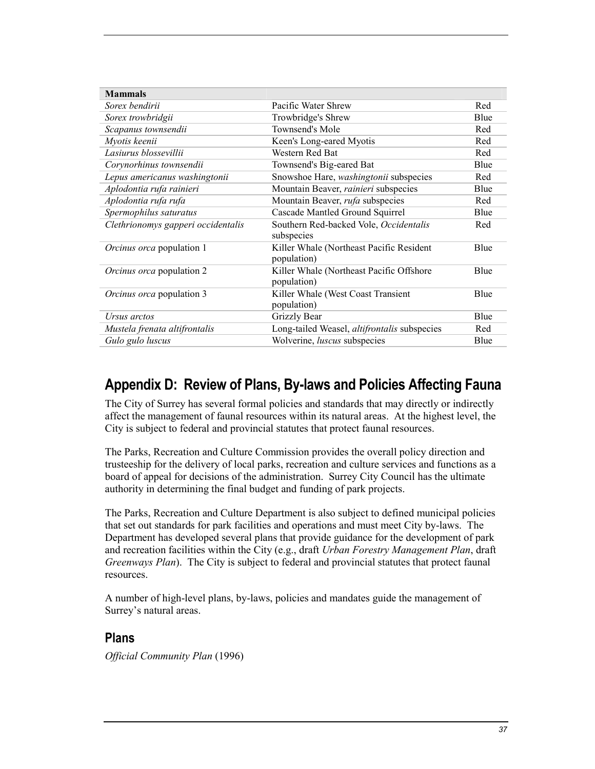| **Mammals** | | |
|---|---|---|
| *Sorex bendirii* | Pacific Water Shrew | Red |
| *Sorex trowbridgii* | Trowbridge's Shrew | Blue |
| *Scapanus townsendii* | Townsend's Mole | Red |
| *Myotis keenii* | Keen's Long-eared Myotis | Red |
| *Lasiurus blossevillii* | Western Red Bat | Red |
| *Corynorhinus townsendii* | Townsend's Big-eared Bat | Blue |
| *Lepus americanus washingtonii* | Snowshoe Hare, *washingtonii* subspecies | Red |
| *Aplodontia rufa rainieri* | Mountain Beaver, *rainieri* subspecies | Blue |
| *Aplodontia rufa rufa* | Mountain Beaver, *rufa* subspecies | Red |
| *Spermophilus saturatus* | Cascade Mantled Ground Squirrel | Blue |
| *Clethrionomys gapperi occidentalis* | Southern Red-backed Vole, *Occidentalis* subspecies | Red |
| *Orcinus orca* population 1 | Killer Whale (Northeast Pacific Resident population) | Blue |
| *Orcinus orca* population 2 | Killer Whale (Northeast Pacific Offshore population) | Blue |
| *Orcinus orca* population 3 | Killer Whale (West Coast Transient population) | Blue |
| *Ursus arctos* | Grizzly Bear | Blue |
| *Mustela frenata altifrontalis* | Long-tailed Weasel, *altifrontalis* subspecies | Red |
| *Gulo gulo luscus* | Wolverine, *luscus* subspecies | Blue |

# Appendix D: Review of Plans, By-laws and Policies Affecting Fauna

The City of Surrey has several formal policies and standards that may directly or indirectly affect the management of faunal resources within its natural areas. At the highest level, the City is subject to federal and provincial statutes that protect faunal resources.

The Parks, Recreation and Culture Commission provides the overall policy direction and trusteeship for the delivery of local parks, recreation and culture services and functions as a board of appeal for decisions of the administration. Surrey City Council has the ultimate authority in determining the final budget and funding of park projects.

The Parks, Recreation and Culture Department is also subject to defined municipal policies that set out standards for park facilities and operations and must meet City by-laws. The Department has developed several plans that provide guidance for the development of park and recreation facilities within the City (e.g., draft *Urban Forestry Management Plan*, draft *Greenways Plan*). The City is subject to federal and provincial statutes that protect faunal resources.

A number of high-level plans, by-laws, policies and mandates guide the management of Surrey's natural areas.

## Plans

*Official Community Plan* (1996)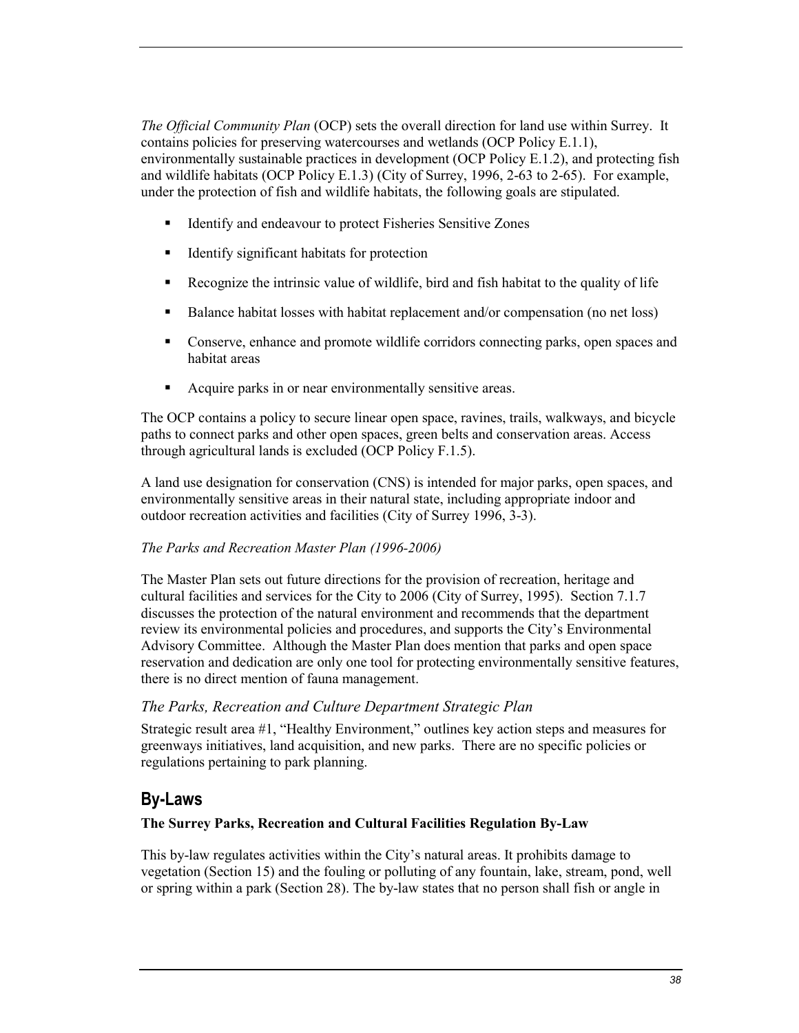*The Official Community Plan* (OCP) sets the overall direction for land use within Surrey. It contains policies for preserving watercourses and wetlands (OCP Policy E.1.1), environmentally sustainable practices in development (OCP Policy E.1.2), and protecting fish and wildlife habitats (OCP Policy E.1.3) (City of Surrey, 1996, 2-63 to 2-65). For example, under the protection of fish and wildlife habitats, the following goals are stipulated.

- Identify and endeavour to protect Fisheries Sensitive Zones
- Identify significant habitats for protection
- Recognize the intrinsic value of wildlife, bird and fish habitat to the quality of life
- Balance habitat losses with habitat replacement and/or compensation (no net loss)
- Conserve, enhance and promote wildlife corridors connecting parks, open spaces and habitat areas
- Acquire parks in or near environmentally sensitive areas.

The OCP contains a policy to secure linear open space, ravines, trails, walkways, and bicycle paths to connect parks and other open spaces, green belts and conservation areas. Access through agricultural lands is excluded (OCP Policy F.1.5).

A land use designation for conservation (CNS) is intended for major parks, open spaces, and environmentally sensitive areas in their natural state, including appropriate indoor and outdoor recreation activities and facilities (City of Surrey 1996, 3-3).

*The Parks and Recreation Master Plan (1996-2006)*

The Master Plan sets out future directions for the provision of recreation, heritage and cultural facilities and services for the City to 2006 (City of Surrey, 1995). Section 7.1.7 discusses the protection of the natural environment and recommends that the department review its environmental policies and procedures, and supports the City's Environmental Advisory Committee. Although the Master Plan does mention that parks and open space reservation and dedication are only one tool for protecting environmentally sensitive features, there is no direct mention of fauna management.

### *The Parks, Recreation and Culture Department Strategic Plan*

Strategic result area #1, "Healthy Environment," outlines key action steps and measures for greenways initiatives, land acquisition, and new parks. There are no specific policies or regulations pertaining to park planning.

## By-Laws

**The Surrey Parks, Recreation and Cultural Facilities Regulation By-Law**

This by-law regulates activities within the City's natural areas. It prohibits damage to vegetation (Section 15) and the fouling or polluting of any fountain, lake, stream, pond, well or spring within a park (Section 28). The by-law states that no person shall fish or angle in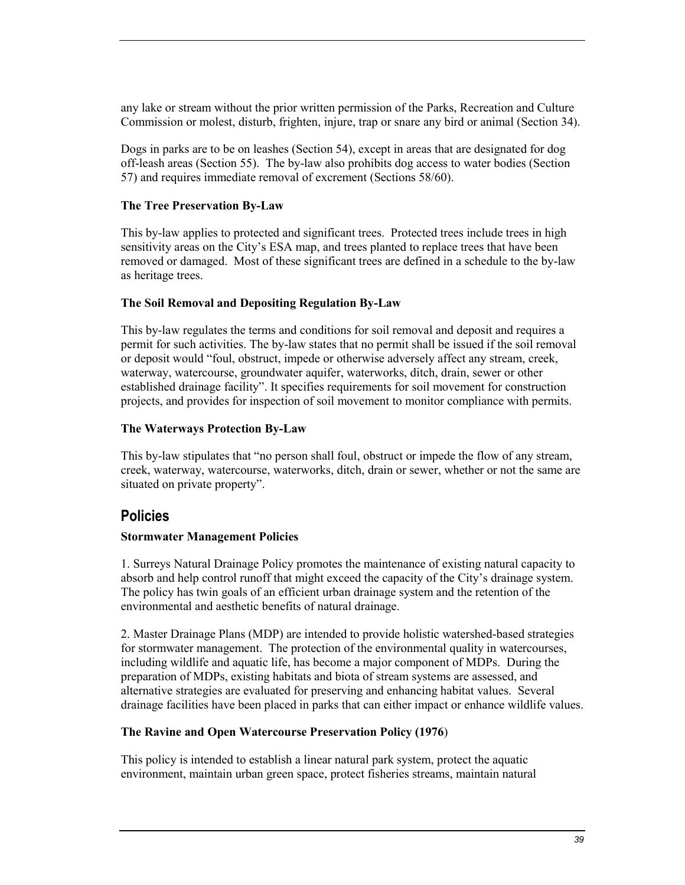any lake or stream without the prior written permission of the Parks, Recreation and Culture Commission or molest, disturb, frighten, injure, trap or snare any bird or animal (Section 34).

Dogs in parks are to be on leashes (Section 54), except in areas that are designated for dog off-leash areas (Section 55). The by-law also prohibits dog access to water bodies (Section 57) and requires immediate removal of excrement (Sections 58/60).

**The Tree Preservation By-Law**

This by-law applies to protected and significant trees. Protected trees include trees in high sensitivity areas on the City's ESA map, and trees planted to replace trees that have been removed or damaged. Most of these significant trees are defined in a schedule to the by-law as heritage trees.

**The Soil Removal and Depositing Regulation By-Law**

This by-law regulates the terms and conditions for soil removal and deposit and requires a permit for such activities. The by-law states that no permit shall be issued if the soil removal or deposit would "foul, obstruct, impede or otherwise adversely affect any stream, creek, waterway, watercourse, groundwater aquifer, waterworks, ditch, drain, sewer or other established drainage facility". It specifies requirements for soil movement for construction projects, and provides for inspection of soil movement to monitor compliance with permits.

**The Waterways Protection By-Law**

This by-law stipulates that "no person shall foul, obstruct or impede the flow of any stream, creek, waterway, watercourse, waterworks, ditch, drain or sewer, whether or not the same are situated on private property".

## Policies

**Stormwater Management Policies**

1. Surreys Natural Drainage Policy promotes the maintenance of existing natural capacity to absorb and help control runoff that might exceed the capacity of the City's drainage system. The policy has twin goals of an efficient urban drainage system and the retention of the environmental and aesthetic benefits of natural drainage.

2. Master Drainage Plans (MDP) are intended to provide holistic watershed-based strategies for stormwater management. The protection of the environmental quality in watercourses, including wildlife and aquatic life, has become a major component of MDPs. During the preparation of MDPs, existing habitats and biota of stream systems are assessed, and alternative strategies are evaluated for preserving and enhancing habitat values. Several drainage facilities have been placed in parks that can either impact or enhance wildlife values.

**The Ravine and Open Watercourse Preservation Policy (1976)**

This policy is intended to establish a linear natural park system, protect the aquatic environment, maintain urban green space, protect fisheries streams, maintain natural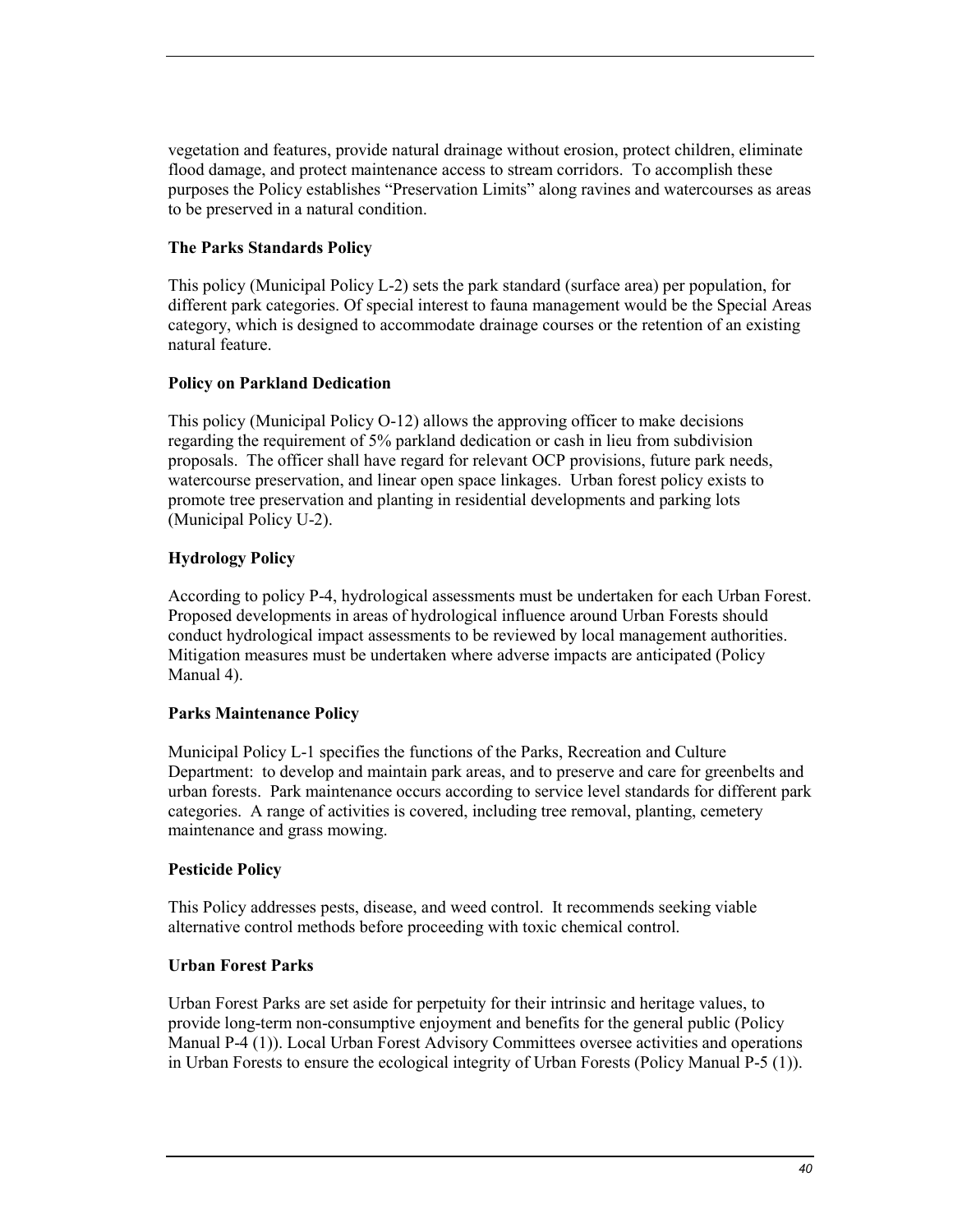vegetation and features, provide natural drainage without erosion, protect children, eliminate flood damage, and protect maintenance access to stream corridors. To accomplish these purposes the Policy establishes "Preservation Limits" along ravines and watercourses as areas to be preserved in a natural condition.

### The Parks Standards Policy

This policy (Municipal Policy L-2) sets the park standard (surface area) per population, for different park categories. Of special interest to fauna management would be the Special Areas category, which is designed to accommodate drainage courses or the retention of an existing natural feature.

### Policy on Parkland Dedication

This policy (Municipal Policy O-12) allows the approving officer to make decisions regarding the requirement of 5% parkland dedication or cash in lieu from subdivision proposals. The officer shall have regard for relevant OCP provisions, future park needs, watercourse preservation, and linear open space linkages. Urban forest policy exists to promote tree preservation and planting in residential developments and parking lots (Municipal Policy U-2).

### Hydrology Policy

According to policy P-4, hydrological assessments must be undertaken for each Urban Forest. Proposed developments in areas of hydrological influence around Urban Forests should conduct hydrological impact assessments to be reviewed by local management authorities. Mitigation measures must be undertaken where adverse impacts are anticipated (Policy Manual 4).

### Parks Maintenance Policy

Municipal Policy L-1 specifies the functions of the Parks, Recreation and Culture Department: to develop and maintain park areas, and to preserve and care for greenbelts and urban forests. Park maintenance occurs according to service level standards for different park categories. A range of activities is covered, including tree removal, planting, cemetery maintenance and grass mowing.

### Pesticide Policy

This Policy addresses pests, disease, and weed control. It recommends seeking viable alternative control methods before proceeding with toxic chemical control.

### Urban Forest Parks

Urban Forest Parks are set aside for perpetuity for their intrinsic and heritage values, to provide long-term non-consumptive enjoyment and benefits for the general public (Policy Manual P-4 (1)). Local Urban Forest Advisory Committees oversee activities and operations in Urban Forests to ensure the ecological integrity of Urban Forests (Policy Manual P-5 (1)).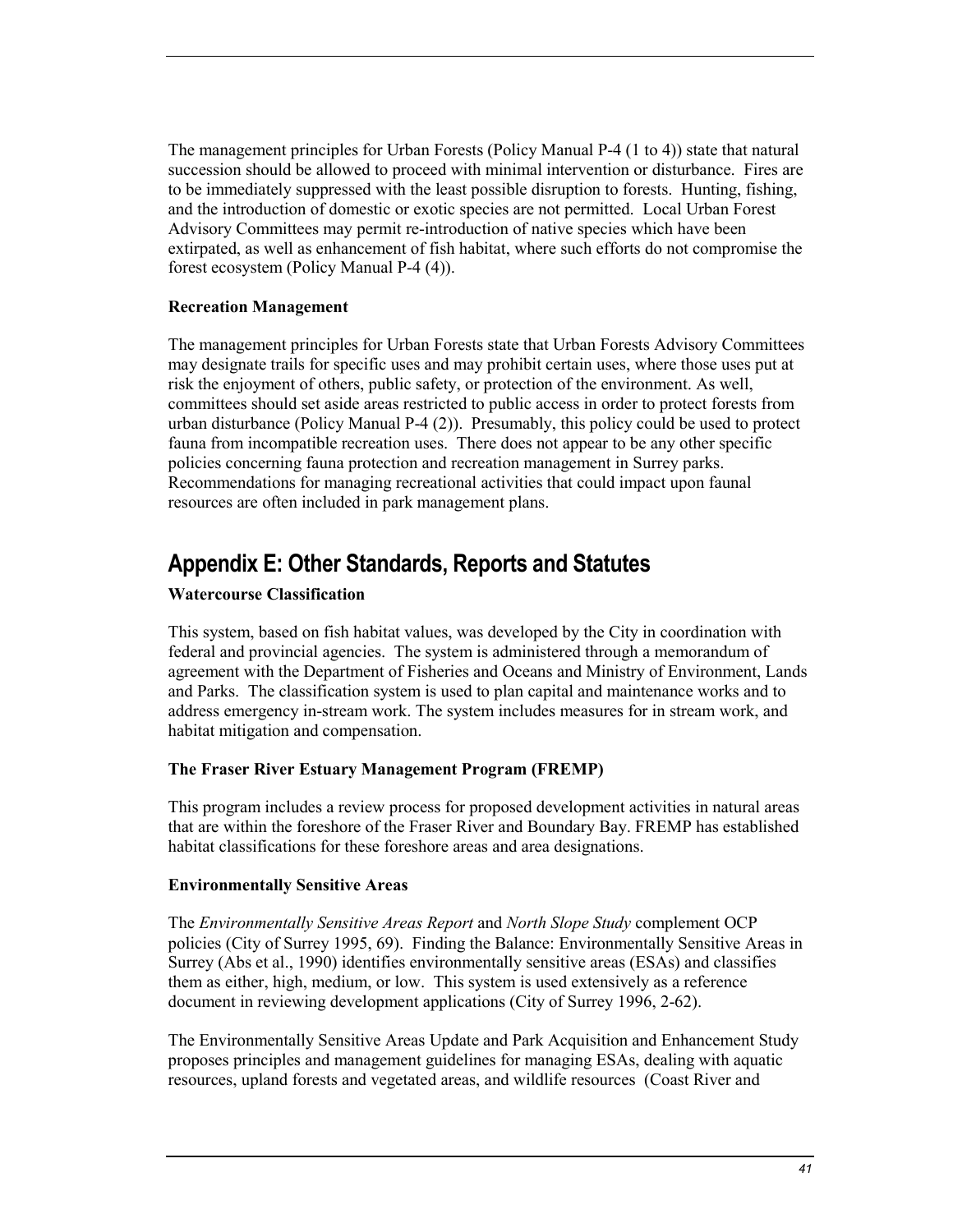The management principles for Urban Forests (Policy Manual P-4 (1 to 4)) state that natural succession should be allowed to proceed with minimal intervention or disturbance. Fires are to be immediately suppressed with the least possible disruption to forests. Hunting, fishing, and the introduction of domestic or exotic species are not permitted. Local Urban Forest Advisory Committees may permit re-introduction of native species which have been extirpated, as well as enhancement of fish habitat, where such efforts do not compromise the forest ecosystem (Policy Manual P-4 (4)).

**Recreation Management**

The management principles for Urban Forests state that Urban Forests Advisory Committees may designate trails for specific uses and may prohibit certain uses, where those uses put at risk the enjoyment of others, public safety, or protection of the environment. As well, committees should set aside areas restricted to public access in order to protect forests from urban disturbance (Policy Manual P-4 (2)). Presumably, this policy could be used to protect fauna from incompatible recreation uses. There does not appear to be any other specific policies concerning fauna protection and recreation management in Surrey parks. Recommendations for managing recreational activities that could impact upon faunal resources are often included in park management plans.

# Appendix E: Other Standards, Reports and Statutes

**Watercourse Classification**

This system, based on fish habitat values, was developed by the City in coordination with federal and provincial agencies. The system is administered through a memorandum of agreement with the Department of Fisheries and Oceans and Ministry of Environment, Lands and Parks. The classification system is used to plan capital and maintenance works and to address emergency in-stream work. The system includes measures for in stream work, and habitat mitigation and compensation.

**The Fraser River Estuary Management Program (FREMP)**

This program includes a review process for proposed development activities in natural areas that are within the foreshore of the Fraser River and Boundary Bay. FREMP has established habitat classifications for these foreshore areas and area designations.

**Environmentally Sensitive Areas**

The *Environmentally Sensitive Areas Report* and *North Slope Study* complement OCP policies (City of Surrey 1995, 69). Finding the Balance: Environmentally Sensitive Areas in Surrey (Abs et al., 1990) identifies environmentally sensitive areas (ESAs) and classifies them as either, high, medium, or low. This system is used extensively as a reference document in reviewing development applications (City of Surrey 1996, 2-62).

The Environmentally Sensitive Areas Update and Park Acquisition and Enhancement Study proposes principles and management guidelines for managing ESAs, dealing with aquatic resources, upland forests and vegetated areas, and wildlife resources (Coast River and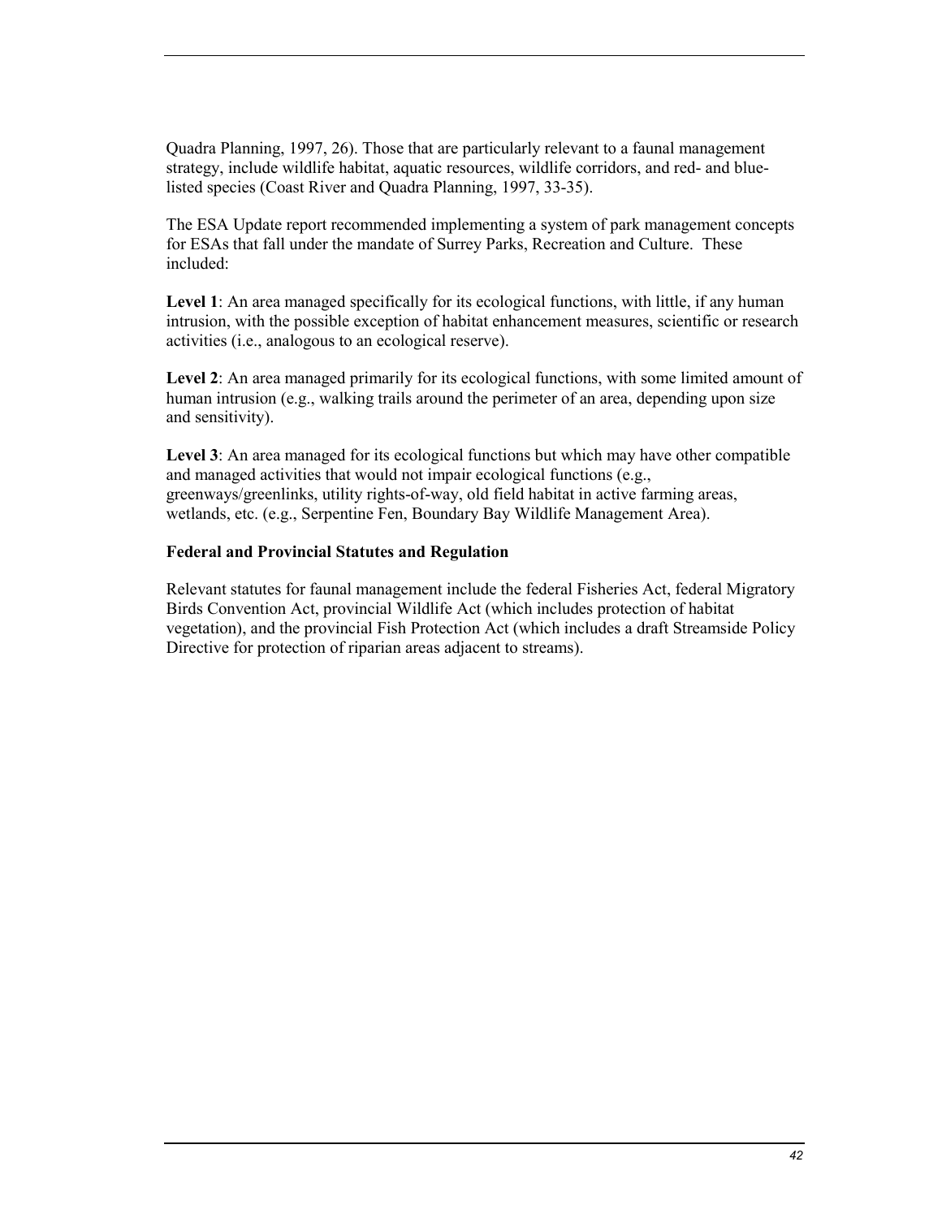Quadra Planning, 1997, 26). Those that are particularly relevant to a faunal management strategy, include wildlife habitat, aquatic resources, wildlife corridors, and red- and blue-listed species (Coast River and Quadra Planning, 1997, 33-35).

The ESA Update report recommended implementing a system of park management concepts for ESAs that fall under the mandate of Surrey Parks, Recreation and Culture. These included:

**Level 1**: An area managed specifically for its ecological functions, with little, if any human intrusion, with the possible exception of habitat enhancement measures, scientific or research activities (i.e., analogous to an ecological reserve).

**Level 2**: An area managed primarily for its ecological functions, with some limited amount of human intrusion (e.g., walking trails around the perimeter of an area, depending upon size and sensitivity).

**Level 3**: An area managed for its ecological functions but which may have other compatible and managed activities that would not impair ecological functions (e.g., greenways/greenlinks, utility rights-of-way, old field habitat in active farming areas, wetlands, etc. (e.g., Serpentine Fen, Boundary Bay Wildlife Management Area).

### Federal and Provincial Statutes and Regulation

Relevant statutes for faunal management include the federal Fisheries Act, federal Migratory Birds Convention Act, provincial Wildlife Act (which includes protection of habitat vegetation), and the provincial Fish Protection Act (which includes a draft Streamside Policy Directive for protection of riparian areas adjacent to streams).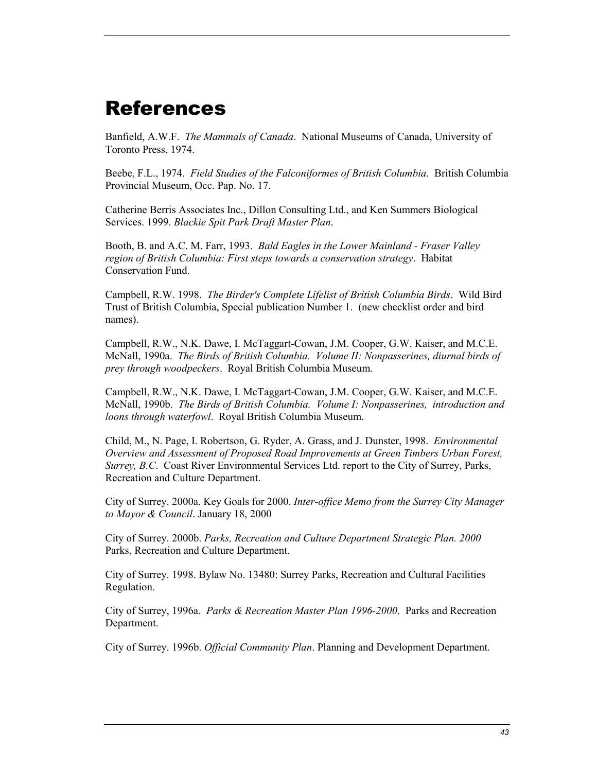# References

Banfield, A.W.F. *The Mammals of Canada*. National Museums of Canada, University of Toronto Press, 1974.

Beebe, F.L., 1974. *Field Studies of the Falconiformes of British Columbia*. British Columbia Provincial Museum, Occ. Pap. No. 17.

Catherine Berris Associates Inc., Dillon Consulting Ltd., and Ken Summers Biological Services. 1999. *Blackie Spit Park Draft Master Plan*.

Booth, B. and A.C. M. Farr, 1993. *Bald Eagles in the Lower Mainland - Fraser Valley region of British Columbia: First steps towards a conservation strategy*. Habitat Conservation Fund.

Campbell, R.W. 1998. *The Birder's Complete Lifelist of British Columbia Birds*. Wild Bird Trust of British Columbia, Special publication Number 1. (new checklist order and bird names).

Campbell, R.W., N.K. Dawe, I. McTaggart-Cowan, J.M. Cooper, G.W. Kaiser, and M.C.E. McNall, 1990a. *The Birds of British Columbia. Volume II: Nonpasserines, diurnal birds of prey through woodpeckers*. Royal British Columbia Museum.

Campbell, R.W., N.K. Dawe, I. McTaggart-Cowan, J.M. Cooper, G.W. Kaiser, and M.C.E. McNall, 1990b. *The Birds of British Columbia. Volume I: Nonpasserines, introduction and loons through waterfowl*. Royal British Columbia Museum.

Child, M., N. Page, I. Robertson, G. Ryder, A. Grass, and J. Dunster, 1998. *Environmental Overview and Assessment of Proposed Road Improvements at Green Timbers Urban Forest, Surrey, B.C*. Coast River Environmental Services Ltd. report to the City of Surrey, Parks, Recreation and Culture Department.

City of Surrey. 2000a. Key Goals for 2000. *Inter-office Memo from the Surrey City Manager to Mayor & Council*. January 18, 2000

City of Surrey. 2000b. *Parks, Recreation and Culture Department Strategic Plan. 2000* Parks, Recreation and Culture Department.

City of Surrey. 1998. Bylaw No. 13480: Surrey Parks, Recreation and Cultural Facilities Regulation.

City of Surrey, 1996a. *Parks & Recreation Master Plan 1996-2000*. Parks and Recreation Department.

City of Surrey. 1996b. *Official Community Plan*. Planning and Development Department.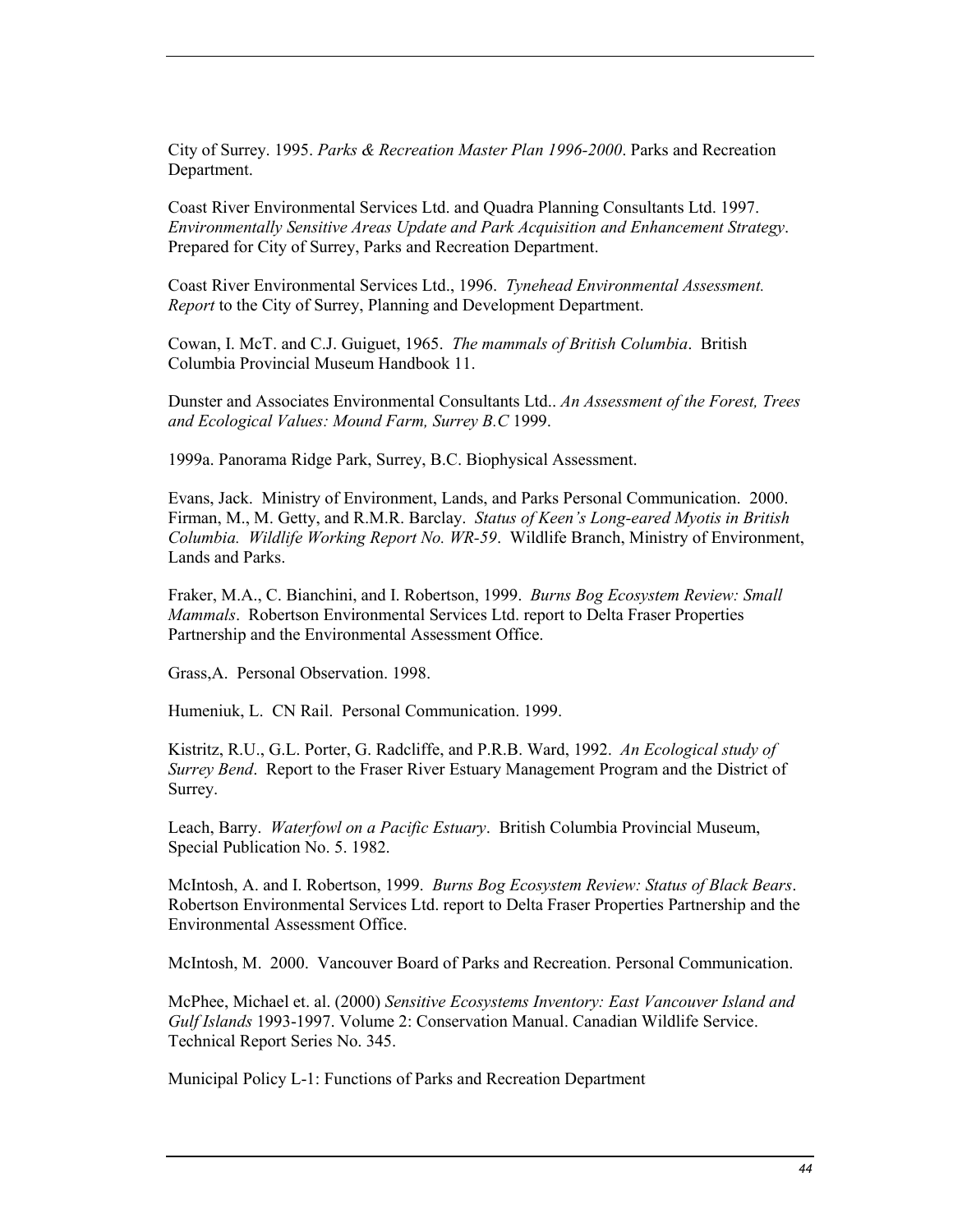City of Surrey. 1995. *Parks & Recreation Master Plan 1996-2000*. Parks and Recreation Department.

Coast River Environmental Services Ltd. and Quadra Planning Consultants Ltd. 1997. *Environmentally Sensitive Areas Update and Park Acquisition and Enhancement Strategy*. Prepared for City of Surrey, Parks and Recreation Department.

Coast River Environmental Services Ltd., 1996. *Tynehead Environmental Assessment. Report* to the City of Surrey, Planning and Development Department.

Cowan, I. McT. and C.J. Guiguet, 1965. *The mammals of British Columbia*. British Columbia Provincial Museum Handbook 11.

Dunster and Associates Environmental Consultants Ltd.. *An Assessment of the Forest, Trees and Ecological Values: Mound Farm, Surrey B.C* 1999.

1999a. Panorama Ridge Park, Surrey, B.C. Biophysical Assessment.

Evans, Jack. Ministry of Environment, Lands, and Parks Personal Communication. 2000.
Firman, M., M. Getty, and R.M.R. Barclay. *Status of Keen's Long-eared Myotis in British Columbia. Wildlife Working Report No. WR-59*. Wildlife Branch, Ministry of Environment, Lands and Parks.

Fraker, M.A., C. Bianchini, and I. Robertson, 1999. *Burns Bog Ecosystem Review: Small Mammals*. Robertson Environmental Services Ltd. report to Delta Fraser Properties Partnership and the Environmental Assessment Office.

Grass,A. Personal Observation. 1998.

Humeniuk, L. CN Rail. Personal Communication. 1999.

Kistritz, R.U., G.L. Porter, G. Radcliffe, and P.R.B. Ward, 1992. *An Ecological study of Surrey Bend*. Report to the Fraser River Estuary Management Program and the District of Surrey.

Leach, Barry. *Waterfowl on a Pacific Estuary*. British Columbia Provincial Museum, Special Publication No. 5. 1982.

McIntosh, A. and I. Robertson, 1999. *Burns Bog Ecosystem Review: Status of Black Bears*. Robertson Environmental Services Ltd. report to Delta Fraser Properties Partnership and the Environmental Assessment Office.

McIntosh, M. 2000. Vancouver Board of Parks and Recreation. Personal Communication.

McPhee, Michael et. al. (2000) *Sensitive Ecosystems Inventory: East Vancouver Island and Gulf Islands* 1993-1997. Volume 2: Conservation Manual. Canadian Wildlife Service. Technical Report Series No. 345.

Municipal Policy L-1: Functions of Parks and Recreation Department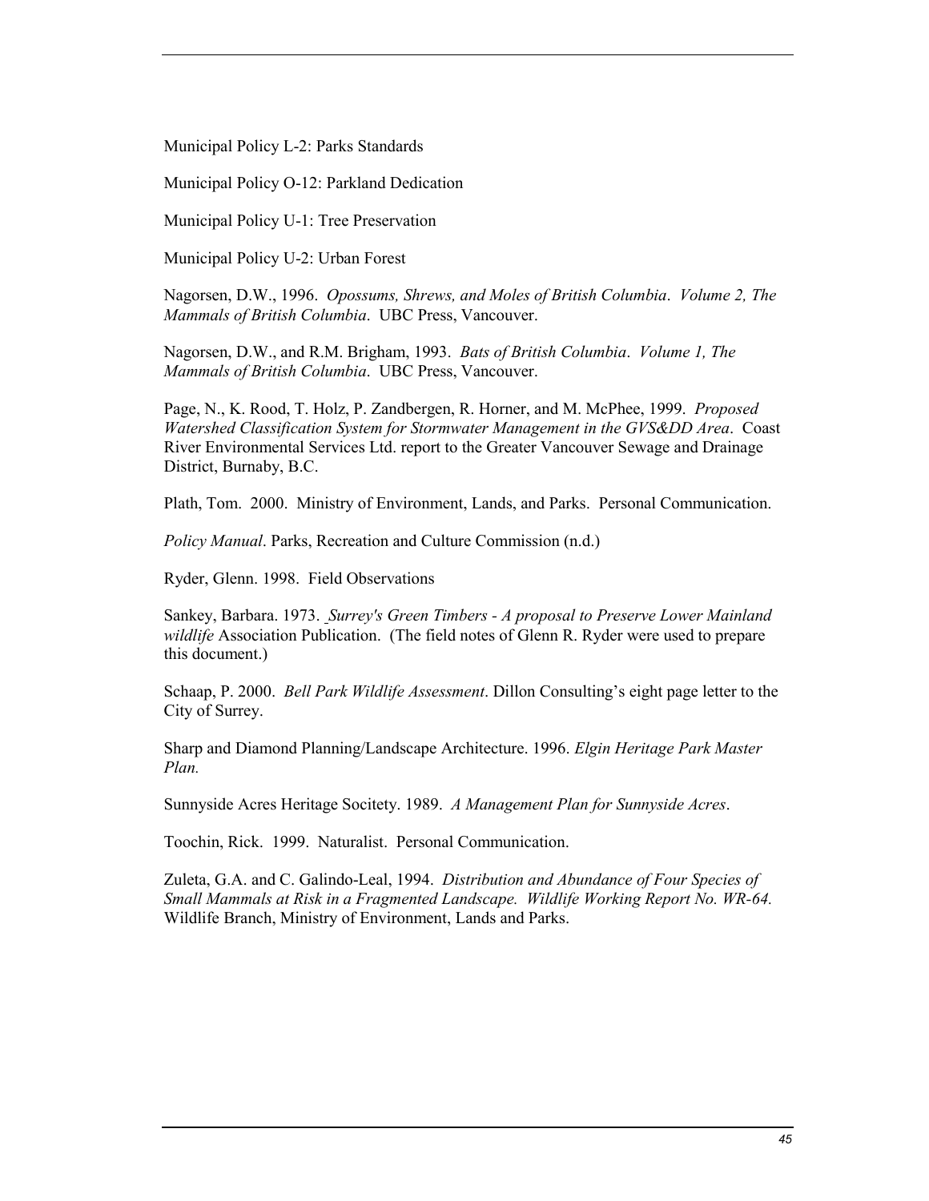Municipal Policy L-2: Parks Standards

Municipal Policy O-12: Parkland Dedication

Municipal Policy U-1: Tree Preservation

Municipal Policy U-2: Urban Forest

Nagorsen, D.W., 1996. *Opossums, Shrews, and Moles of British Columbia*. *Volume 2, The Mammals of British Columbia*. UBC Press, Vancouver.

Nagorsen, D.W., and R.M. Brigham, 1993. *Bats of British Columbia*. *Volume 1, The Mammals of British Columbia*. UBC Press, Vancouver.

Page, N., K. Rood, T. Holz, P. Zandbergen, R. Horner, and M. McPhee, 1999. *Proposed Watershed Classification System for Stormwater Management in the GVS&DD Area*. Coast River Environmental Services Ltd. report to the Greater Vancouver Sewage and Drainage District, Burnaby, B.C.

Plath, Tom. 2000. Ministry of Environment, Lands, and Parks. Personal Communication.

*Policy Manual*. Parks, Recreation and Culture Commission (n.d.)

Ryder, Glenn. 1998. Field Observations

Sankey, Barbara. 1973. *Surrey's Green Timbers - A proposal to Preserve Lower Mainland wildlife* Association Publication. (The field notes of Glenn R. Ryder were used to prepare this document.)

Schaap, P. 2000. *Bell Park Wildlife Assessment*. Dillon Consulting's eight page letter to the City of Surrey.

Sharp and Diamond Planning/Landscape Architecture. 1996. *Elgin Heritage Park Master Plan.*

Sunnyside Acres Heritage Socitety. 1989. *A Management Plan for Sunnyside Acres*.

Toochin, Rick. 1999. Naturalist. Personal Communication.

Zuleta, G.A. and C. Galindo-Leal, 1994. *Distribution and Abundance of Four Species of Small Mammals at Risk in a Fragmented Landscape. Wildlife Working Report No. WR-64.* Wildlife Branch, Ministry of Environment, Lands and Parks.